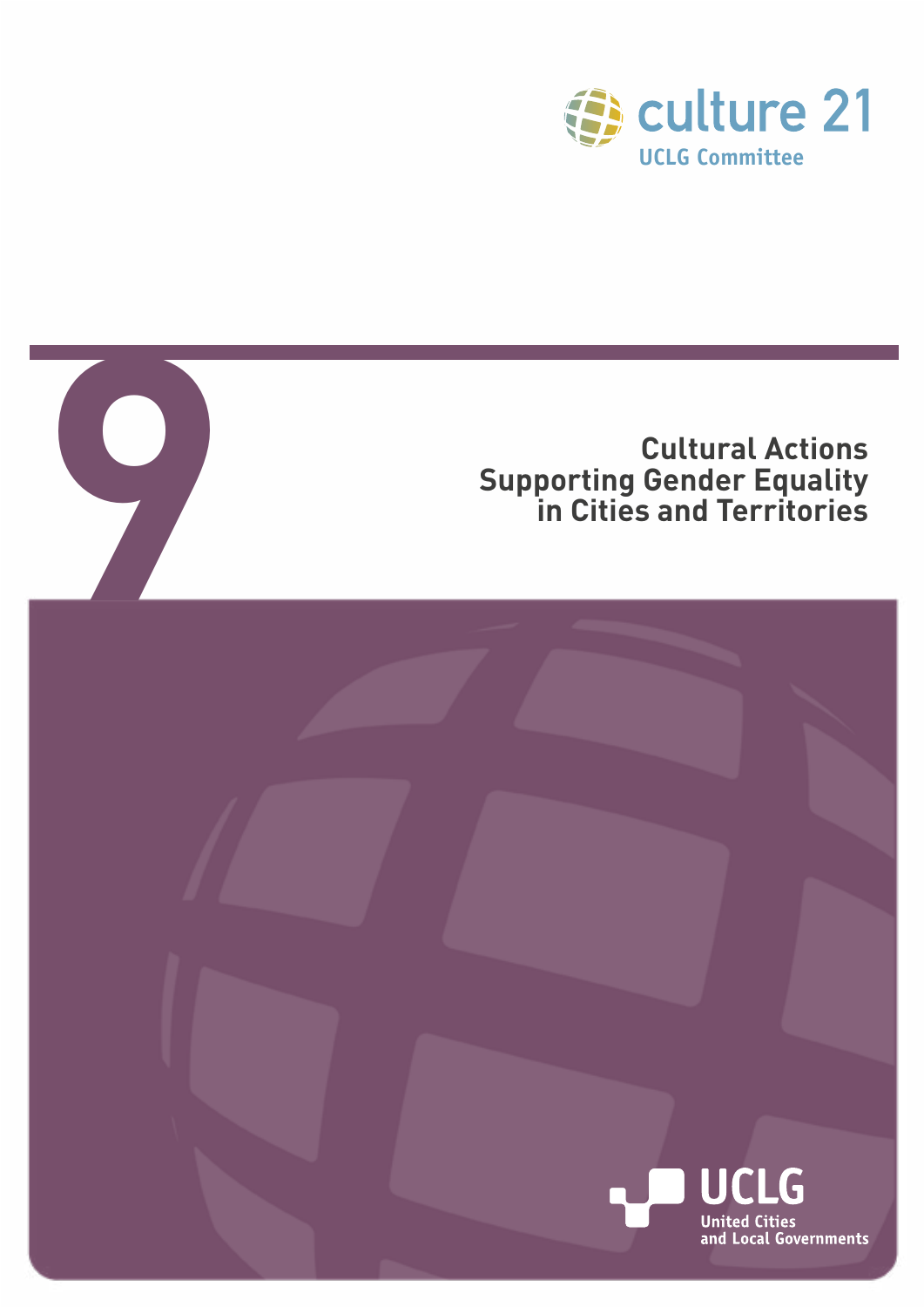culture 21

UCLG Committee

9

# Cultural Actions Supporting Gender Equality in Cities and Territories

UCLG

United Cities and Local Governments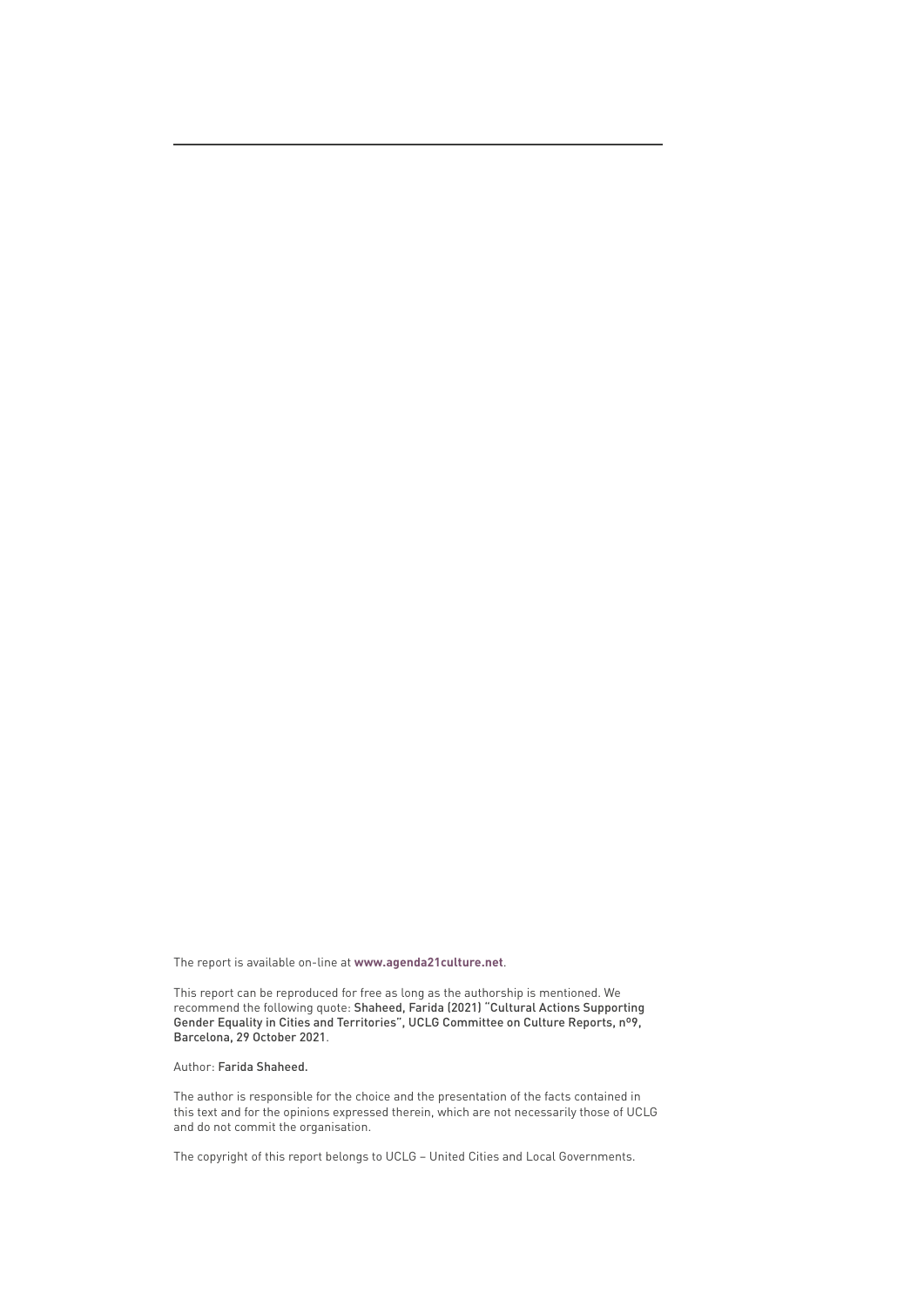The report is available on-line at **www.agenda21culture.net**.

This report can be reproduced for free as long as the authorship is mentioned. We recommend the following quote: Shaheed, Farida (2021) "Cultural Actions Supporting Gender Equality in Cities and Territories", UCLG Committee on Culture Reports, nº9, Barcelona, 29 October 2021.

Author: Farida Shaheed.

The author is responsible for the choice and the presentation of the facts contained in this text and for the opinions expressed therein, which are not necessarily those of UCLG and do not commit the organisation.

The copyright of this report belongs to UCLG – United Cities and Local Governments.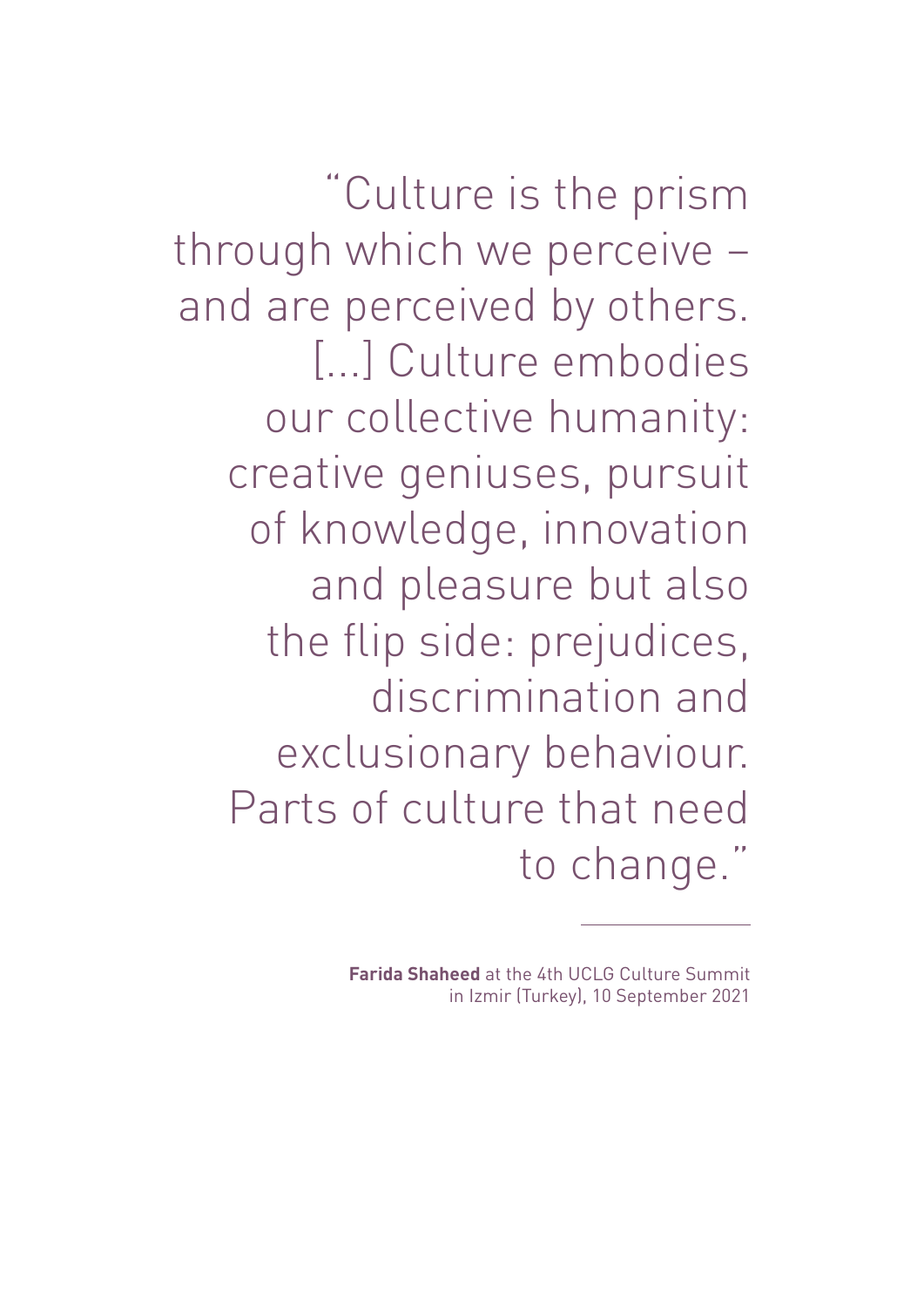"Culture is the prism through which we perceive – and are perceived by others. [...] Culture embodies our collective humanity: creative geniuses, pursuit of knowledge, innovation and pleasure but also the flip side: prejudices, discrimination and exclusionary behaviour. Parts of culture that need to change."

---

**Farida Shaheed** at the 4th UCLG Culture Summit in Izmir (Turkey), 10 September 2021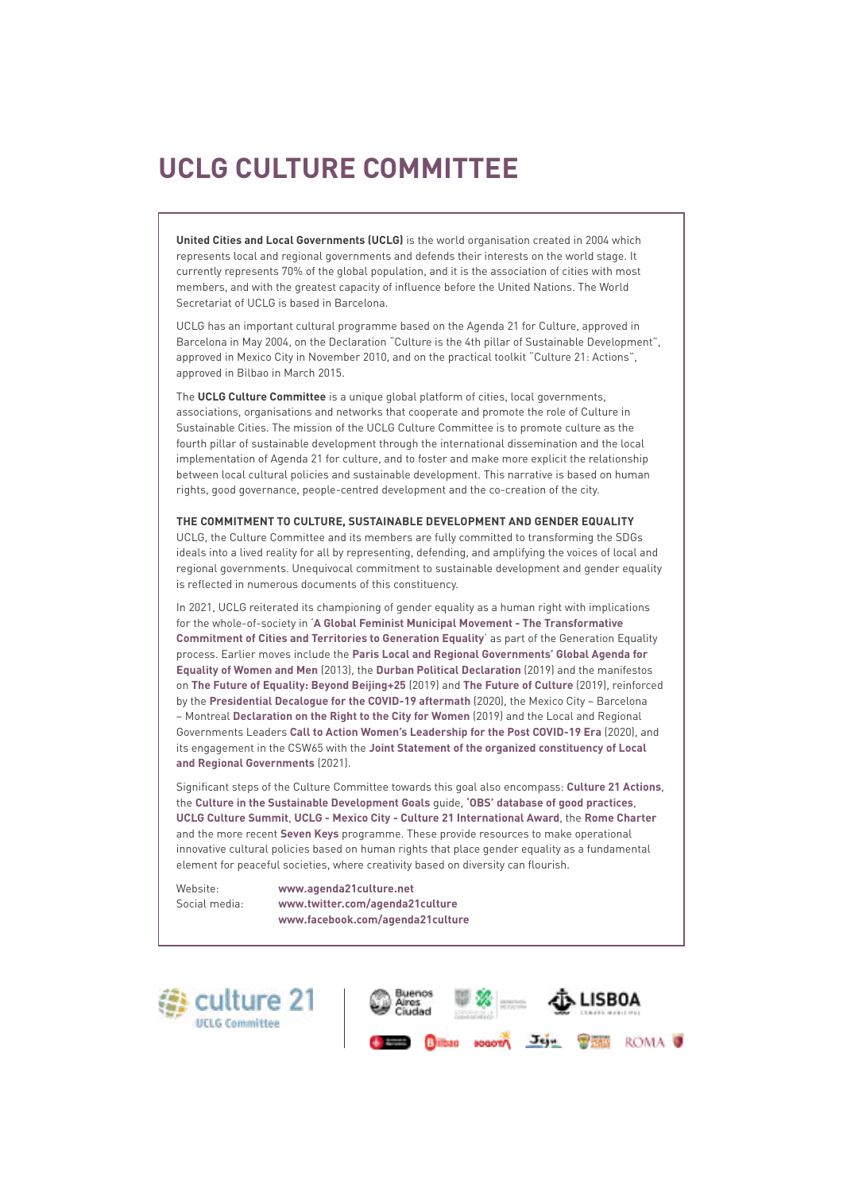# UCLG CULTURE COMMITTEE

**United Cities and Local Governments (UCLG)** is the world organisation created in 2004 which represents local and regional governments and defends their interests on the world stage. It currently represents 70% of the global population, and it is the association of cities with most members, and with the greatest capacity of influence before the United Nations. The World Secretariat of UCLG is based in Barcelona.

UCLG has an important cultural programme based on the Agenda 21 for Culture, approved in Barcelona in May 2004, on the Declaration "Culture is the 4th pillar of Sustainable Development", approved in Mexico City in November 2010, and on the practical toolkit "Culture 21: Actions", approved in Bilbao in March 2015.

The **UCLG Culture Committee** is a unique global platform of cities, local governments, associations, organisations and networks that cooperate and promote the role of Culture in Sustainable Cities. The mission of the UCLG Culture Committee is to promote culture as the fourth pillar of sustainable development through the international dissemination and the local implementation of Agenda 21 for culture, and to foster and make more explicit the relationship between local cultural policies and sustainable development. This narrative is based on human rights, good governance, people-centred development and the co-creation of the city.

**THE COMMITMENT TO CULTURE, SUSTAINABLE DEVELOPMENT AND GENDER EQUALITY**

UCLG, the Culture Committee and its members are fully committed to transforming the SDGs ideals into a lived reality for all by representing, defending, and amplifying the voices of local and regional governments. Unequivocal commitment to sustainable development and gender equality is reflected in numerous documents of this constituency.

In 2021, UCLG reiterated its championing of gender equality as a human right with implications for the whole-of-society in '**A Global Feminist Municipal Movement - The Transformative Commitment of Cities and Territories to Generation Equality**' as part of the Generation Equality process. Earlier moves include the **Paris Local and Regional Governments' Global Agenda for Equality of Women and Men** (2013), the **Durban Political Declaration** (2019) and the manifestos on **The Future of Equality: Beyond Beijing+25** (2019) and **The Future of Culture** (2019), reinforced by the **Presidential Decalogue for the COVID-19 aftermath** (2020), the Mexico City – Barcelona – Montreal **Declaration on the Right to the City for Women** (2019) and the Local and Regional Governments Leaders **Call to Action Women's Leadership for the Post COVID-19 Era** (2020), and its engagement in the CSW65 with the **Joint Statement of the organized constituency of Local and Regional Governments** (2021).

Significant steps of the Culture Committee towards this goal also encompass: **Culture 21 Actions**, the **Culture in the Sustainable Development Goals** guide, **'OBS' database of good practices**, **UCLG Culture Summit**, **UCLG - Mexico City - Culture 21 International Award**, the **Rome Charter** and the more recent **Seven Keys** programme. These provide resources to make operational innovative cultural policies based on human rights that place gender equality as a fundamental element for peaceful societies, where creativity based on diversity can flourish.

Website: **www.agenda21culture.net**
Social media: **www.twitter.com/agenda21culture**
**www.facebook.com/agenda21culture**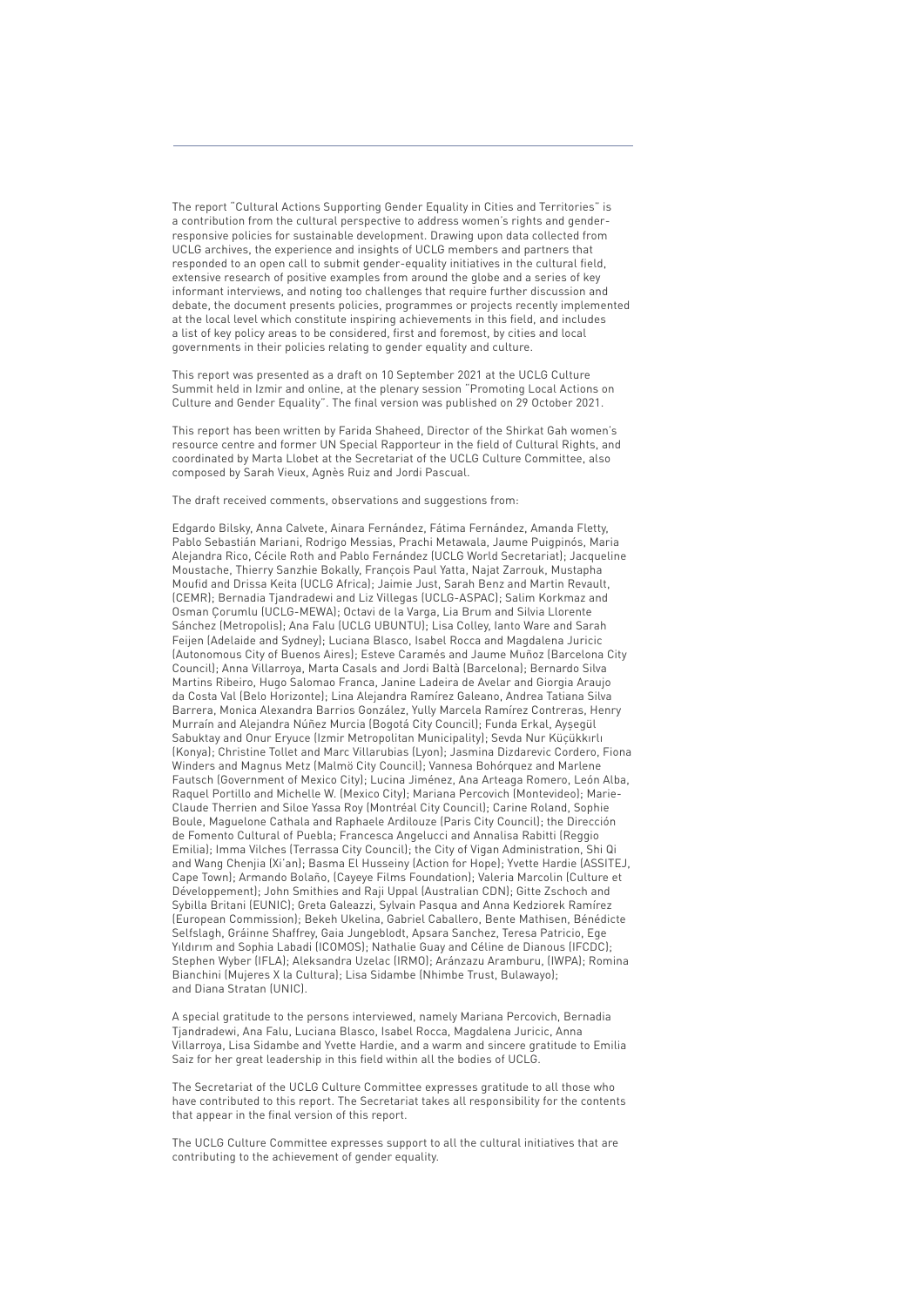The report "Cultural Actions Supporting Gender Equality in Cities and Territories" is a contribution from the cultural perspective to address women's rights and gender-responsive policies for sustainable development. Drawing upon data collected from UCLG archives, the experience and insights of UCLG members and partners that responded to an open call to submit gender-equality initiatives in the cultural field, extensive research of positive examples from around the globe and a series of key informant interviews, and noting too challenges that require further discussion and debate, the document presents policies, programmes or projects recently implemented at the local level which constitute inspiring achievements in this field, and includes a list of key policy areas to be considered, first and foremost, by cities and local governments in their policies relating to gender equality and culture.

This report was presented as a draft on 10 September 2021 at the UCLG Culture Summit held in Izmir and online, at the plenary session "Promoting Local Actions on Culture and Gender Equality". The final version was published on 29 October 2021.

This report has been written by Farida Shaheed, Director of the Shirkat Gah women's resource centre and former UN Special Rapporteur in the field of Cultural Rights, and coordinated by Marta Llobet at the Secretariat of the UCLG Culture Committee, also composed by Sarah Vieux, Agnès Ruiz and Jordi Pascual.

The draft received comments, observations and suggestions from:

Edgardo Bilsky, Anna Calvete, Ainara Fernández, Fátima Fernández, Amanda Fletty, Pablo Sebastián Mariani, Rodrigo Messias, Prachi Metawala, Jaume Puigpinós, Maria Alejandra Rico, Cécile Roth and Pablo Fernández (UCLG World Secretariat); Jacqueline Moustache, Thierry Sanzhie Bokally, François Paul Yatta, Najat Zarrouk, Mustapha Moufid and Drissa Keita (UCLG Africa); Jaimie Just, Sarah Benz and Martin Revault, (CEMR); Bernadia Tjandradewi and Liz Villegas (UCLG-ASPAC); Salim Korkmaz and Osman Çorumlu (UCLG-MEWA); Octavi de la Varga, Lia Brum and Silvia Llorente Sánchez (Metropolis); Ana Falu (UCLG UBUNTU); Lisa Colley, Ianto Ware and Sarah Feijen (Adelaide and Sydney); Luciana Blasco, Isabel Rocca and Magdalena Juricic (Autonomous City of Buenos Aires); Esteve Caramés and Jaume Muñoz (Barcelona City Council); Anna Villarroya, Marta Casals and Jordi Baltà (Barcelona); Bernardo Silva Martins Ribeiro, Hugo Salomao Franca, Janine Ladeira de Avelar and Giorgia Araujo da Costa Val (Belo Horizonte); Lina Alejandra Ramírez Galeano, Andrea Tatiana Silva Barrera, Monica Alexandra Barrios González, Yully Marcela Ramírez Contreras, Henry Murraín and Alejandra Núñez Murcia (Bogotá City Council); Funda Erkal, Ayşegül Sabuktay and Onur Eryuce (Izmir Metropolitan Municipality); Sevda Nur Küçükkırlı (Konya); Christine Tollet and Marc Villarubias (Lyon); Jasmina Dizdarevic Cordero, Fiona Winders and Magnus Metz (Malmö City Council); Vannesa Bohórquez and Marlene Fautsch (Government of Mexico City); Lucina Jiménez, Ana Arteaga Romero, León Alba, Raquel Portillo and Michelle W. (Mexico City); Mariana Percovich (Montevideo); Marie-Claude Therrien and Siloe Yassa Roy (Montréal City Council); Carine Roland, Sophie Boule, Maguelone Cathala and Raphaele Ardilouze (Paris City Council); the Dirección de Fomento Cultural of Puebla; Francesca Angelucci and Annalisa Rabitti (Reggio Emilia); Imma Vilches (Terrassa City Council); the City of Vigan Administration, Shi Qi and Wang Chenjia (Xi'an); Basma El Husseiny (Action for Hope); Yvette Hardie (ASSITEJ, Cape Town); Armando Bolaño, (Cayeye Films Foundation); Valeria Marcolin (Culture et Développement); John Smithies and Raji Uppal (Australian CDN); Gitte Zschoch and Sybilla Britani (EUNIC); Greta Galeazzi, Sylvain Pasqua and Anna Kedziorek Ramírez (European Commission); Bekeh Ukelina, Gabriel Caballero, Bente Mathisen, Bénédicte Selfslagh, Gráinne Shaffrey, Gaia Jungeblodt, Apsara Sanchez, Teresa Patricio, Ege Yıldırım and Sophia Labadi (ICOMOS); Nathalie Guay and Céline de Dianous (IFCDC); Stephen Wyber (IFLA); Aleksandra Uzelac (IRMO); Aránzazu Aramburu, (IWPA); Romina Bianchini (Mujeres X la Cultura); Lisa Sidambe (Nhimbe Trust, Bulawayo); and Diana Stratan (UNIC).

A special gratitude to the persons interviewed, namely Mariana Percovich, Bernadia Tjandradewi, Ana Falu, Luciana Blasco, Isabel Rocca, Magdalena Juricic, Anna Villarroya, Lisa Sidambe and Yvette Hardie, and a warm and sincere gratitude to Emilia Saiz for her great leadership in this field within all the bodies of UCLG.

The Secretariat of the UCLG Culture Committee expresses gratitude to all those who have contributed to this report. The Secretariat takes all responsibility for the contents that appear in the final version of this report.

The UCLG Culture Committee expresses support to all the cultural initiatives that are contributing to the achievement of gender equality.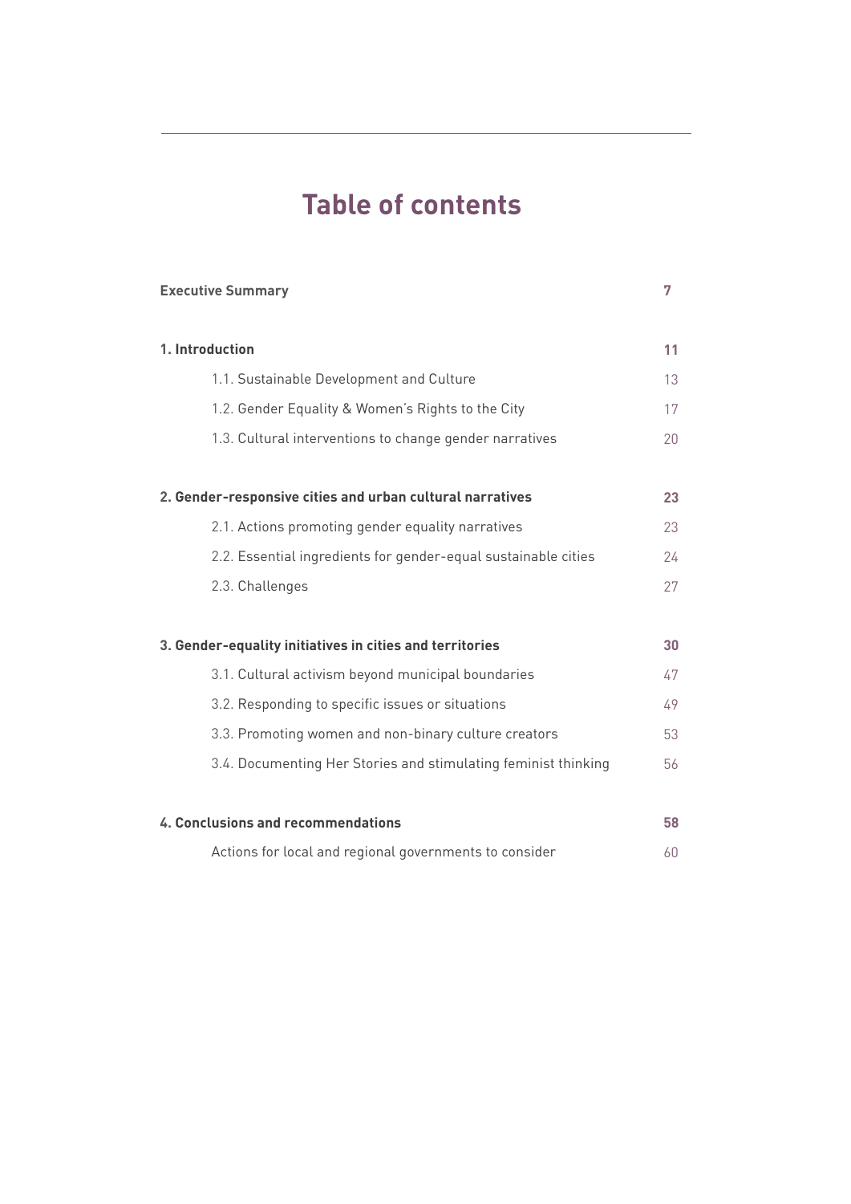# Table of contents

| | |
|---|---|
| **Executive Summary** | **7** |
| **1. Introduction** | **11** |
| 1.1. Sustainable Development and Culture | 13 |
| 1.2. Gender Equality & Women's Rights to the City | 17 |
| 1.3. Cultural interventions to change gender narratives | 20 |
| **2. Gender-responsive cities and urban cultural narratives** | **23** |
| 2.1. Actions promoting gender equality narratives | 23 |
| 2.2. Essential ingredients for gender-equal sustainable cities | 24 |
| 2.3. Challenges | 27 |
| **3. Gender-equality initiatives in cities and territories** | **30** |
| 3.1. Cultural activism beyond municipal boundaries | 47 |
| 3.2. Responding to specific issues or situations | 49 |
| 3.3. Promoting women and non-binary culture creators | 53 |
| 3.4. Documenting Her Stories and stimulating feminist thinking | 56 |
| **4. Conclusions and recommendations** | **58** |
| Actions for local and regional governments to consider | 60 |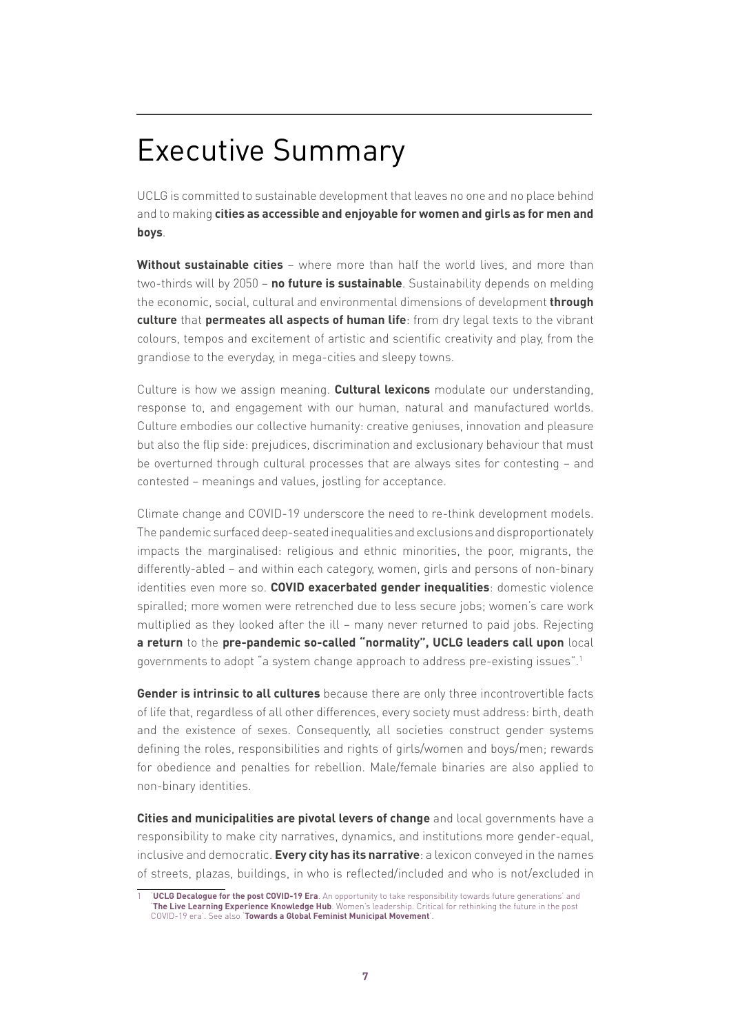# Executive Summary

UCLG is committed to sustainable development that leaves no one and no place behind and to making **cities as accessible and enjoyable for women and girls as for men and boys**.

**Without sustainable cities** – where more than half the world lives, and more than two-thirds will by 2050 – **no future is sustainable**. Sustainability depends on melding the economic, social, cultural and environmental dimensions of development **through culture** that **permeates all aspects of human life**: from dry legal texts to the vibrant colours, tempos and excitement of artistic and scientific creativity and play, from the grandiose to the everyday, in mega-cities and sleepy towns.

Culture is how we assign meaning. **Cultural lexicons** modulate our understanding, response to, and engagement with our human, natural and manufactured worlds. Culture embodies our collective humanity: creative geniuses, innovation and pleasure but also the flip side: prejudices, discrimination and exclusionary behaviour that must be overturned through cultural processes that are always sites for contesting – and contested – meanings and values, jostling for acceptance.

Climate change and COVID-19 underscore the need to re-think development models. The pandemic surfaced deep-seated inequalities and exclusions and disproportionately impacts the marginalised: religious and ethnic minorities, the poor, migrants, the differently-abled – and within each category, women, girls and persons of non-binary identities even more so. **COVID exacerbated gender inequalities**: domestic violence spiralled; more women were retrenched due to less secure jobs; women's care work multiplied as they looked after the ill – many never returned to paid jobs. Rejecting **a return** to the **pre-pandemic so-called "normality", UCLG leaders call upon** local governments to adopt "a system change approach to address pre-existing issues".[1]

**Gender is intrinsic to all cultures** because there are only three incontrovertible facts of life that, regardless of all other differences, every society must address: birth, death and the existence of sexes. Consequently, all societies construct gender systems defining the roles, responsibilities and rights of girls/women and boys/men; rewards for obedience and penalties for rebellion. Male/female binaries are also applied to non-binary identities.

**Cities and municipalities are pivotal levers of change** and local governments have a responsibility to make city narratives, dynamics, and institutions more gender-equal, inclusive and democratic. **Every city has its narrative**: a lexicon conveyed in the names of streets, plazas, buildings, in who is reflected/included and who is not/excluded in

---

1 '**UCLG Decalogue for the post COVID-19 Era**. An opportunity to take responsibility towards future generations' and '**The Live Learning Experience Knowledge Hub**. Women's leadership. Critical for rethinking the future in the post COVID-19 era'. See also '**Towards a Global Feminist Municipal Movement**'.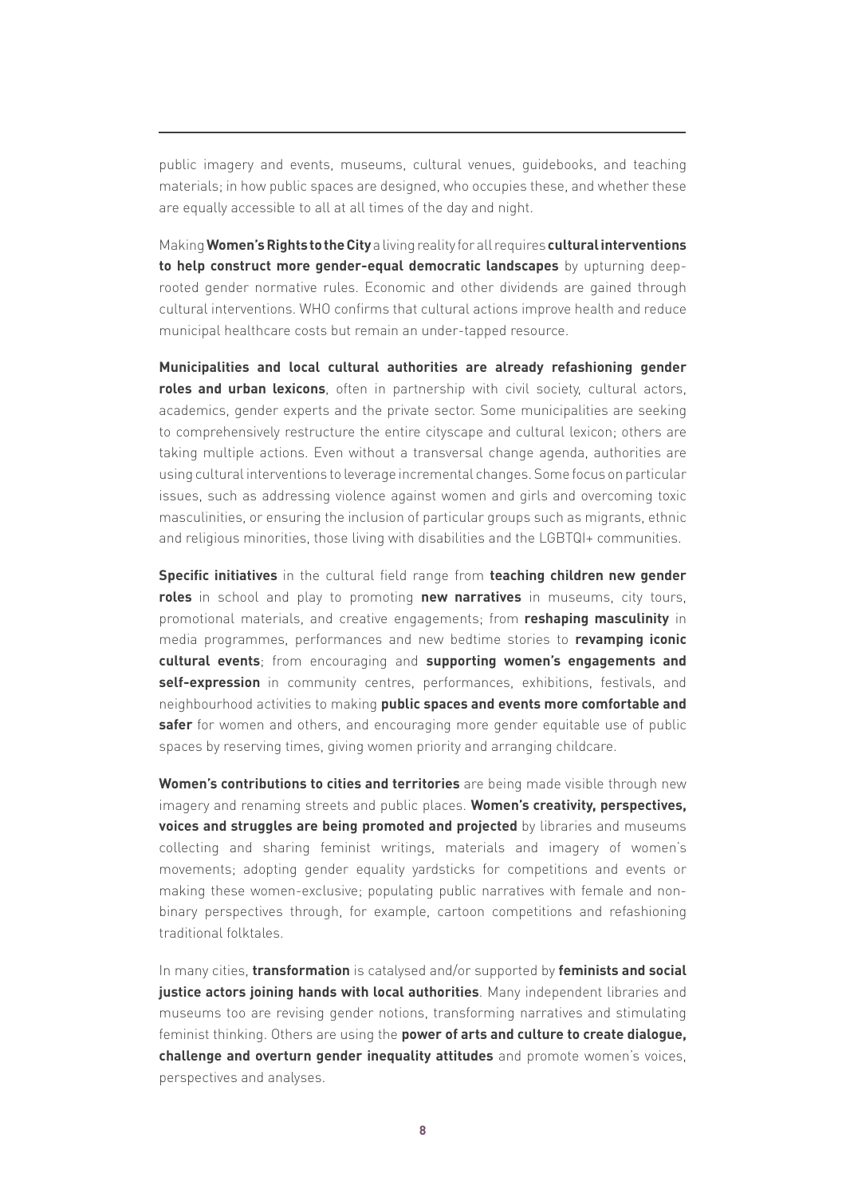public imagery and events, museums, cultural venues, guidebooks, and teaching materials; in how public spaces are designed, who occupies these, and whether these are equally accessible to all at all times of the day and night.

Making **Women's Rights to the City** a living reality for all requires **cultural interventions to help construct more gender-equal democratic landscapes** by upturning deep-rooted gender normative rules. Economic and other dividends are gained through cultural interventions. WHO confirms that cultural actions improve health and reduce municipal healthcare costs but remain an under-tapped resource.

**Municipalities and local cultural authorities are already refashioning gender roles and urban lexicons**, often in partnership with civil society, cultural actors, academics, gender experts and the private sector. Some municipalities are seeking to comprehensively restructure the entire cityscape and cultural lexicon; others are taking multiple actions. Even without a transversal change agenda, authorities are using cultural interventions to leverage incremental changes. Some focus on particular issues, such as addressing violence against women and girls and overcoming toxic masculinities, or ensuring the inclusion of particular groups such as migrants, ethnic and religious minorities, those living with disabilities and the LGBTQI+ communities.

**Specific initiatives** in the cultural field range from **teaching children new gender roles** in school and play to promoting **new narratives** in museums, city tours, promotional materials, and creative engagements; from **reshaping masculinity** in media programmes, performances and new bedtime stories to **revamping iconic cultural events**; from encouraging and **supporting women's engagements and self-expression** in community centres, performances, exhibitions, festivals, and neighbourhood activities to making **public spaces and events more comfortable and safer** for women and others, and encouraging more gender equitable use of public spaces by reserving times, giving women priority and arranging childcare.

**Women's contributions to cities and territories** are being made visible through new imagery and renaming streets and public places. **Women's creativity, perspectives, voices and struggles are being promoted and projected** by libraries and museums collecting and sharing feminist writings, materials and imagery of women's movements; adopting gender equality yardsticks for competitions and events or making these women-exclusive; populating public narratives with female and non-binary perspectives through, for example, cartoon competitions and refashioning traditional folktales.

In many cities, **transformation** is catalysed and/or supported by **feminists and social justice actors joining hands with local authorities**. Many independent libraries and museums too are revising gender notions, transforming narratives and stimulating feminist thinking. Others are using the **power of arts and culture to create dialogue, challenge and overturn gender inequality attitudes** and promote women's voices, perspectives and analyses.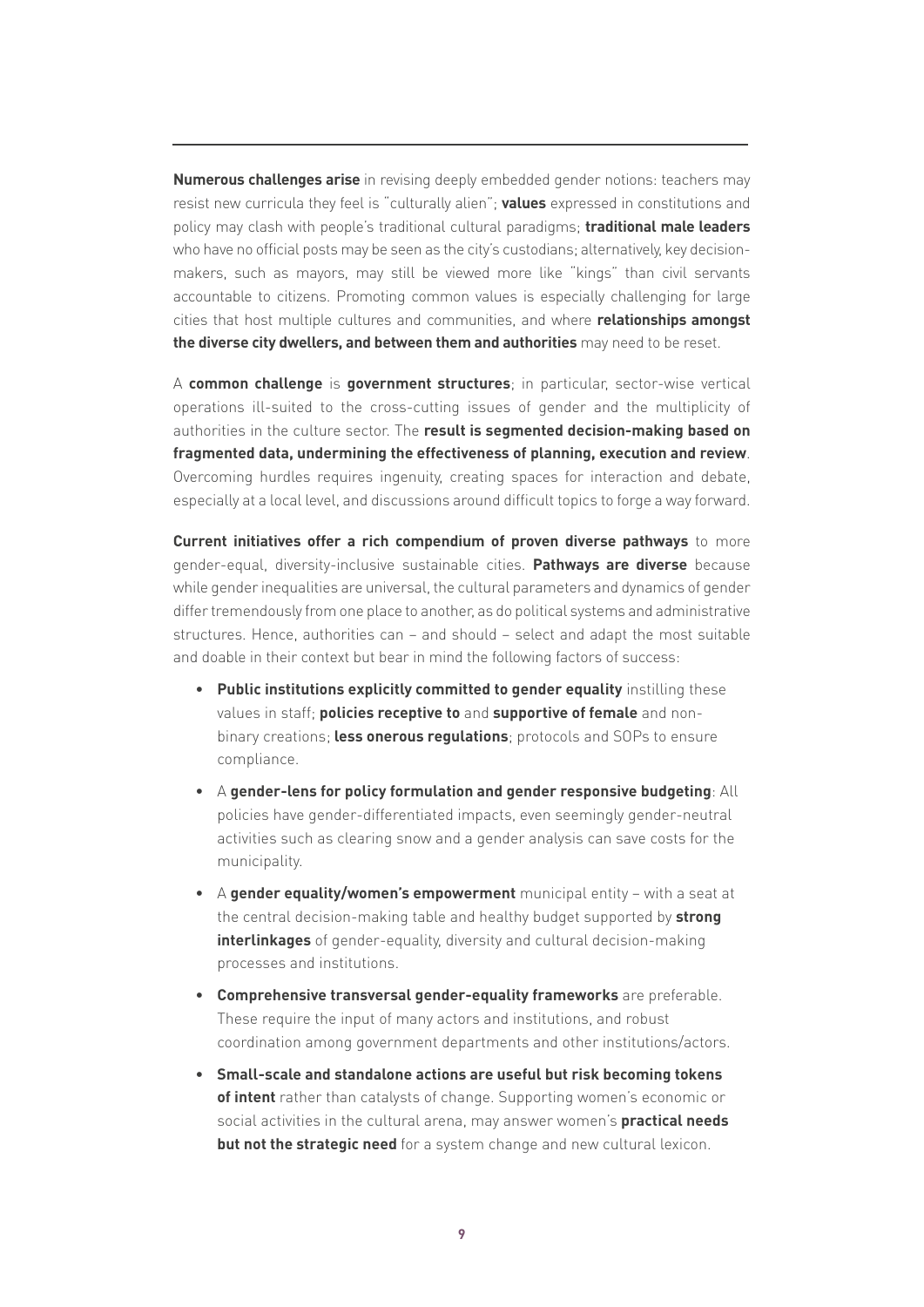**Numerous challenges arise** in revising deeply embedded gender notions: teachers may resist new curricula they feel is "culturally alien"; **values** expressed in constitutions and policy may clash with people's traditional cultural paradigms; **traditional male leaders** who have no official posts may be seen as the city's custodians; alternatively, key decision-makers, such as mayors, may still be viewed more like "kings" than civil servants accountable to citizens. Promoting common values is especially challenging for large cities that host multiple cultures and communities, and where **relationships amongst the diverse city dwellers, and between them and authorities** may need to be reset.

A **common challenge** is **government structures**; in particular, sector-wise vertical operations ill-suited to the cross-cutting issues of gender and the multiplicity of authorities in the culture sector. The **result is segmented decision-making based on fragmented data, undermining the effectiveness of planning, execution and review**. Overcoming hurdles requires ingenuity, creating spaces for interaction and debate, especially at a local level, and discussions around difficult topics to forge a way forward.

**Current initiatives offer a rich compendium of proven diverse pathways** to more gender-equal, diversity-inclusive sustainable cities. **Pathways are diverse** because while gender inequalities are universal, the cultural parameters and dynamics of gender differ tremendously from one place to another, as do political systems and administrative structures. Hence, authorities can – and should – select and adapt the most suitable and doable in their context but bear in mind the following factors of success:

- **Public institutions explicitly committed to gender equality** instilling these values in staff; **policies receptive to** and **supportive of female** and non-binary creations; **less onerous regulations**; protocols and SOPs to ensure compliance.
- A **gender-lens for policy formulation and gender responsive budgeting**: All policies have gender-differentiated impacts, even seemingly gender-neutral activities such as clearing snow and a gender analysis can save costs for the municipality.
- A **gender equality/women's empowerment** municipal entity – with a seat at the central decision-making table and healthy budget supported by **strong interlinkages** of gender-equality, diversity and cultural decision-making processes and institutions.
- **Comprehensive transversal gender-equality frameworks** are preferable. These require the input of many actors and institutions, and robust coordination among government departments and other institutions/actors.
- **Small-scale and standalone actions are useful but risk becoming tokens of intent** rather than catalysts of change. Supporting women's economic or social activities in the cultural arena, may answer women's **practical needs but not the strategic need** for a system change and new cultural lexicon.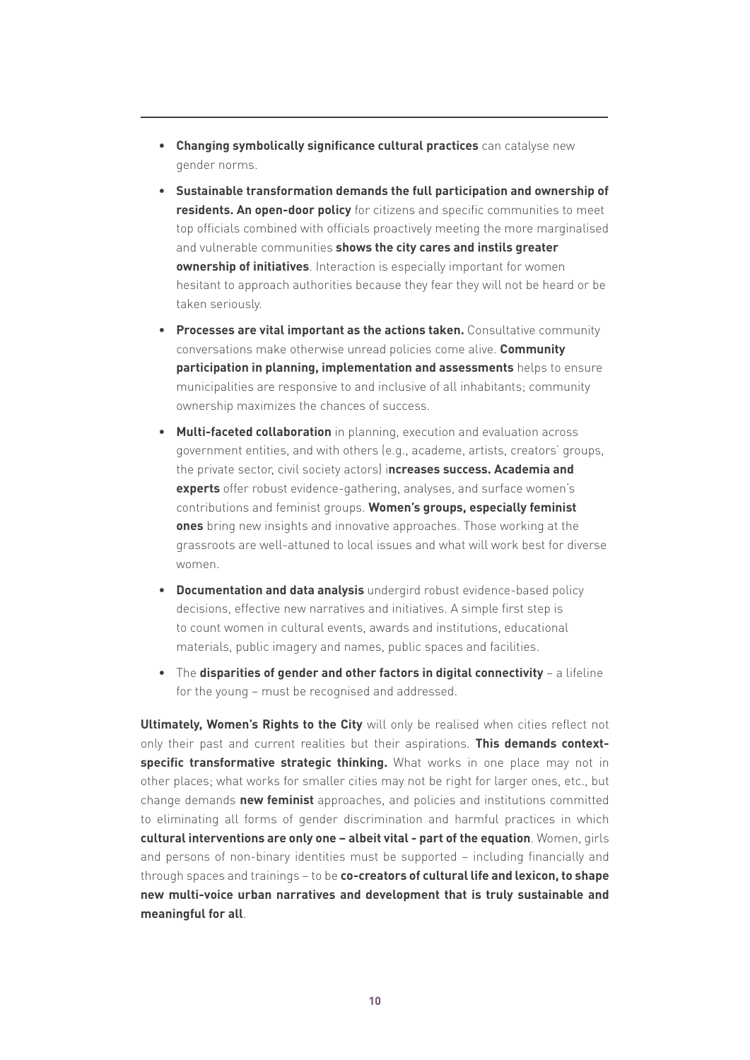- **Changing symbolically significance cultural practices** can catalyse new gender norms.
- **Sustainable transformation demands the full participation and ownership of residents. An open-door policy** for citizens and specific communities to meet top officials combined with officials proactively meeting the more marginalised and vulnerable communities **shows the city cares and instils greater ownership of initiatives**. Interaction is especially important for women hesitant to approach authorities because they fear they will not be heard or be taken seriously.
- **Processes are vital important as the actions taken.** Consultative community conversations make otherwise unread policies come alive. **Community participation in planning, implementation and assessments** helps to ensure municipalities are responsive to and inclusive of all inhabitants; community ownership maximizes the chances of success.
- **Multi-faceted collaboration** in planning, execution and evaluation across government entities, and with others (e.g., academe, artists, creators' groups, the private sector, civil society actors) i**ncreases success. Academia and experts** offer robust evidence-gathering, analyses, and surface women's contributions and feminist groups. **Women's groups, especially feminist ones** bring new insights and innovative approaches. Those working at the grassroots are well-attuned to local issues and what will work best for diverse women.
- **Documentation and data analysis** undergird robust evidence-based policy decisions, effective new narratives and initiatives. A simple first step is to count women in cultural events, awards and institutions, educational materials, public imagery and names, public spaces and facilities.
- The **disparities of gender and other factors in digital connectivity** – a lifeline for the young – must be recognised and addressed.

**Ultimately, Women's Rights to the City** will only be realised when cities reflect not only their past and current realities but their aspirations. **This demands context-specific transformative strategic thinking.** What works in one place may not in other places; what works for smaller cities may not be right for larger ones, etc., but change demands **new feminist** approaches, and policies and institutions committed to eliminating all forms of gender discrimination and harmful practices in which **cultural interventions are only one – albeit vital - part of the equation**. Women, girls and persons of non-binary identities must be supported – including financially and through spaces and trainings – to be **co-creators of cultural life and lexicon, to shape new multi-voice urban narratives and development that is truly sustainable and meaningful for all**.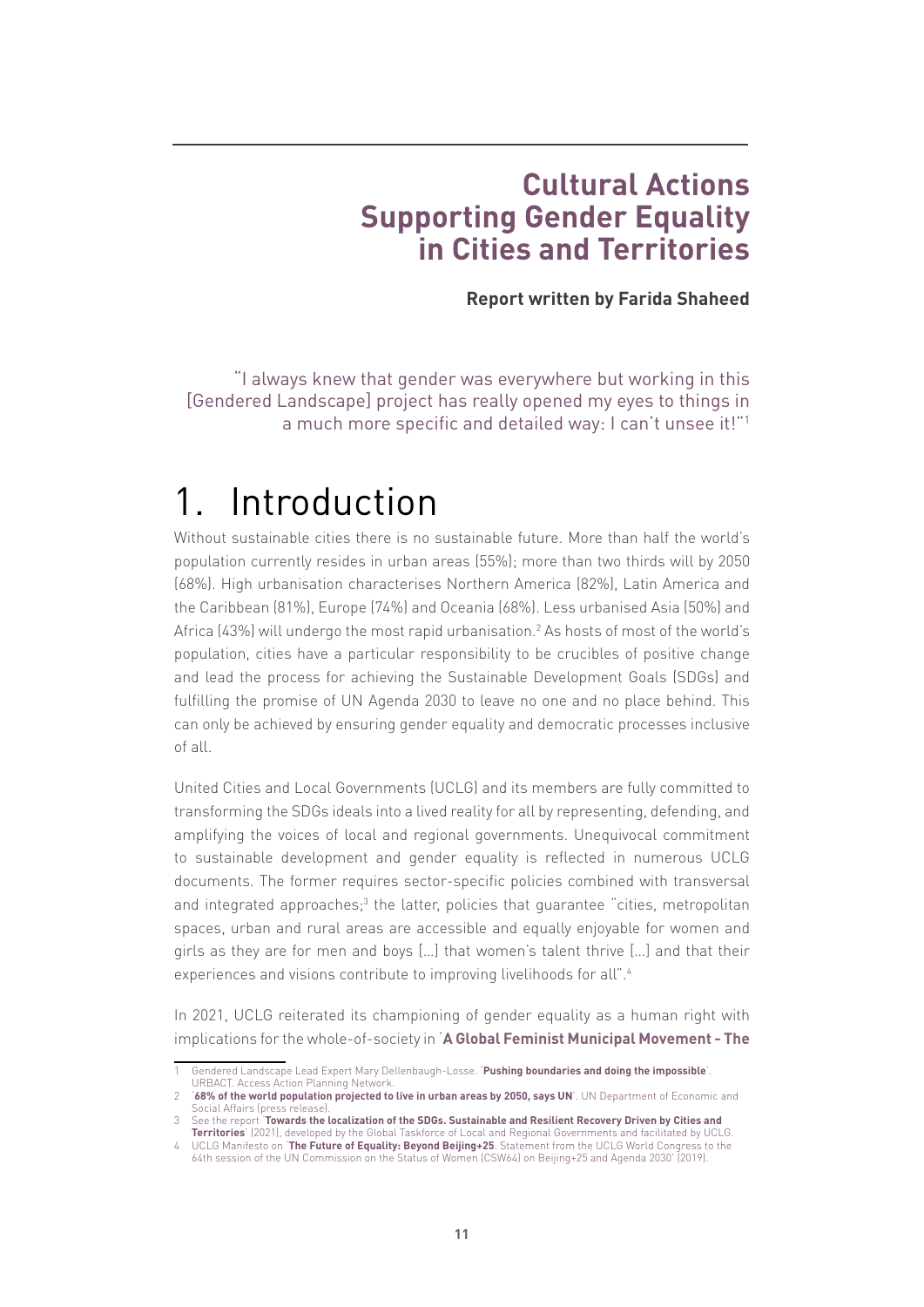# Cultural Actions Supporting Gender Equality in Cities and Territories

**Report written by Farida Shaheed**

"I always knew that gender was everywhere but working in this [Gendered Landscape] project has really opened my eyes to things in a much more specific and detailed way: I can't unsee it!"[1]

## 1. Introduction

Without sustainable cities there is no sustainable future. More than half the world's population currently resides in urban areas (55%); more than two thirds will by 2050 (68%). High urbanisation characterises Northern America (82%), Latin America and the Caribbean (81%), Europe (74%) and Oceania (68%). Less urbanised Asia (50%) and Africa (43%) will undergo the most rapid urbanisation.[2] As hosts of most of the world's population, cities have a particular responsibility to be crucibles of positive change and lead the process for achieving the Sustainable Development Goals (SDGs) and fulfilling the promise of UN Agenda 2030 to leave no one and no place behind. This can only be achieved by ensuring gender equality and democratic processes inclusive of all.

United Cities and Local Governments (UCLG) and its members are fully committed to transforming the SDGs ideals into a lived reality for all by representing, defending, and amplifying the voices of local and regional governments. Unequivocal commitment to sustainable development and gender equality is reflected in numerous UCLG documents. The former requires sector-specific policies combined with transversal and integrated approaches;[3] the latter, policies that guarantee "cities, metropolitan spaces, urban and rural areas are accessible and equally enjoyable for women and girls as they are for men and boys [...] that women's talent thrive [...] and that their experiences and visions contribute to improving livelihoods for all".[4]

In 2021, UCLG reiterated its championing of gender equality as a human right with implications for the whole-of-society in '**A Global Feminist Municipal Movement - The**

---

1 Gendered Landscape Lead Expert Mary Dellenbaugh-Losse. '**Pushing boundaries and doing the impossible**'. URBACT. Access Action Planning Network.

2 '**68% of the world population projected to live in urban areas by 2050, says UN**'. UN Department of Economic and Social Affairs (press release).

3 See the report '**Towards the localization of the SDGs. Sustainable and Resilient Recovery Driven by Cities and Territories**' (2021), developed by the Global Taskforce of Local and Regional Governments and facilitated by UCLG.

4 UCLG Manifesto on '**The Future of Equality: Beyond Beijing+25**. Statement from the UCLG World Congress to the 64th session of the UN Commission on the Status of Women (CSW64) on Beijing+25 and Agenda 2030' (2019).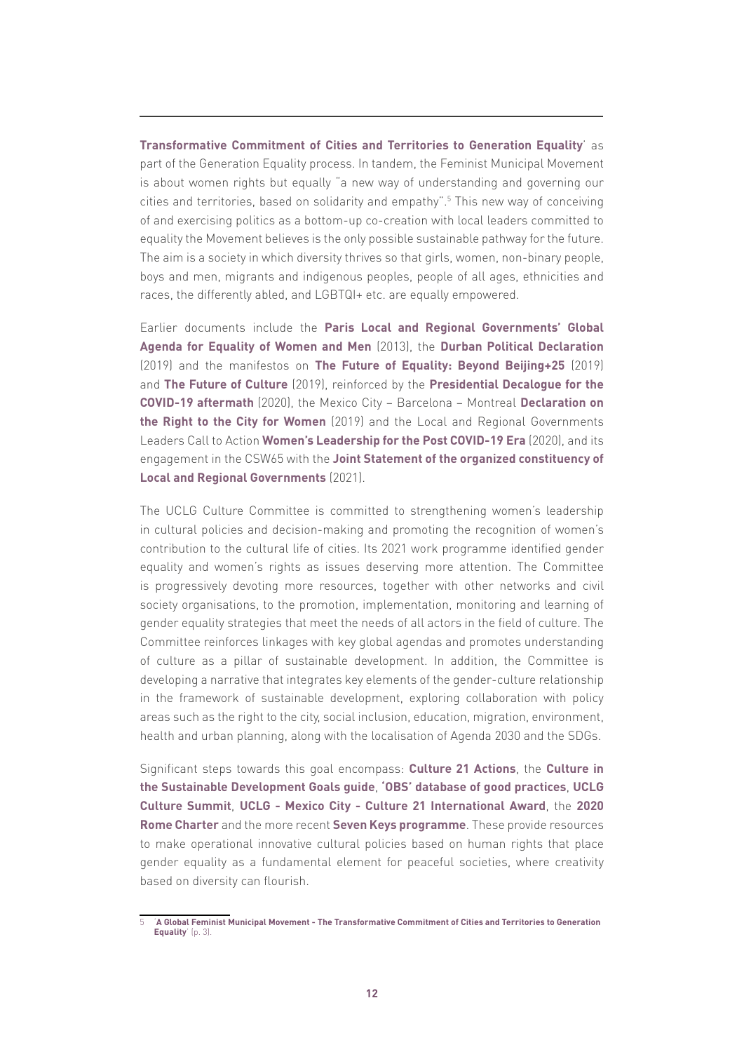**Transformative Commitment of Cities and Territories to Generation Equality**' as part of the Generation Equality process. In tandem, the Feminist Municipal Movement is about women rights but equally "a new way of understanding and governing our cities and territories, based on solidarity and empathy".[5] This new way of conceiving of and exercising politics as a bottom-up co-creation with local leaders committed to equality the Movement believes is the only possible sustainable pathway for the future. The aim is a society in which diversity thrives so that girls, women, non-binary people, boys and men, migrants and indigenous peoples, people of all ages, ethnicities and races, the differently abled, and LGBTQI+ etc. are equally empowered.

Earlier documents include the **Paris Local and Regional Governments' Global Agenda for Equality of Women and Men** (2013), the **Durban Political Declaration** (2019) and the manifestos on **The Future of Equality: Beyond Beijing+25** (2019) and **The Future of Culture** (2019), reinforced by the **Presidential Decalogue for the COVID-19 aftermath** (2020), the Mexico City – Barcelona – Montreal **Declaration on the Right to the City for Women** (2019) and the Local and Regional Governments Leaders Call to Action **Women's Leadership for the Post COVID-19 Era** (2020), and its engagement in the CSW65 with the **Joint Statement of the organized constituency of Local and Regional Governments** (2021).

The UCLG Culture Committee is committed to strengthening women's leadership in cultural policies and decision-making and promoting the recognition of women's contribution to the cultural life of cities. Its 2021 work programme identified gender equality and women's rights as issues deserving more attention. The Committee is progressively devoting more resources, together with other networks and civil society organisations, to the promotion, implementation, monitoring and learning of gender equality strategies that meet the needs of all actors in the field of culture. The Committee reinforces linkages with key global agendas and promotes understanding of culture as a pillar of sustainable development. In addition, the Committee is developing a narrative that integrates key elements of the gender-culture relationship in the framework of sustainable development, exploring collaboration with policy areas such as the right to the city, social inclusion, education, migration, environment, health and urban planning, along with the localisation of Agenda 2030 and the SDGs.

Significant steps towards this goal encompass: **Culture 21 Actions**, the **Culture in the Sustainable Development Goals guide**, **'OBS' database of good practices**, **UCLG Culture Summit**, **UCLG - Mexico City - Culture 21 International Award**, the **2020 Rome Charter** and the more recent **Seven Keys programme**. These provide resources to make operational innovative cultural policies based on human rights that place gender equality as a fundamental element for peaceful societies, where creativity based on diversity can flourish.

---

[5] '**A Global Feminist Municipal Movement - The Transformative Commitment of Cities and Territories to Generation Equality**' (p. 3).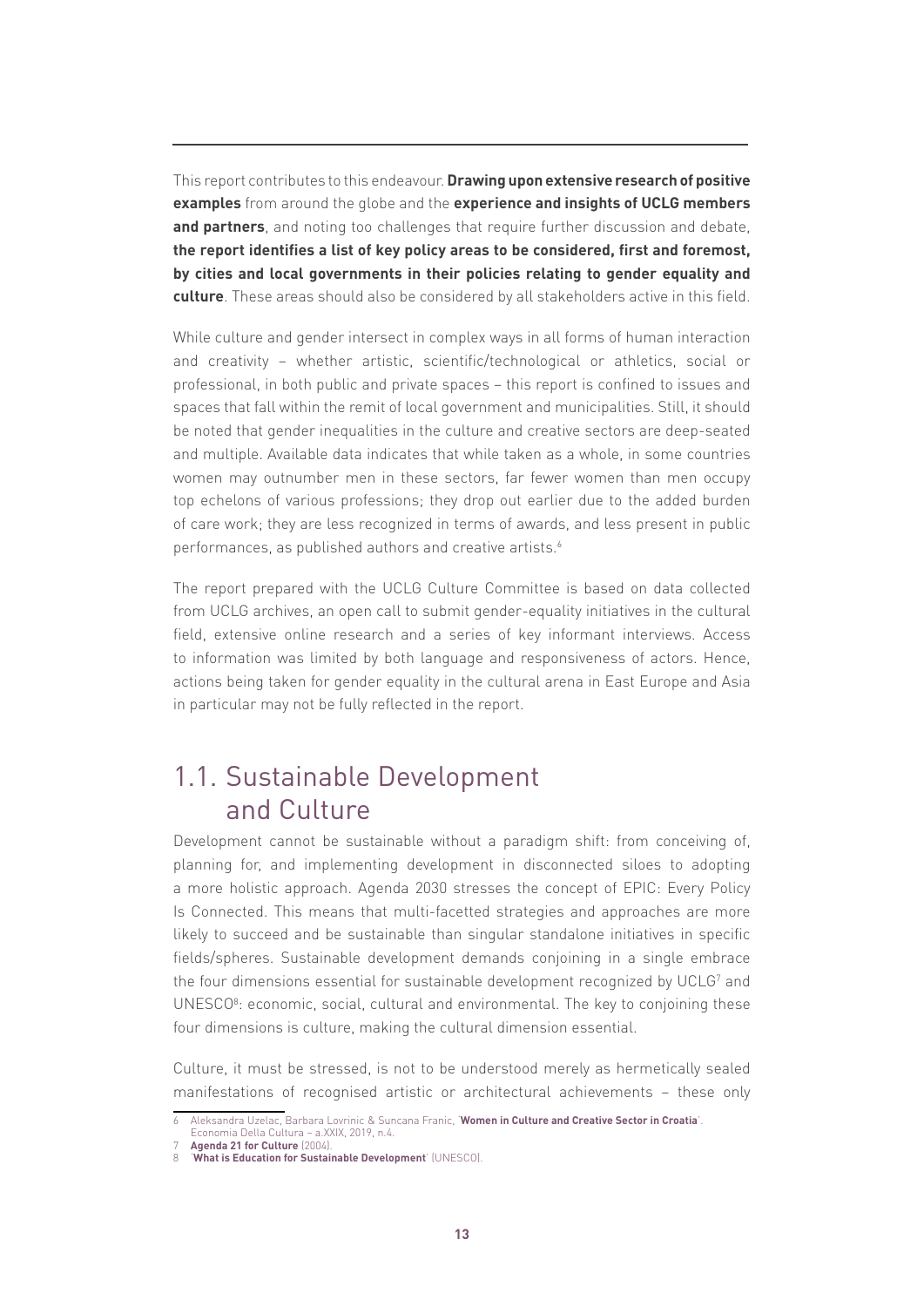This report contributes to this endeavour. **Drawing upon extensive research of positive examples** from around the globe and the **experience and insights of UCLG members and partners**, and noting too challenges that require further discussion and debate, **the report identifies a list of key policy areas to be considered, first and foremost, by cities and local governments in their policies relating to gender equality and culture**. These areas should also be considered by all stakeholders active in this field.

While culture and gender intersect in complex ways in all forms of human interaction and creativity – whether artistic, scientific/technological or athletics, social or professional, in both public and private spaces – this report is confined to issues and spaces that fall within the remit of local government and municipalities. Still, it should be noted that gender inequalities in the culture and creative sectors are deep-seated and multiple. Available data indicates that while taken as a whole, in some countries women may outnumber men in these sectors, far fewer women than men occupy top echelons of various professions; they drop out earlier due to the added burden of care work; they are less recognized in terms of awards, and less present in public performances, as published authors and creative artists.[6]

The report prepared with the UCLG Culture Committee is based on data collected from UCLG archives, an open call to submit gender-equality initiatives in the cultural field, extensive online research and a series of key informant interviews. Access to information was limited by both language and responsiveness of actors. Hence, actions being taken for gender equality in the cultural arena in East Europe and Asia in particular may not be fully reflected in the report.

## 1.1. Sustainable Development and Culture

Development cannot be sustainable without a paradigm shift: from conceiving of, planning for, and implementing development in disconnected siloes to adopting a more holistic approach. Agenda 2030 stresses the concept of EPIC: Every Policy Is Connected. This means that multi-facetted strategies and approaches are more likely to succeed and be sustainable than singular standalone initiatives in specific fields/spheres. Sustainable development demands conjoining in a single embrace the four dimensions essential for sustainable development recognized by UCLG[7] and UNESCO[8]: economic, social, cultural and environmental. The key to conjoining these four dimensions is culture, making the cultural dimension essential.

Culture, it must be stressed, is not to be understood merely as hermetically sealed manifestations of recognised artistic or architectural achievements – these only

6 Aleksandra Uzelac, Barbara Lovrinic & Suncana Franic, '**Women in Culture and Creative Sector in Croatia**'. Economia Della Cultura – a.XXIX, 2019, n.4.

7 **Agenda 21 for Culture** (2004).

8 '**What is Education for Sustainable Development**' (UNESCO).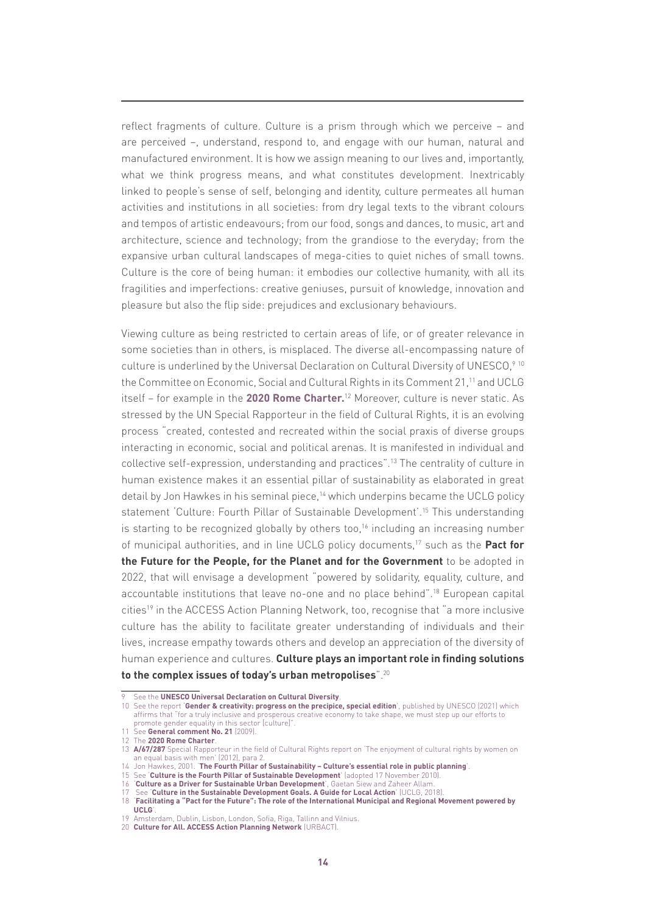reflect fragments of culture. Culture is a prism through which we perceive – and are perceived –, understand, respond to, and engage with our human, natural and manufactured environment. It is how we assign meaning to our lives and, importantly, what we think progress means, and what constitutes development. Inextricably linked to people's sense of self, belonging and identity, culture permeates all human activities and institutions in all societies: from dry legal texts to the vibrant colours and tempos of artistic endeavours; from our food, songs and dances, to music, art and architecture, science and technology; from the grandiose to the everyday; from the expansive urban cultural landscapes of mega-cities to quiet niches of small towns. Culture is the core of being human: it embodies our collective humanity, with all its fragilities and imperfections: creative geniuses, pursuit of knowledge, innovation and pleasure but also the flip side: prejudices and exclusionary behaviours.

Viewing culture as being restricted to certain areas of life, or of greater relevance in some societies than in others, is misplaced. The diverse all-encompassing nature of culture is underlined by the Universal Declaration on Cultural Diversity of UNESCO,[9] [10] the Committee on Economic, Social and Cultural Rights in its Comment 21,[11] and UCLG itself – for example in the **2020 Rome Charter.**[12] Moreover, culture is never static. As stressed by the UN Special Rapporteur in the field of Cultural Rights, it is an evolving process "created, contested and recreated within the social praxis of diverse groups interacting in economic, social and political arenas. It is manifested in individual and collective self-expression, understanding and practices".[13] The centrality of culture in human existence makes it an essential pillar of sustainability as elaborated in great detail by Jon Hawkes in his seminal piece,[14] which underpins became the UCLG policy statement 'Culture: Fourth Pillar of Sustainable Development'.[15] This understanding is starting to be recognized globally by others too,[16] including an increasing number of municipal authorities, and in line UCLG policy documents,[17] such as the **Pact for the Future for the People, for the Planet and for the Government** to be adopted in 2022, that will envisage a development "powered by solidarity, equality, culture, and accountable institutions that leave no-one and no place behind".[18] European capital cities[19] in the ACCESS Action Planning Network, too, recognise that "a more inclusive culture has the ability to facilitate greater understanding of individuals and their lives, increase empathy towards others and develop an appreciation of the diversity of human experience and cultures. **Culture plays an important role in finding solutions to the complex issues of today's urban metropolises**".[20]

---

9 See the **UNESCO Universal Declaration on Cultural Diversity**.

10 See the report '**Gender & creativity: progress on the precipice, special edition**', published by UNESCO (2021) which affirms that "for a truly inclusive and prosperous creative economy to take shape, we must step up our efforts to promote gender equality in this sector [culture]".

11 See **General comment No. 21** (2009).

12 The **2020 Rome Charter**.

13 **A/67/287** Special Rapporteur in the field of Cultural Rights report on 'The enjoyment of cultural rights by women on an equal basis with men' (2012), para 2.

14 Jon Hawkes, 2001. '**The Fourth Pillar of Sustainability – Culture's essential role in public planning**'.

15 See '**Culture is the Fourth Pillar of Sustainable Development**' (adopted 17 November 2010).

16 '**Culture as a Driver for Sustainable Urban Development**', Gaetan Siew and Zaheer Allam.

17 See '**Culture in the Sustainable Development Goals. A Guide for Local Action**' (UCLG, 2018).

18 '**Facilitating a "Pact for the Future": The role of the International Municipal and Regional Movement powered by UCLG**'.

19 Amsterdam, Dublin, Lisbon, London, Sofia, Riga, Tallinn and Vilnius.

20 **Culture for All. ACCESS Action Planning Network** (URBACT).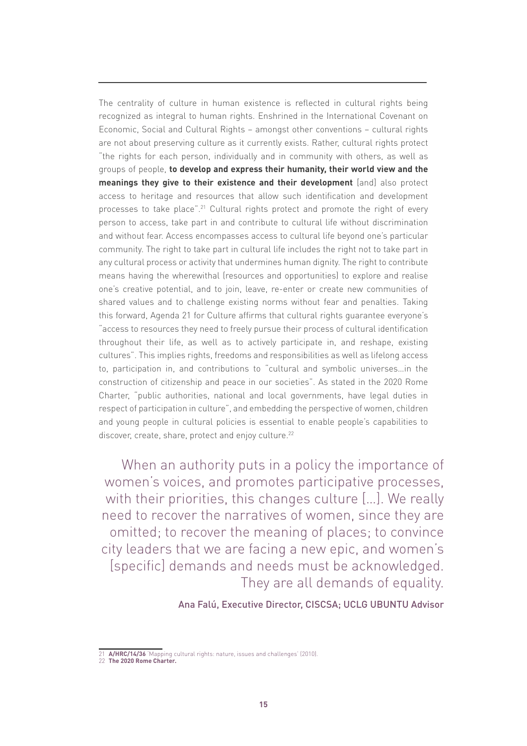The centrality of culture in human existence is reflected in cultural rights being recognized as integral to human rights. Enshrined in the International Covenant on Economic, Social and Cultural Rights – amongst other conventions – cultural rights are not about preserving culture as it currently exists. Rather, cultural rights protect "the rights for each person, individually and in community with others, as well as groups of people, **to develop and express their humanity, their world view and the meanings they give to their existence and their development** [and] also protect access to heritage and resources that allow such identification and development processes to take place".[21] Cultural rights protect and promote the right of every person to access, take part in and contribute to cultural life without discrimination and without fear. Access encompasses access to cultural life beyond one's particular community. The right to take part in cultural life includes the right not to take part in any cultural process or activity that undermines human dignity. The right to contribute means having the wherewithal (resources and opportunities) to explore and realise one's creative potential, and to join, leave, re-enter or create new communities of shared values and to challenge existing norms without fear and penalties. Taking this forward, Agenda 21 for Culture affirms that cultural rights guarantee everyone's "access to resources they need to freely pursue their process of cultural identification throughout their life, as well as to actively participate in, and reshape, existing cultures". This implies rights, freedoms and responsibilities as well as lifelong access to, participation in, and contributions to "cultural and symbolic universes…in the construction of citizenship and peace in our societies". As stated in the 2020 Rome Charter, "public authorities, national and local governments, have legal duties in respect of participation in culture", and embedding the perspective of women, children and young people in cultural policies is essential to enable people's capabilities to discover, create, share, protect and enjoy culture.[22]

> When an authority puts in a policy the importance of women's voices, and promotes participative processes, with their priorities, this changes culture […]. We really need to recover the narratives of women, since they are omitted; to recover the meaning of places; to convince city leaders that we are facing a new epic, and women's [specific] demands and needs must be acknowledged. They are all demands of equality.
>
> Ana Falú, Executive Director, CISCSA; UCLG UBUNTU Advisor

---

21 **A/HRC/14/36** 'Mapping cultural rights: nature, issues and challenges' (2010).

22 **The 2020 Rome Charter.**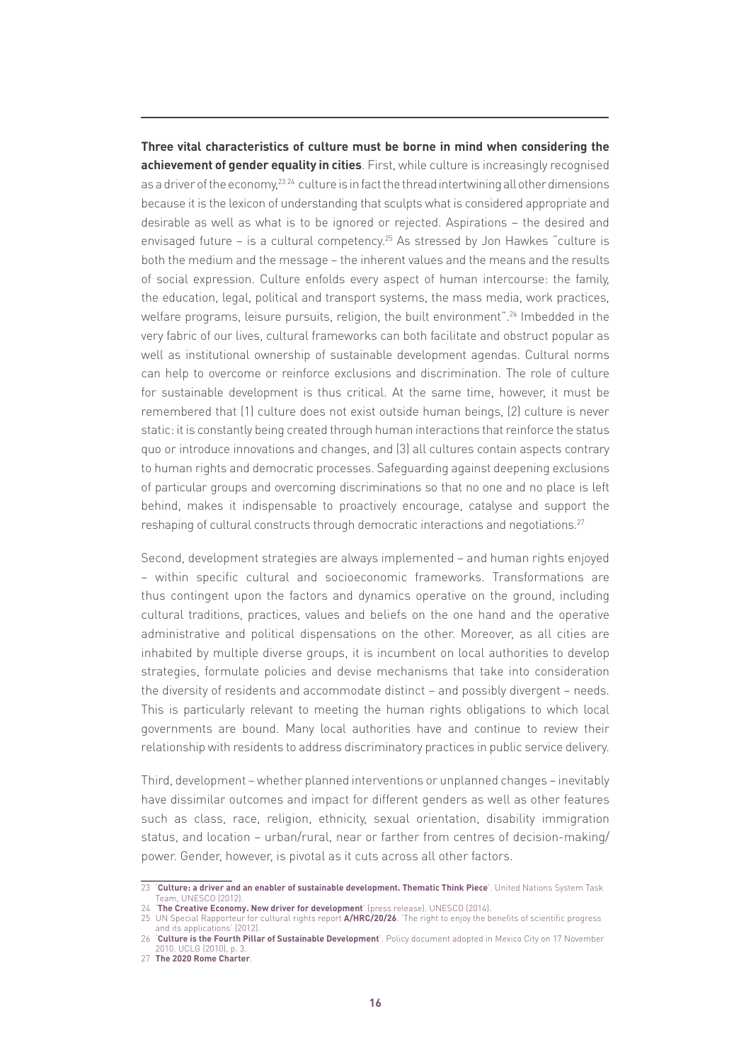**Three vital characteristics of culture must be borne in mind when considering the achievement of gender equality in cities**. First, while culture is increasingly recognised as a driver of the economy,[23 24] culture is in fact the thread intertwining all other dimensions because it is the lexicon of understanding that sculpts what is considered appropriate and desirable as well as what is to be ignored or rejected. Aspirations – the desired and envisaged future – is a cultural competency.[25] As stressed by Jon Hawkes "culture is both the medium and the message – the inherent values and the means and the results of social expression. Culture enfolds every aspect of human intercourse: the family, the education, legal, political and transport systems, the mass media, work practices, welfare programs, leisure pursuits, religion, the built environment".[26] Imbedded in the very fabric of our lives, cultural frameworks can both facilitate and obstruct popular as well as institutional ownership of sustainable development agendas. Cultural norms can help to overcome or reinforce exclusions and discrimination. The role of culture for sustainable development is thus critical. At the same time, however, it must be remembered that (1) culture does not exist outside human beings, (2) culture is never static: it is constantly being created through human interactions that reinforce the status quo or introduce innovations and changes, and (3) all cultures contain aspects contrary to human rights and democratic processes. Safeguarding against deepening exclusions of particular groups and overcoming discriminations so that no one and no place is left behind, makes it indispensable to proactively encourage, catalyse and support the reshaping of cultural constructs through democratic interactions and negotiations.[27]

Second, development strategies are always implemented – and human rights enjoyed – within specific cultural and socioeconomic frameworks. Transformations are thus contingent upon the factors and dynamics operative on the ground, including cultural traditions, practices, values and beliefs on the one hand and the operative administrative and political dispensations on the other. Moreover, as all cities are inhabited by multiple diverse groups, it is incumbent on local authorities to develop strategies, formulate policies and devise mechanisms that take into consideration the diversity of residents and accommodate distinct – and possibly divergent – needs. This is particularly relevant to meeting the human rights obligations to which local governments are bound. Many local authorities have and continue to review their relationship with residents to address discriminatory practices in public service delivery.

Third, development – whether planned interventions or unplanned changes – inevitably have dissimilar outcomes and impact for different genders as well as other features such as class, race, religion, ethnicity, sexual orientation, disability immigration status, and location – urban/rural, near or farther from centres of decision-making/ power. Gender, however, is pivotal as it cuts across all other factors.

---

23 '**Culture: a driver and an enabler of sustainable development. Thematic Think Piece**'. United Nations System Task Team, UNESCO (2012).

24 '**The Creative Economy. New driver for development**' (press release). UNESCO (2014).

25 UN Special Rapporteur for cultural rights report **A/HRC/20/26**. 'The right to enjoy the benefits of scientific progress and its applications' (2012).

26 '**Culture is the Fourth Pillar of Sustainable Development**'. Policy document adopted in Mexico City on 17 November 2010. UCLG (2010), p. 3.

27 **The 2020 Rome Charter**.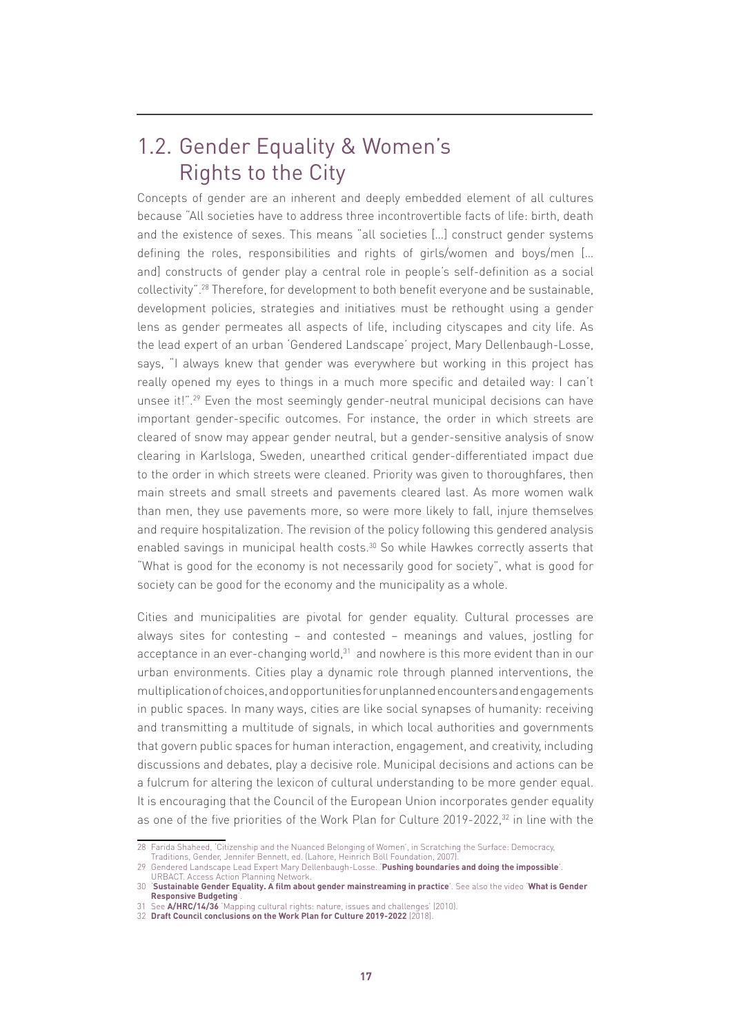## 1.2. Gender Equality & Women's Rights to the City

Concepts of gender are an inherent and deeply embedded element of all cultures because "All societies have to address three incontrovertible facts of life: birth, death and the existence of sexes. This means "all societies [...] construct gender systems defining the roles, responsibilities and rights of girls/women and boys/men [... and] constructs of gender play a central role in people's self-definition as a social collectivity".[28] Therefore, for development to both benefit everyone and be sustainable, development policies, strategies and initiatives must be rethought using a gender lens as gender permeates all aspects of life, including cityscapes and city life. As the lead expert of an urban 'Gendered Landscape' project, Mary Dellenbaugh-Losse, says, "I always knew that gender was everywhere but working in this project has really opened my eyes to things in a much more specific and detailed way: I can't unsee it!".[29] Even the most seemingly gender-neutral municipal decisions can have important gender-specific outcomes. For instance, the order in which streets are cleared of snow may appear gender neutral, but a gender-sensitive analysis of snow clearing in Karlsloga, Sweden, unearthed critical gender-differentiated impact due to the order in which streets were cleaned. Priority was given to thoroughfares, then main streets and small streets and pavements cleared last. As more women walk than men, they use pavements more, so were more likely to fall, injure themselves and require hospitalization. The revision of the policy following this gendered analysis enabled savings in municipal health costs.[30] So while Hawkes correctly asserts that "What is good for the economy is not necessarily good for society", what is good for society can be good for the economy and the municipality as a whole.

Cities and municipalities are pivotal for gender equality. Cultural processes are always sites for contesting – and contested – meanings and values, jostling for acceptance in an ever-changing world,[31] and nowhere is this more evident than in our urban environments. Cities play a dynamic role through planned interventions, the multiplication of choices, and opportunities for unplanned encounters and engagements in public spaces. In many ways, cities are like social synapses of humanity: receiving and transmitting a multitude of signals, in which local authorities and governments that govern public spaces for human interaction, engagement, and creativity, including discussions and debates, play a decisive role. Municipal decisions and actions can be a fulcrum for altering the lexicon of cultural understanding to be more gender equal. It is encouraging that the Council of the European Union incorporates gender equality as one of the five priorities of the Work Plan for Culture 2019-2022,[32] in line with the

---

28 Farida Shaheed, 'Citizenship and the Nuanced Belonging of Women', in Scratching the Surface: Democracy, Traditions, Gender, Jennifer Bennett, ed. (Lahore, Heinrich Böll Foundation, 2007).

29 Gendered Landscape Lead Expert Mary Dellenbaugh-Losse. '**Pushing boundaries and doing the impossible**'. URBACT. Access Action Planning Network.

30 '**Sustainable Gender Equality. A film about gender mainstreaming in practice**'. See also the video '**What is Gender Responsive Budgeting**'.

31 See **A/HRC/14/36** 'Mapping cultural rights: nature, issues and challenges' (2010).

32 **Draft Council conclusions on the Work Plan for Culture 2019-2022** (2018).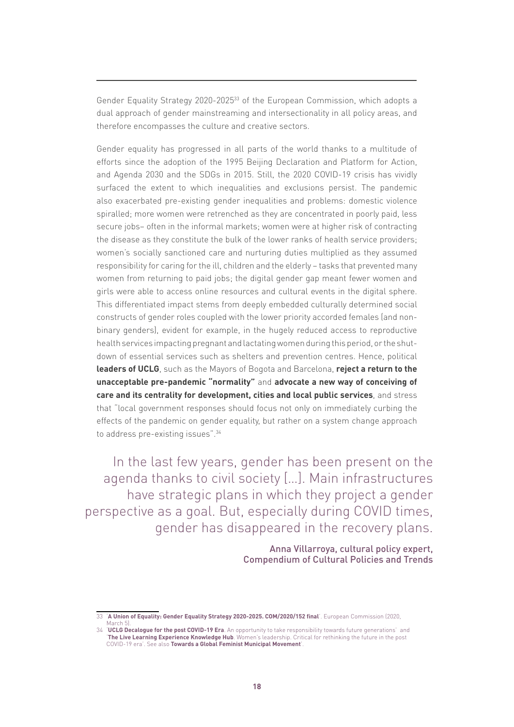Gender Equality Strategy 2020-2025[33] of the European Commission, which adopts a dual approach of gender mainstreaming and intersectionality in all policy areas, and therefore encompasses the culture and creative sectors.

Gender equality has progressed in all parts of the world thanks to a multitude of efforts since the adoption of the 1995 Beijing Declaration and Platform for Action, and Agenda 2030 and the SDGs in 2015. Still, the 2020 COVID-19 crisis has vividly surfaced the extent to which inequalities and exclusions persist. The pandemic also exacerbated pre-existing gender inequalities and problems: domestic violence spiralled; more women were retrenched as they are concentrated in poorly paid, less secure jobs– often in the informal markets; women were at higher risk of contracting the disease as they constitute the bulk of the lower ranks of health service providers; women's socially sanctioned care and nurturing duties multiplied as they assumed responsibility for caring for the ill, children and the elderly – tasks that prevented many women from returning to paid jobs; the digital gender gap meant fewer women and girls were able to access online resources and cultural events in the digital sphere. This differentiated impact stems from deeply embedded culturally determined social constructs of gender roles coupled with the lower priority accorded females (and non-binary genders), evident for example, in the hugely reduced access to reproductive health services impacting pregnant and lactating women during this period, or the shut-down of essential services such as shelters and prevention centres. Hence, political **leaders of UCLG**, such as the Mayors of Bogota and Barcelona, **reject a return to the unacceptable pre-pandemic "normality"** and **advocate a new way of conceiving of care and its centrality for development, cities and local public services**, and stress that "local government responses should focus not only on immediately curbing the effects of the pandemic on gender equality, but rather on a system change approach to address pre-existing issues".[34]

> In the last few years, gender has been present on the agenda thanks to civil society [...]. Main infrastructures have strategic plans in which they project a gender perspective as a goal. But, especially during COVID times, gender has disappeared in the recovery plans.
>
> Anna Villarroya, cultural policy expert, Compendium of Cultural Policies and Trends

---

33 '**A Union of Equality: Gender Equality Strategy 2020-2025. COM/2020/152 final**'. European Commission (2020, March 5).

34 '**UCLG Decalogue for the post COVID-19 Era**. An opportunity to take responsibility towards future generations' and '**The Live Learning Experience Knowledge Hub**. Women's leadership. Critical for rethinking the future in the post COVID-19 era'. See also **Towards a Global Feminist Municipal Movement**'.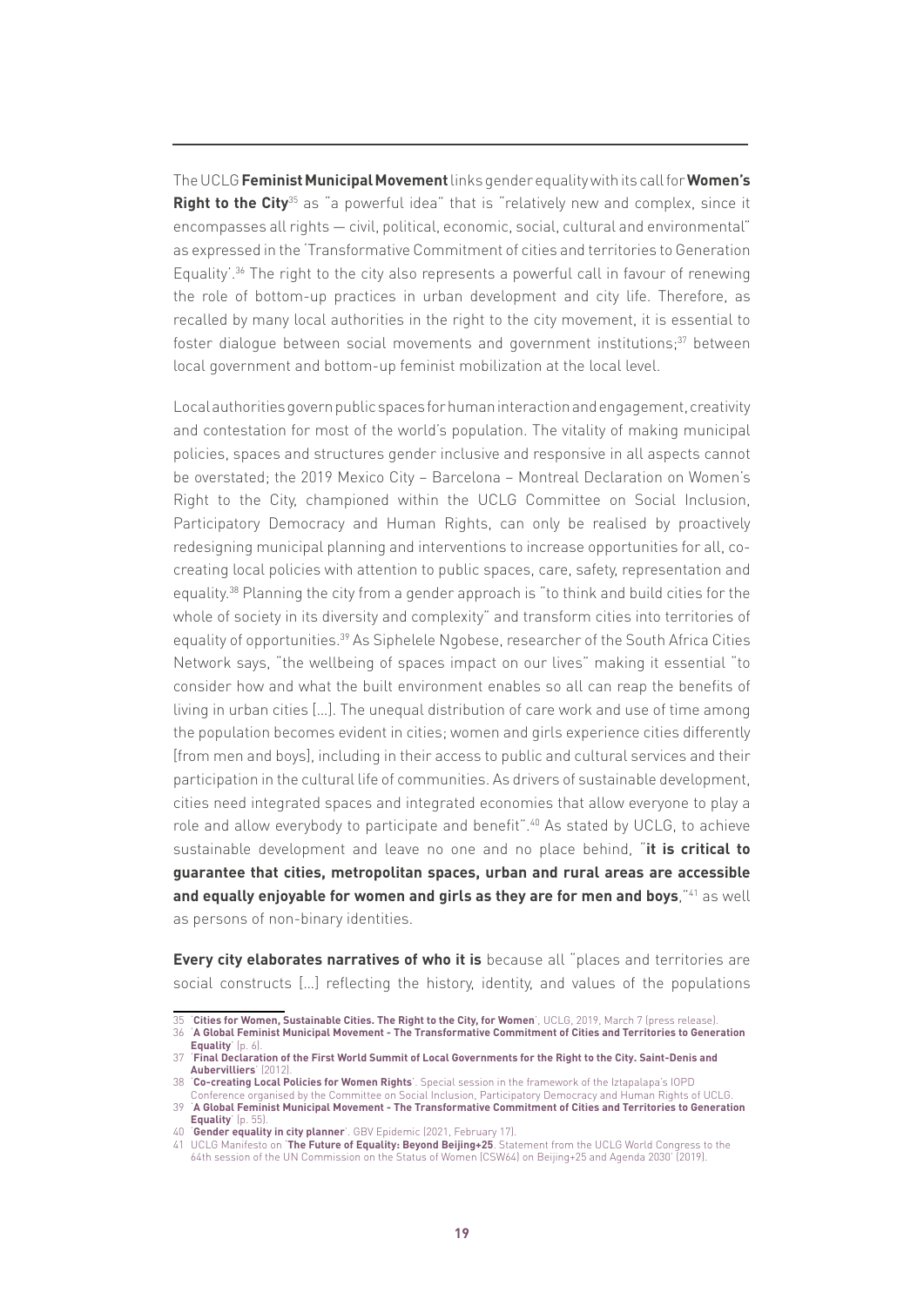The UCLG **Feminist Municipal Movement** links gender equality with its call for **Women's Right to the City**[35] as "a powerful idea" that is "relatively new and complex, since it encompasses all rights — civil, political, economic, social, cultural and environmental" as expressed in the 'Transformative Commitment of cities and territories to Generation Equality'.[36] The right to the city also represents a powerful call in favour of renewing the role of bottom-up practices in urban development and city life. Therefore, as recalled by many local authorities in the right to the city movement, it is essential to foster dialogue between social movements and government institutions;[37] between local government and bottom-up feminist mobilization at the local level.

Local authorities govern public spaces for human interaction and engagement, creativity and contestation for most of the world's population. The vitality of making municipal policies, spaces and structures gender inclusive and responsive in all aspects cannot be overstated; the 2019 Mexico City – Barcelona – Montreal Declaration on Women's Right to the City, championed within the UCLG Committee on Social Inclusion, Participatory Democracy and Human Rights, can only be realised by proactively redesigning municipal planning and interventions to increase opportunities for all, co-creating local policies with attention to public spaces, care, safety, representation and equality.[38] Planning the city from a gender approach is "to think and build cities for the whole of society in its diversity and complexity" and transform cities into territories of equality of opportunities.[39] As Siphelele Ngobese, researcher of the South Africa Cities Network says, "the wellbeing of spaces impact on our lives" making it essential "to consider how and what the built environment enables so all can reap the benefits of living in urban cities [...]. The unequal distribution of care work and use of time among the population becomes evident in cities; women and girls experience cities differently [from men and boys], including in their access to public and cultural services and their participation in the cultural life of communities. As drivers of sustainable development, cities need integrated spaces and integrated economies that allow everyone to play a role and allow everybody to participate and benefit".[40] As stated by UCLG, to achieve sustainable development and leave no one and no place behind, "**it is critical to guarantee that cities, metropolitan spaces, urban and rural areas are accessible and equally enjoyable for women and girls as they are for men and boys**,"[41] as well as persons of non-binary identities.

**Every city elaborates narratives of who it is** because all "places and territories are social constructs [...] reflecting the history, identity, and values of the populations

---

35 '**Cities for Women, Sustainable Cities. The Right to the City, for Women**', UCLG, 2019, March 7 (press release).

36 '**A Global Feminist Municipal Movement - The Transformative Commitment of Cities and Territories to Generation Equality**' (p. 6).

37 '**Final Declaration of the First World Summit of Local Governments for the Right to the City. Saint-Denis and Aubervilliers**' (2012).

38 '**Co-creating Local Policies for Women Rights**'. Special session in the framework of the Iztapalapa's IOPD Conference organised by the Committee on Social Inclusion, Participatory Democracy and Human Rights of UCLG.

39 '**A Global Feminist Municipal Movement - The Transformative Commitment of Cities and Territories to Generation Equality**' (p. 55).

40 '**Gender equality in city planner**'. GBV Epidemic (2021, February 17).

41 UCLG Manifesto on '**The Future of Equality: Beyond Beijing+25**. Statement from the UCLG World Congress to the 64th session of the UN Commission on the Status of Women (CSW64) on Beijing+25 and Agenda 2030' (2019).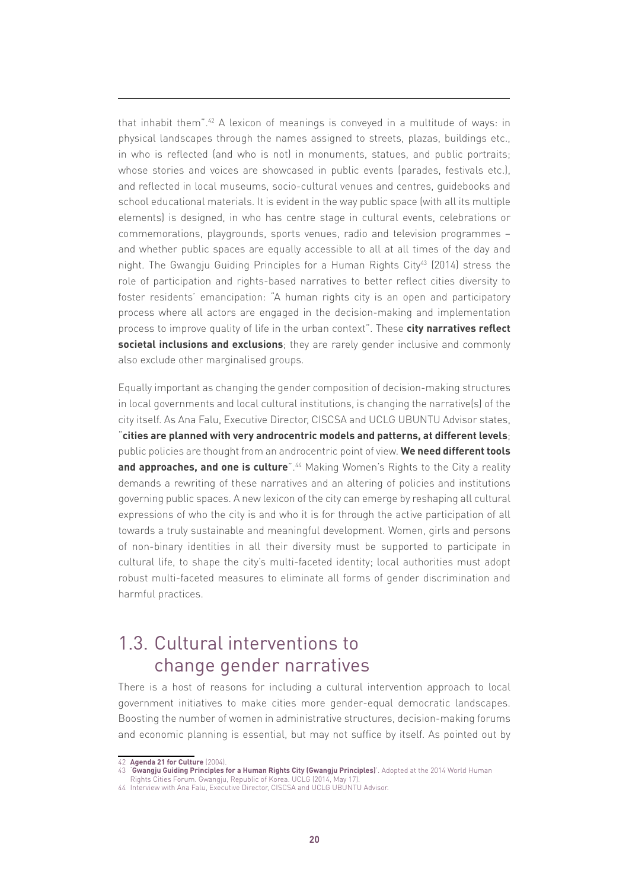that inhabit them".[42] A lexicon of meanings is conveyed in a multitude of ways: in physical landscapes through the names assigned to streets, plazas, buildings etc., in who is reflected (and who is not) in monuments, statues, and public portraits; whose stories and voices are showcased in public events (parades, festivals etc.), and reflected in local museums, socio-cultural venues and centres, guidebooks and school educational materials. It is evident in the way public space (with all its multiple elements) is designed, in who has centre stage in cultural events, celebrations or commemorations, playgrounds, sports venues, radio and television programmes – and whether public spaces are equally accessible to all at all times of the day and night. The Gwangju Guiding Principles for a Human Rights City[43] (2014) stress the role of participation and rights-based narratives to better reflect cities diversity to foster residents' emancipation: "A human rights city is an open and participatory process where all actors are engaged in the decision-making and implementation process to improve quality of life in the urban context". These **city narratives reflect societal inclusions and exclusions**; they are rarely gender inclusive and commonly also exclude other marginalised groups.

Equally important as changing the gender composition of decision-making structures in local governments and local cultural institutions, is changing the narrative(s) of the city itself. As Ana Falu, Executive Director, CISCSA and UCLG UBUNTU Advisor states, "**cities are planned with very androcentric models and patterns, at different levels**; public policies are thought from an androcentric point of view. **We need different tools and approaches, and one is culture**".[44] Making Women's Rights to the City a reality demands a rewriting of these narratives and an altering of policies and institutions governing public spaces. A new lexicon of the city can emerge by reshaping all cultural expressions of who the city is and who it is for through the active participation of all towards a truly sustainable and meaningful development. Women, girls and persons of non-binary identities in all their diversity must be supported to participate in cultural life, to shape the city's multi-faceted identity; local authorities must adopt robust multi-faceted measures to eliminate all forms of gender discrimination and harmful practices.

## 1.3. Cultural interventions to change gender narratives

There is a host of reasons for including a cultural intervention approach to local government initiatives to make cities more gender-equal democratic landscapes. Boosting the number of women in administrative structures, decision-making forums and economic planning is essential, but may not suffice by itself. As pointed out by

---

42 **Agenda 21 for Culture** (2004).

43 '**Gwangju Guiding Principles for a Human Rights City (Gwangju Principles)**'. Adopted at the 2014 World Human Rights Cities Forum. Gwangju, Republic of Korea. UCLG (2014, May 17).

44 Interview with Ana Falu, Executive Director, CISCSA and UCLG UBUNTU Advisor.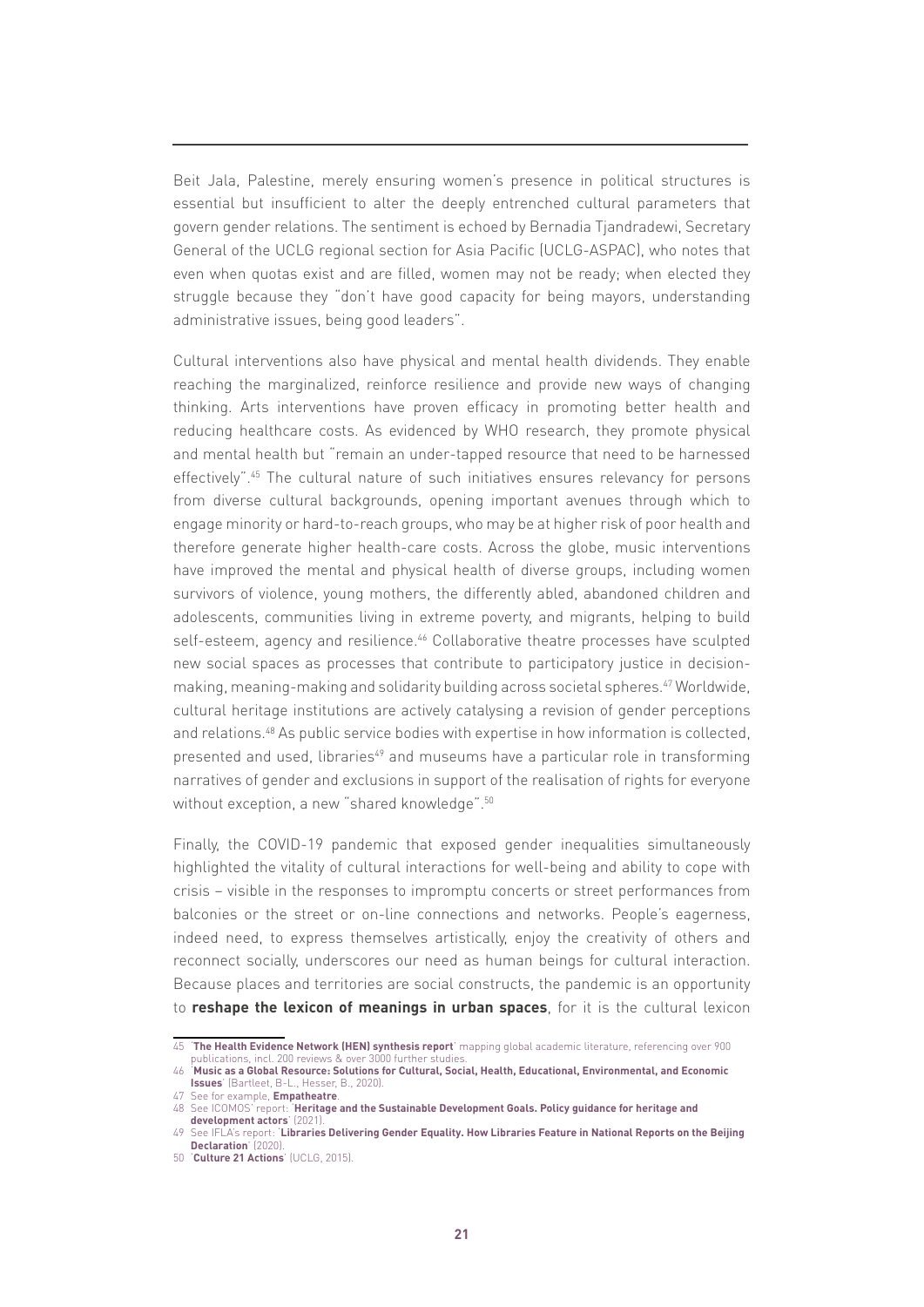Beit Jala, Palestine, merely ensuring women's presence in political structures is essential but insufficient to alter the deeply entrenched cultural parameters that govern gender relations. The sentiment is echoed by Bernadia Tjandradewi, Secretary General of the UCLG regional section for Asia Pacific (UCLG-ASPAC), who notes that even when quotas exist and are filled, women may not be ready; when elected they struggle because they "don't have good capacity for being mayors, understanding administrative issues, being good leaders".

Cultural interventions also have physical and mental health dividends. They enable reaching the marginalized, reinforce resilience and provide new ways of changing thinking. Arts interventions have proven efficacy in promoting better health and reducing healthcare costs. As evidenced by WHO research, they promote physical and mental health but "remain an under-tapped resource that need to be harnessed effectively".[45] The cultural nature of such initiatives ensures relevancy for persons from diverse cultural backgrounds, opening important avenues through which to engage minority or hard-to-reach groups, who may be at higher risk of poor health and therefore generate higher health-care costs. Across the globe, music interventions have improved the mental and physical health of diverse groups, including women survivors of violence, young mothers, the differently abled, abandoned children and adolescents, communities living in extreme poverty, and migrants, helping to build self-esteem, agency and resilience.[46] Collaborative theatre processes have sculpted new social spaces as processes that contribute to participatory justice in decision-making, meaning-making and solidarity building across societal spheres.[47] Worldwide, cultural heritage institutions are actively catalysing a revision of gender perceptions and relations.[48] As public service bodies with expertise in how information is collected, presented and used, libraries[49] and museums have a particular role in transforming narratives of gender and exclusions in support of the realisation of rights for everyone without exception, a new "shared knowledge".[50]

Finally, the COVID-19 pandemic that exposed gender inequalities simultaneously highlighted the vitality of cultural interactions for well-being and ability to cope with crisis – visible in the responses to impromptu concerts or street performances from balconies or the street or on-line connections and networks. People's eagerness, indeed need, to express themselves artistically, enjoy the creativity of others and reconnect socially, underscores our need as human beings for cultural interaction. Because places and territories are social constructs, the pandemic is an opportunity to **reshape the lexicon of meanings in urban spaces**, for it is the cultural lexicon

---

45 '**The Health Evidence Network (HEN) synthesis report**' mapping global academic literature, referencing over 900 publications, incl. 200 reviews & over 3000 further studies.

46 '**Music as a Global Resource: Solutions for Cultural, Social, Health, Educational, Environmental, and Economic Issues**' (Bartleet, B-L., Hesser, B., 2020).

47 See for example, **Empatheatre**.

48 See ICOMOS' report: '**Heritage and the Sustainable Development Goals. Policy guidance for heritage and development actors**' (2021).

49 See IFLA's report: '**Libraries Delivering Gender Equality. How Libraries Feature in National Reports on the Beijing Declaration**' (2020).

50 '**Culture 21 Actions**' (UCLG, 2015).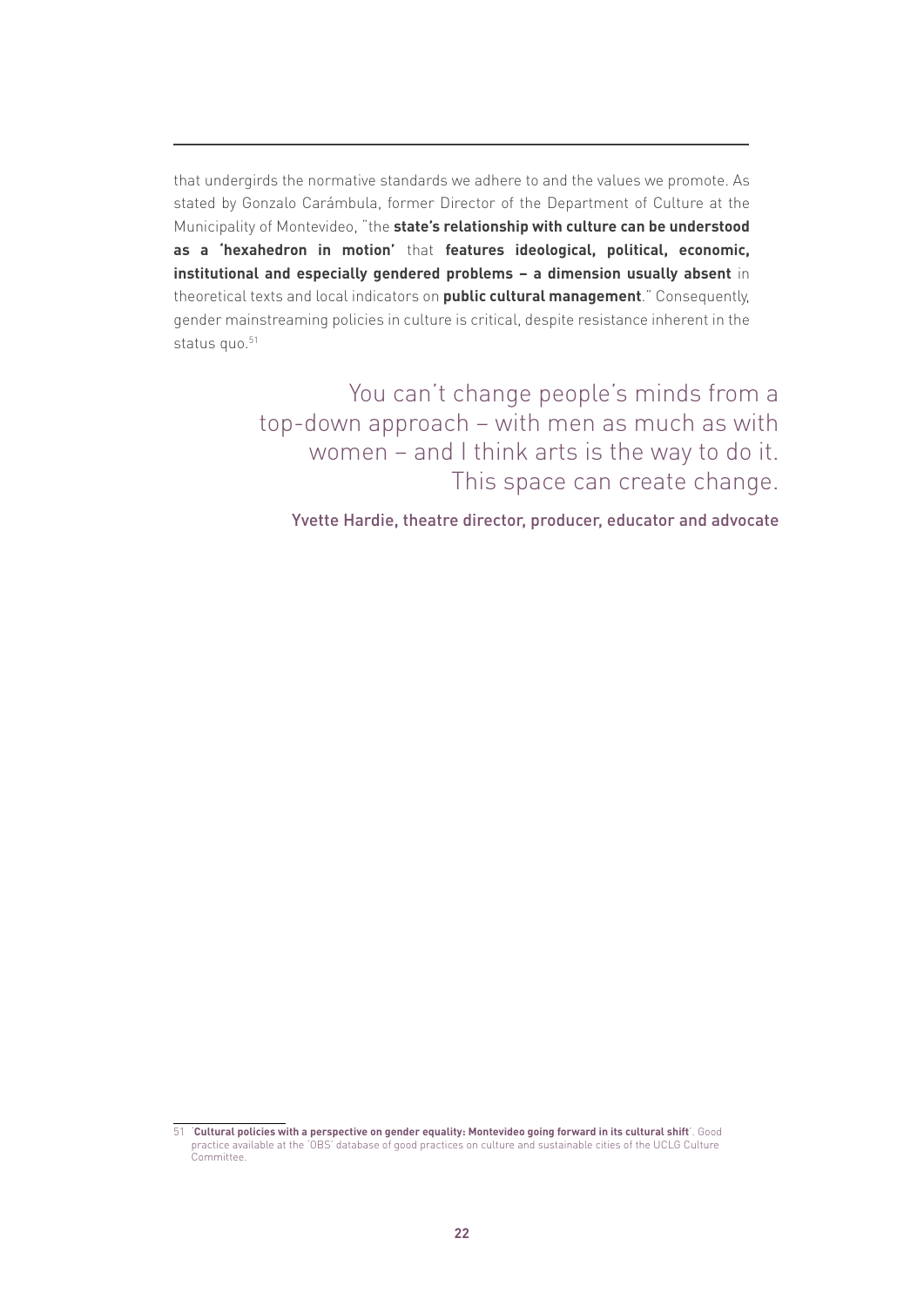that undergirds the normative standards we adhere to and the values we promote. As stated by Gonzalo Carámbula, former Director of the Department of Culture at the Municipality of Montevideo, "the **state's relationship with culture can be understood as a 'hexahedron in motion'** that **features ideological, political, economic, institutional and especially gendered problems – a dimension usually absent** in theoretical texts and local indicators on **public cultural management**." Consequently, gender mainstreaming policies in culture is critical, despite resistance inherent in the status quo.[51]

> You can't change people's minds from a top-down approach – with men as much as with women – and I think arts is the way to do it. This space can create change.
>
> Yvette Hardie, theatre director, producer, educator and advocate

---

51 '**Cultural policies with a perspective on gender equality: Montevideo going forward in its cultural shift**'. Good practice available at the 'OBS' database of good practices on culture and sustainable cities of the UCLG Culture Committee.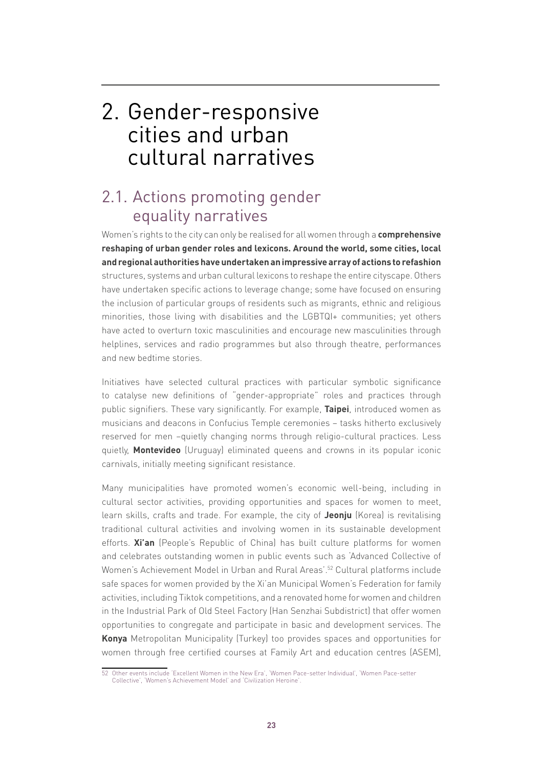# 2. Gender-responsive cities and urban cultural narratives

## 2.1. Actions promoting gender equality narratives

Women's rights to the city can only be realised for all women through a **comprehensive reshaping of urban gender roles and lexicons. Around the world, some cities, local and regional authorities have undertaken an impressive array of actions to refashion** structures, systems and urban cultural lexicons to reshape the entire cityscape. Others have undertaken specific actions to leverage change; some have focused on ensuring the inclusion of particular groups of residents such as migrants, ethnic and religious minorities, those living with disabilities and the LGBTQI+ communities; yet others have acted to overturn toxic masculinities and encourage new masculinities through helplines, services and radio programmes but also through theatre, performances and new bedtime stories.

Initiatives have selected cultural practices with particular symbolic significance to catalyse new definitions of "gender-appropriate" roles and practices through public signifiers. These vary significantly. For example, **Taipei**, introduced women as musicians and deacons in Confucius Temple ceremonies – tasks hitherto exclusively reserved for men –quietly changing norms through religio-cultural practices. Less quietly, **Montevideo** (Uruguay) eliminated queens and crowns in its popular iconic carnivals, initially meeting significant resistance.

Many municipalities have promoted women's economic well-being, including in cultural sector activities, providing opportunities and spaces for women to meet, learn skills, crafts and trade. For example, the city of **Jeonju** (Korea) is revitalising traditional cultural activities and involving women in its sustainable development efforts. **Xi'an** (People's Republic of China) has built culture platforms for women and celebrates outstanding women in public events such as 'Advanced Collective of Women's Achievement Model in Urban and Rural Areas'.[52] Cultural platforms include safe spaces for women provided by the Xi'an Municipal Women's Federation for family activities, including Tiktok competitions, and a renovated home for women and children in the Industrial Park of Old Steel Factory (Han Senzhai Subdistrict) that offer women opportunities to congregate and participate in basic and development services. The **Konya** Metropolitan Municipality (Turkey) too provides spaces and opportunities for women through free certified courses at Family Art and education centres (ASEM),

52 Other events include 'Excellent Women in the New Era', 'Women Pace-setter Individual', 'Women Pace-setter Collective', 'Women's Achievement Model' and 'Civilization Heroine'.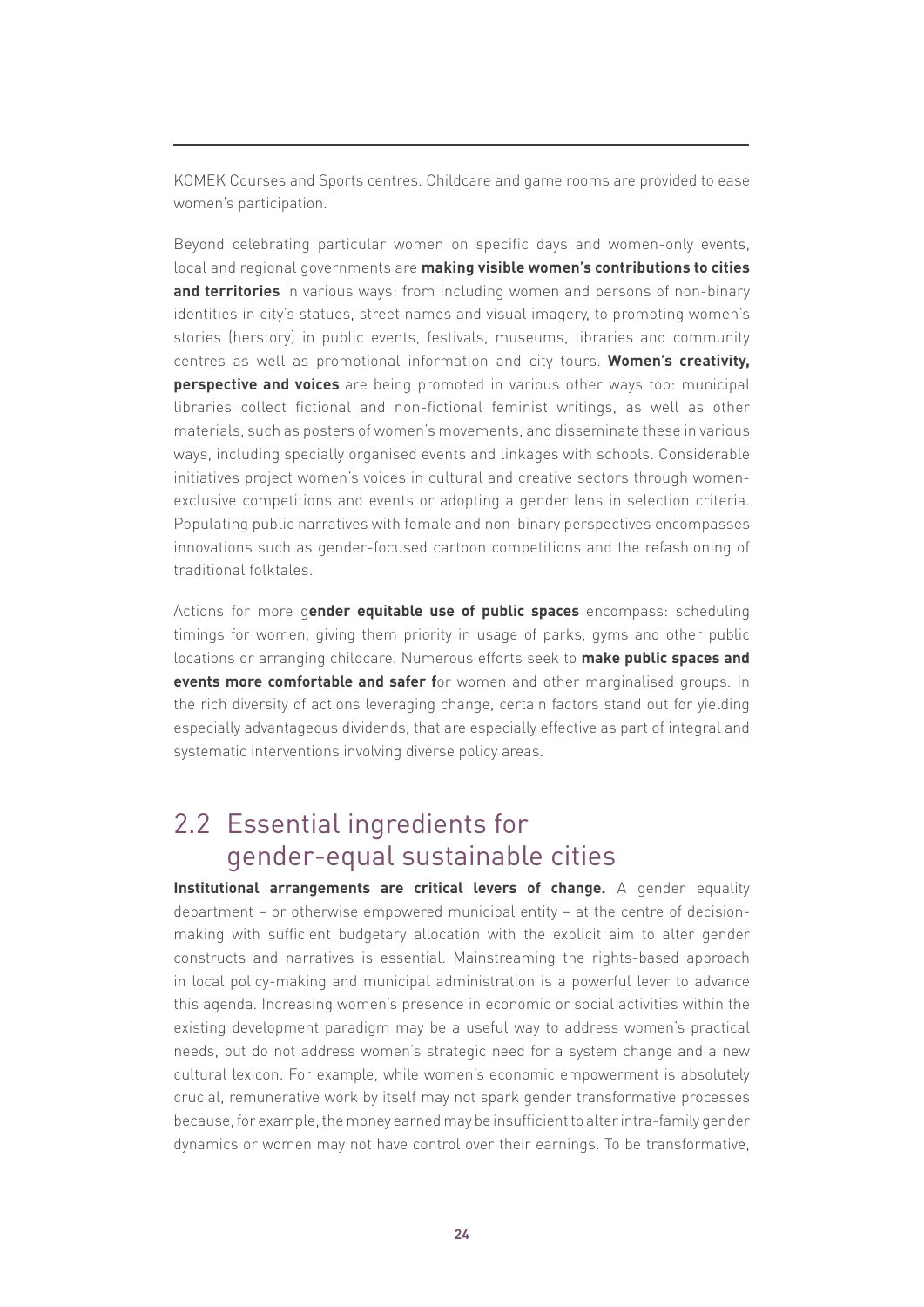KOMEK Courses and Sports centres. Childcare and game rooms are provided to ease women's participation.

Beyond celebrating particular women on specific days and women-only events, local and regional governments are **making visible women's contributions to cities and territories** in various ways: from including women and persons of non-binary identities in city's statues, street names and visual imagery, to promoting women's stories (herstory) in public events, festivals, museums, libraries and community centres as well as promotional information and city tours. **Women's creativity, perspective and voices** are being promoted in various other ways too: municipal libraries collect fictional and non-fictional feminist writings, as well as other materials, such as posters of women's movements, and disseminate these in various ways, including specially organised events and linkages with schools. Considerable initiatives project women's voices in cultural and creative sectors through women-exclusive competitions and events or adopting a gender lens in selection criteria. Populating public narratives with female and non-binary perspectives encompasses innovations such as gender-focused cartoon competitions and the refashioning of traditional folktales.

Actions for more g**ender equitable use of public spaces** encompass: scheduling timings for women, giving them priority in usage of parks, gyms and other public locations or arranging childcare. Numerous efforts seek to **make public spaces and events more comfortable and safer f**or women and other marginalised groups. In the rich diversity of actions leveraging change, certain factors stand out for yielding especially advantageous dividends, that are especially effective as part of integral and systematic interventions involving diverse policy areas.

## 2.2 Essential ingredients for gender-equal sustainable cities

**Institutional arrangements are critical levers of change.** A gender equality department – or otherwise empowered municipal entity – at the centre of decision-making with sufficient budgetary allocation with the explicit aim to alter gender constructs and narratives is essential. Mainstreaming the rights-based approach in local policy-making and municipal administration is a powerful lever to advance this agenda. Increasing women's presence in economic or social activities within the existing development paradigm may be a useful way to address women's practical needs, but do not address women's strategic need for a system change and a new cultural lexicon. For example, while women's economic empowerment is absolutely crucial, remunerative work by itself may not spark gender transformative processes because, for example, the money earned may be insufficient to alter intra-family gender dynamics or women may not have control over their earnings. To be transformative,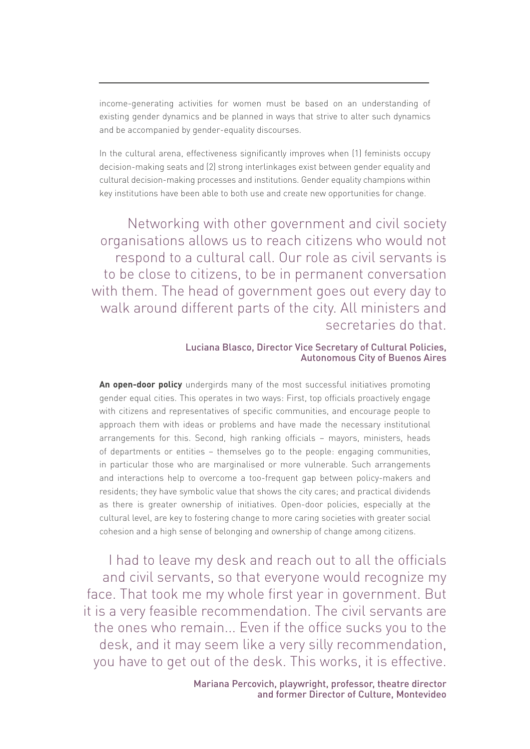income-generating activities for women must be based on an understanding of existing gender dynamics and be planned in ways that strive to alter such dynamics and be accompanied by gender-equality discourses.

In the cultural arena, effectiveness significantly improves when (1) feminists occupy decision-making seats and (2) strong interlinkages exist between gender equality and cultural decision-making processes and institutions. Gender equality champions within key institutions have been able to both use and create new opportunities for change.

> Networking with other government and civil society organisations allows us to reach citizens who would not respond to a cultural call. Our role as civil servants is to be close to citizens, to be in permanent conversation with them. The head of government goes out every day to walk around different parts of the city. All ministers and secretaries do that.
>
> Luciana Blasco, Director Vice Secretary of Cultural Policies, Autonomous City of Buenos Aires

**An open-door policy** undergirds many of the most successful initiatives promoting gender equal cities. This operates in two ways: First, top officials proactively engage with citizens and representatives of specific communities, and encourage people to approach them with ideas or problems and have made the necessary institutional arrangements for this. Second, high ranking officials – mayors, ministers, heads of departments or entities – themselves go to the people: engaging communities, in particular those who are marginalised or more vulnerable. Such arrangements and interactions help to overcome a too-frequent gap between policy-makers and residents; they have symbolic value that shows the city cares; and practical dividends as there is greater ownership of initiatives. Open-door policies, especially at the cultural level, are key to fostering change to more caring societies with greater social cohesion and a high sense of belonging and ownership of change among citizens.

> I had to leave my desk and reach out to all the officials and civil servants, so that everyone would recognize my face. That took me my whole first year in government. But it is a very feasible recommendation. The civil servants are the ones who remain... Even if the office sucks you to the desk, and it may seem like a very silly recommendation, you have to get out of the desk. This works, it is effective.
>
> Mariana Percovich, playwright, professor, theatre director and former Director of Culture, Montevideo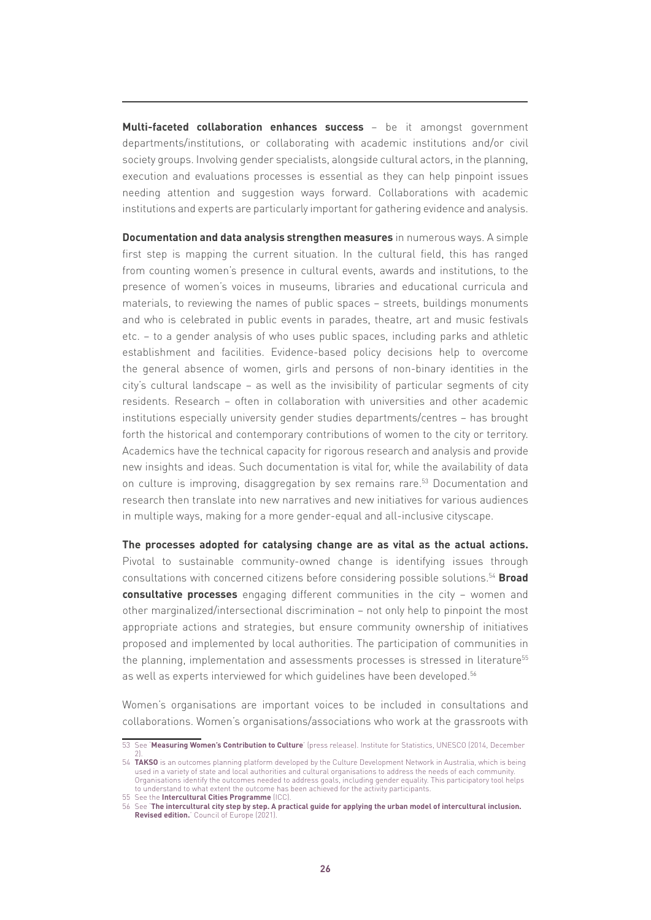**Multi-faceted collaboration enhances success** – be it amongst government departments/institutions, or collaborating with academic institutions and/or civil society groups. Involving gender specialists, alongside cultural actors, in the planning, execution and evaluations processes is essential as they can help pinpoint issues needing attention and suggestion ways forward. Collaborations with academic institutions and experts are particularly important for gathering evidence and analysis.

**Documentation and data analysis strengthen measures** in numerous ways. A simple first step is mapping the current situation. In the cultural field, this has ranged from counting women's presence in cultural events, awards and institutions, to the presence of women's voices in museums, libraries and educational curricula and materials, to reviewing the names of public spaces – streets, buildings monuments and who is celebrated in public events in parades, theatre, art and music festivals etc. – to a gender analysis of who uses public spaces, including parks and athletic establishment and facilities. Evidence-based policy decisions help to overcome the general absence of women, girls and persons of non-binary identities in the city's cultural landscape – as well as the invisibility of particular segments of city residents. Research – often in collaboration with universities and other academic institutions especially university gender studies departments/centres – has brought forth the historical and contemporary contributions of women to the city or territory. Academics have the technical capacity for rigorous research and analysis and provide new insights and ideas. Such documentation is vital for, while the availability of data on culture is improving, disaggregation by sex remains rare.[53] Documentation and research then translate into new narratives and new initiatives for various audiences in multiple ways, making for a more gender-equal and all-inclusive cityscape.

**The processes adopted for catalysing change are as vital as the actual actions.** Pivotal to sustainable community-owned change is identifying issues through consultations with concerned citizens before considering possible solutions.[54] **Broad consultative processes** engaging different communities in the city – women and other marginalized/intersectional discrimination – not only help to pinpoint the most appropriate actions and strategies, but ensure community ownership of initiatives proposed and implemented by local authorities. The participation of communities in the planning, implementation and assessments processes is stressed in literature[55] as well as experts interviewed for which guidelines have been developed.[56]

Women's organisations are important voices to be included in consultations and collaborations. Women's organisations/associations who work at the grassroots with

---

53 See '**Measuring Women's Contribution to Culture**' (press release). Institute for Statistics, UNESCO (2014, December 2).

54 **TAKSO** is an outcomes planning platform developed by the Culture Development Network in Australia, which is being used in a variety of state and local authorities and cultural organisations to address the needs of each community. Organisations identify the outcomes needed to address goals, including gender equality. This participatory tool helps to understand to what extent the outcome has been achieved for the activity participants.

55 See the **Intercultural Cities Programme** (ICC).

56 See '**The intercultural city step by step. A practical guide for applying the urban model of intercultural inclusion. Revised edition.**' Council of Europe (2021).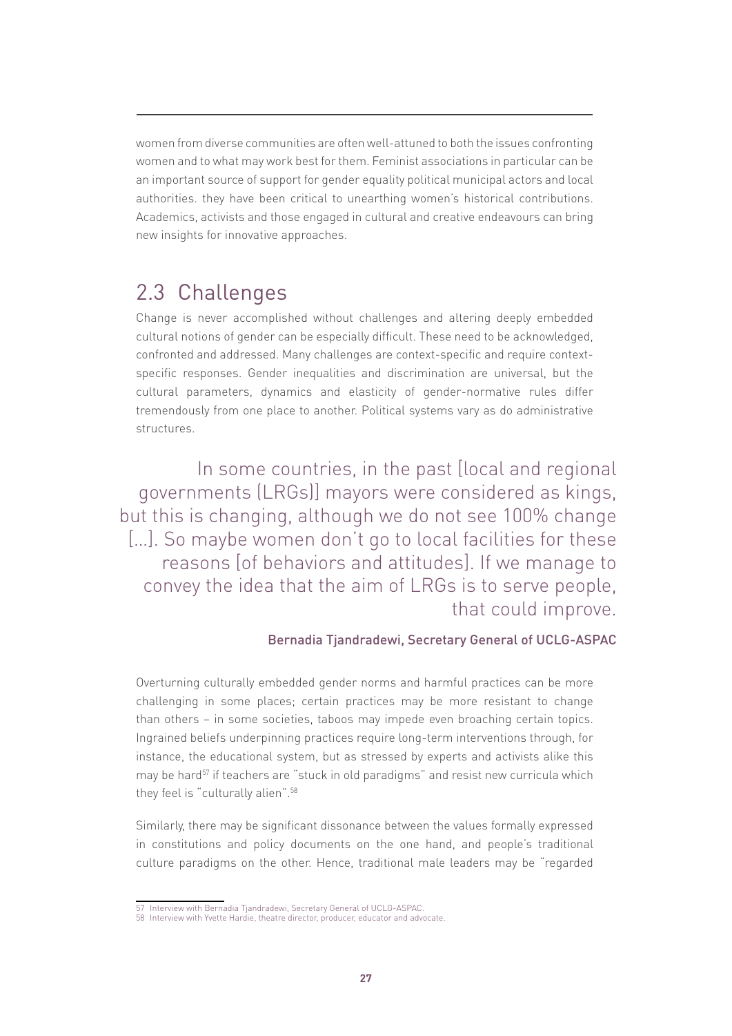women from diverse communities are often well-attuned to both the issues confronting women and to what may work best for them. Feminist associations in particular can be an important source of support for gender equality political municipal actors and local authorities. they have been critical to unearthing women's historical contributions. Academics, activists and those engaged in cultural and creative endeavours can bring new insights for innovative approaches.

## 2.3 Challenges

Change is never accomplished without challenges and altering deeply embedded cultural notions of gender can be especially difficult. These need to be acknowledged, confronted and addressed. Many challenges are context-specific and require context-specific responses. Gender inequalities and discrimination are universal, but the cultural parameters, dynamics and elasticity of gender-normative rules differ tremendously from one place to another. Political systems vary as do administrative structures.

> In some countries, in the past [local and regional governments (LRGs)] mayors were considered as kings, but this is changing, although we do not see 100% change [...]. So maybe women don't go to local facilities for these reasons [of behaviors and attitudes]. If we manage to convey the idea that the aim of LRGs is to serve people, that could improve.
>
> Bernadia Tjandradewi, Secretary General of UCLG-ASPAC

Overturning culturally embedded gender norms and harmful practices can be more challenging in some places; certain practices may be more resistant to change than others – in some societies, taboos may impede even broaching certain topics. Ingrained beliefs underpinning practices require long-term interventions through, for instance, the educational system, but as stressed by experts and activists alike this may be hard[57] if teachers are "stuck in old paradigms" and resist new curricula which they feel is "culturally alien".[58]

Similarly, there may be significant dissonance between the values formally expressed in constitutions and policy documents on the one hand, and people's traditional culture paradigms on the other. Hence, traditional male leaders may be "regarded

57 Interview with Bernadia Tjandradewi, Secretary General of UCLG-ASPAC.

58 Interview with Yvette Hardie, theatre director, producer, educator and advocate.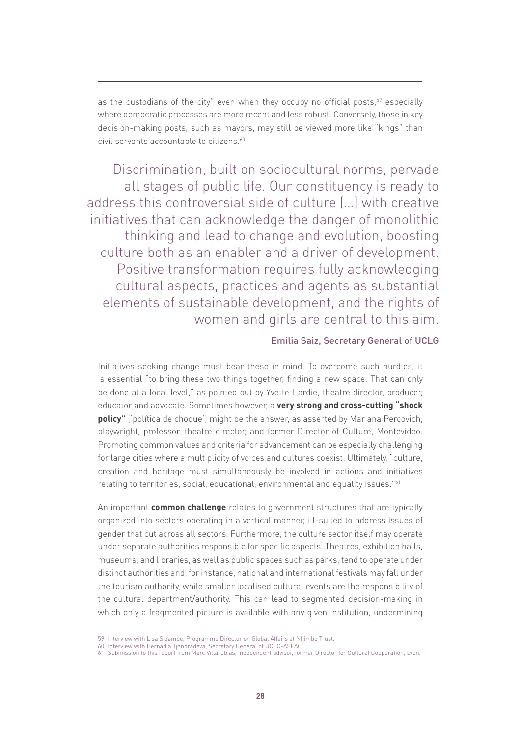as the custodians of the city" even when they occupy no official posts,[59] especially where democratic processes are more recent and less robust. Conversely, those in key decision-making posts, such as mayors, may still be viewed more like "kings" than civil servants accountable to citizens.[60]

> Discrimination, built on sociocultural norms, pervade all stages of public life. Our constituency is ready to address this controversial side of culture [...] with creative initiatives that can acknowledge the danger of monolithic thinking and lead to change and evolution, boosting culture both as an enabler and a driver of development. Positive transformation requires fully acknowledging cultural aspects, practices and agents as substantial elements of sustainable development, and the rights of women and girls are central to this aim.
>
> Emilia Saiz, Secretary General of UCLG

Initiatives seeking change must bear these in mind. To overcome such hurdles, it is essential "to bring these two things together, finding a new space. That can only be done at a local level," as pointed out by Yvette Hardie, theatre director, producer, educator and advocate. Sometimes however, a **very strong and cross-cutting "shock policy"** ('política de choque') might be the answer, as asserted by Mariana Percovich, playwright, professor, theatre director, and former Director of Culture, Montevideo. Promoting common values and criteria for advancement can be especially challenging for large cities where a multiplicity of voices and cultures coexist. Ultimately, "culture, creation and heritage must simultaneously be involved in actions and initiatives relating to territories, social, educational, environmental and equality issues."[61]

An important **common challenge** relates to government structures that are typically organized into sectors operating in a vertical manner, ill-suited to address issues of gender that cut across all sectors. Furthermore, the culture sector itself may operate under separate authorities responsible for specific aspects. Theatres, exhibition halls, museums, and libraries, as well as public spaces such as parks, tend to operate under distinct authorities and, for instance, national and international festivals may fall under the tourism authority, while smaller localised cultural events are the responsibility of the cultural department/authority. This can lead to segmented decision-making in which only a fragmented picture is available with any given institution, undermining

---

59 Interview with Lisa Sidambe, Programme Director on Global Affairs at Nhimbe Trust.

60 Interview with Bernadia Tjandradewi, Secretary General of UCLG-ASPAC.

61 Submission to this report from Marc Villarubias, independent advisor, former Director for Cultural Cooperation, Lyon.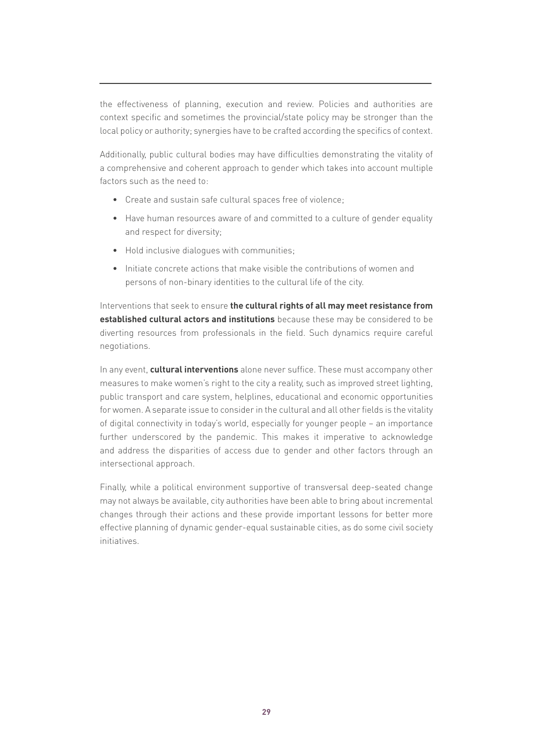the effectiveness of planning, execution and review. Policies and authorities are context specific and sometimes the provincial/state policy may be stronger than the local policy or authority; synergies have to be crafted according the specifics of context.

Additionally, public cultural bodies may have difficulties demonstrating the vitality of a comprehensive and coherent approach to gender which takes into account multiple factors such as the need to:

- Create and sustain safe cultural spaces free of violence;
- Have human resources aware of and committed to a culture of gender equality and respect for diversity;
- Hold inclusive dialogues with communities;
- Initiate concrete actions that make visible the contributions of women and persons of non-binary identities to the cultural life of the city.

Interventions that seek to ensure **the cultural rights of all may meet resistance from established cultural actors and institutions** because these may be considered to be diverting resources from professionals in the field. Such dynamics require careful negotiations.

In any event, **cultural interventions** alone never suffice. These must accompany other measures to make women's right to the city a reality, such as improved street lighting, public transport and care system, helplines, educational and economic opportunities for women. A separate issue to consider in the cultural and all other fields is the vitality of digital connectivity in today's world, especially for younger people – an importance further underscored by the pandemic. This makes it imperative to acknowledge and address the disparities of access due to gender and other factors through an intersectional approach.

Finally, while a political environment supportive of transversal deep-seated change may not always be available, city authorities have been able to bring about incremental changes through their actions and these provide important lessons for better more effective planning of dynamic gender-equal sustainable cities, as do some civil society initiatives.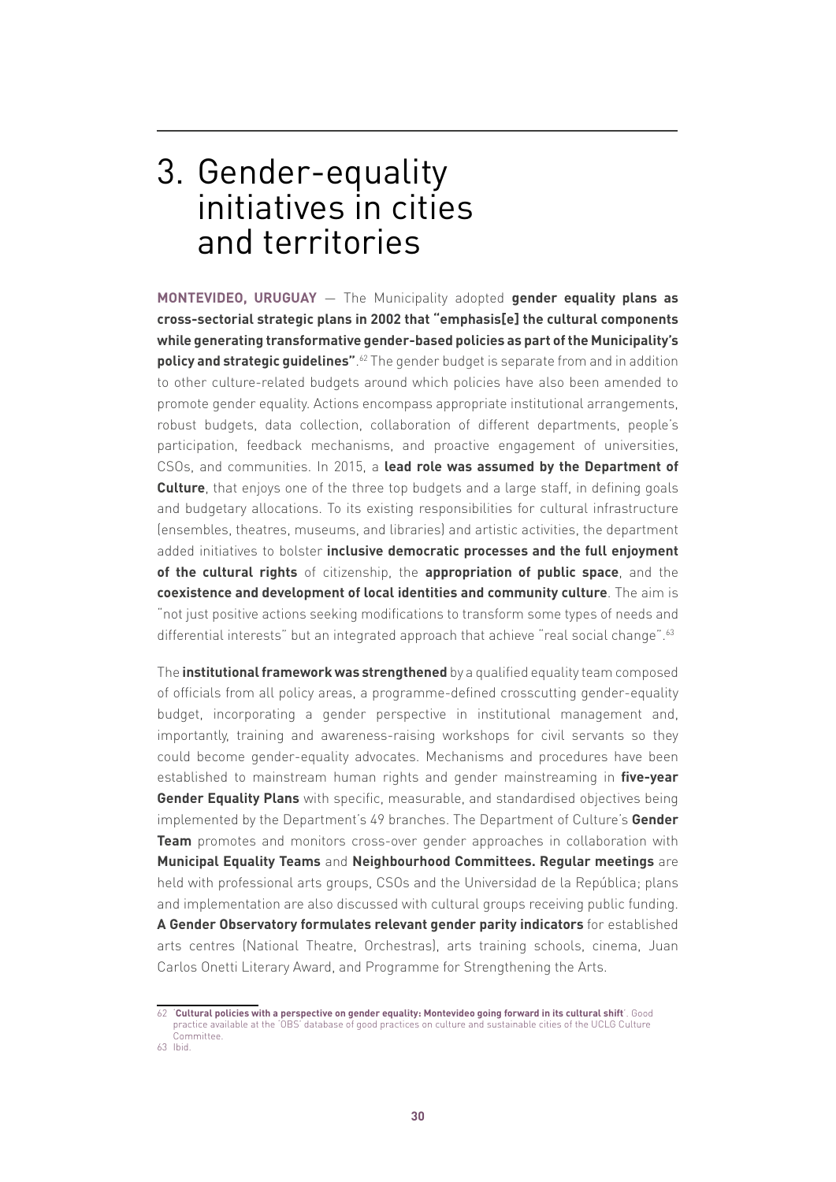# 3. Gender-equality initiatives in cities and territories

**MONTEVIDEO, URUGUAY** — The Municipality adopted **gender equality plans as cross-sectorial strategic plans in 2002 that "emphasis[e] the cultural components while generating transformative gender-based policies as part of the Municipality's policy and strategic guidelines"**.[62] The gender budget is separate from and in addition to other culture-related budgets around which policies have also been amended to promote gender equality. Actions encompass appropriate institutional arrangements, robust budgets, data collection, collaboration of different departments, people's participation, feedback mechanisms, and proactive engagement of universities, CSOs, and communities. In 2015, a **lead role was assumed by the Department of Culture**, that enjoys one of the three top budgets and a large staff, in defining goals and budgetary allocations. To its existing responsibilities for cultural infrastructure (ensembles, theatres, museums, and libraries) and artistic activities, the department added initiatives to bolster **inclusive democratic processes and the full enjoyment of the cultural rights** of citizenship, the **appropriation of public space**, and the **coexistence and development of local identities and community culture**. The aim is "not just positive actions seeking modifications to transform some types of needs and differential interests" but an integrated approach that achieve "real social change".[63]

The **institutional framework was strengthened** by a qualified equality team composed of officials from all policy areas, a programme-defined crosscutting gender-equality budget, incorporating a gender perspective in institutional management and, importantly, training and awareness-raising workshops for civil servants so they could become gender-equality advocates. Mechanisms and procedures have been established to mainstream human rights and gender mainstreaming in **five-year Gender Equality Plans** with specific, measurable, and standardised objectives being implemented by the Department's 49 branches. The Department of Culture's **Gender Team** promotes and monitors cross-over gender approaches in collaboration with **Municipal Equality Teams** and **Neighbourhood Committees. Regular meetings** are held with professional arts groups, CSOs and the Universidad de la República; plans and implementation are also discussed with cultural groups receiving public funding. **A Gender Observatory formulates relevant gender parity indicators** for established arts centres (National Theatre, Orchestras), arts training schools, cinema, Juan Carlos Onetti Literary Award, and Programme for Strengthening the Arts.

---

62 '**Cultural policies with a perspective on gender equality: Montevideo going forward in its cultural shift**'. Good practice available at the 'OBS' database of good practices on culture and sustainable cities of the UCLG Culture Committee.

63 Ibid.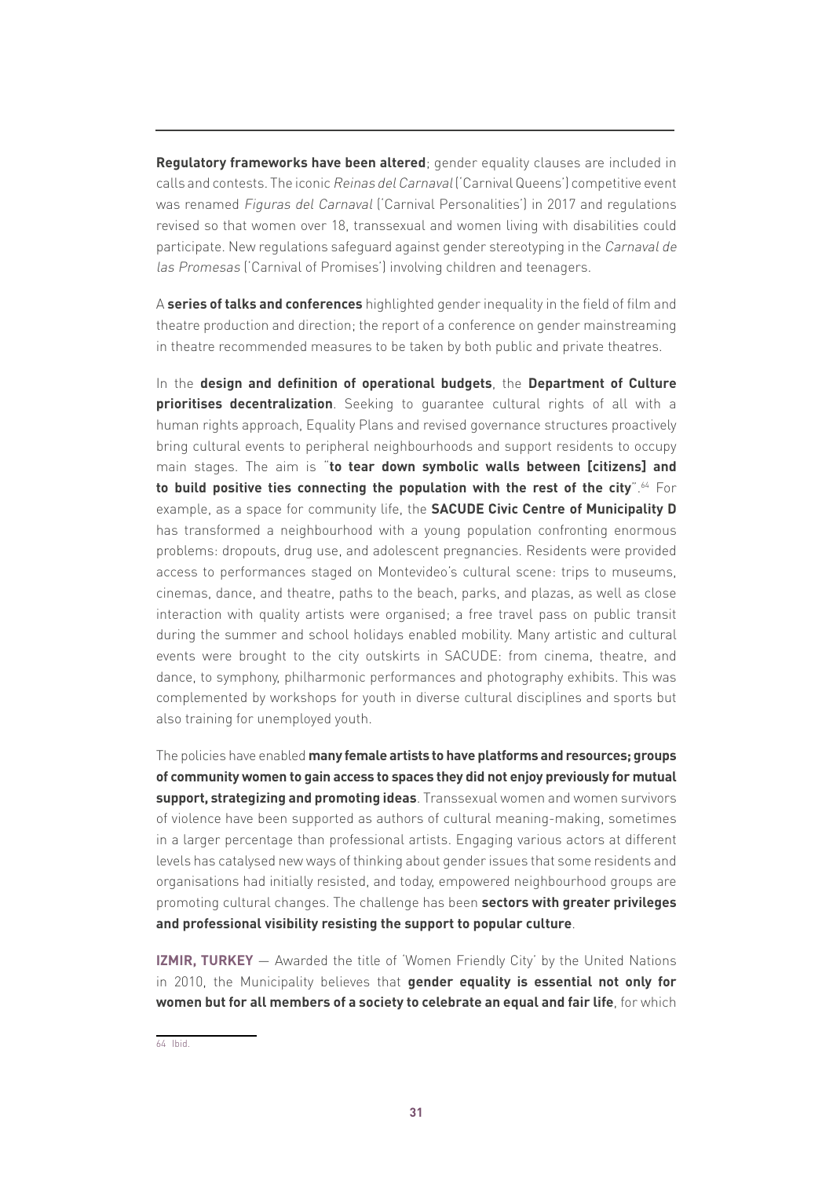**Regulatory frameworks have been altered**; gender equality clauses are included in calls and contests. The iconic *Reinas del Carnaval* ('Carnival Queens') competitive event was renamed *Figuras del Carnaval* ('Carnival Personalities') in 2017 and regulations revised so that women over 18, transsexual and women living with disabilities could participate. New regulations safeguard against gender stereotyping in the *Carnaval de las Promesas* ('Carnival of Promises') involving children and teenagers.

A **series of talks and conferences** highlighted gender inequality in the field of film and theatre production and direction; the report of a conference on gender mainstreaming in theatre recommended measures to be taken by both public and private theatres.

In the **design and definition of operational budgets**, the **Department of Culture prioritises decentralization**. Seeking to guarantee cultural rights of all with a human rights approach, Equality Plans and revised governance structures proactively bring cultural events to peripheral neighbourhoods and support residents to occupy main stages. The aim is "**to tear down symbolic walls between [citizens] and to build positive ties connecting the population with the rest of the city**".[64] For example, as a space for community life, the **SACUDE Civic Centre of Municipality D** has transformed a neighbourhood with a young population confronting enormous problems: dropouts, drug use, and adolescent pregnancies. Residents were provided access to performances staged on Montevideo's cultural scene: trips to museums, cinemas, dance, and theatre, paths to the beach, parks, and plazas, as well as close interaction with quality artists were organised; a free travel pass on public transit during the summer and school holidays enabled mobility. Many artistic and cultural events were brought to the city outskirts in SACUDE: from cinema, theatre, and dance, to symphony, philharmonic performances and photography exhibits. This was complemented by workshops for youth in diverse cultural disciplines and sports but also training for unemployed youth.

The policies have enabled **many female artists to have platforms and resources; groups of community women to gain access to spaces they did not enjoy previously for mutual support, strategizing and promoting ideas**. Transsexual women and women survivors of violence have been supported as authors of cultural meaning-making, sometimes in a larger percentage than professional artists. Engaging various actors at different levels has catalysed new ways of thinking about gender issues that some residents and organisations had initially resisted, and today, empowered neighbourhood groups are promoting cultural changes. The challenge has been **sectors with greater privileges and professional visibility resisting the support to popular culture**.

**IZMIR, TURKEY** — Awarded the title of 'Women Friendly City' by the United Nations in 2010, the Municipality believes that **gender equality is essential not only for women but for all members of a society to celebrate an equal and fair life**, for which

64 Ibid.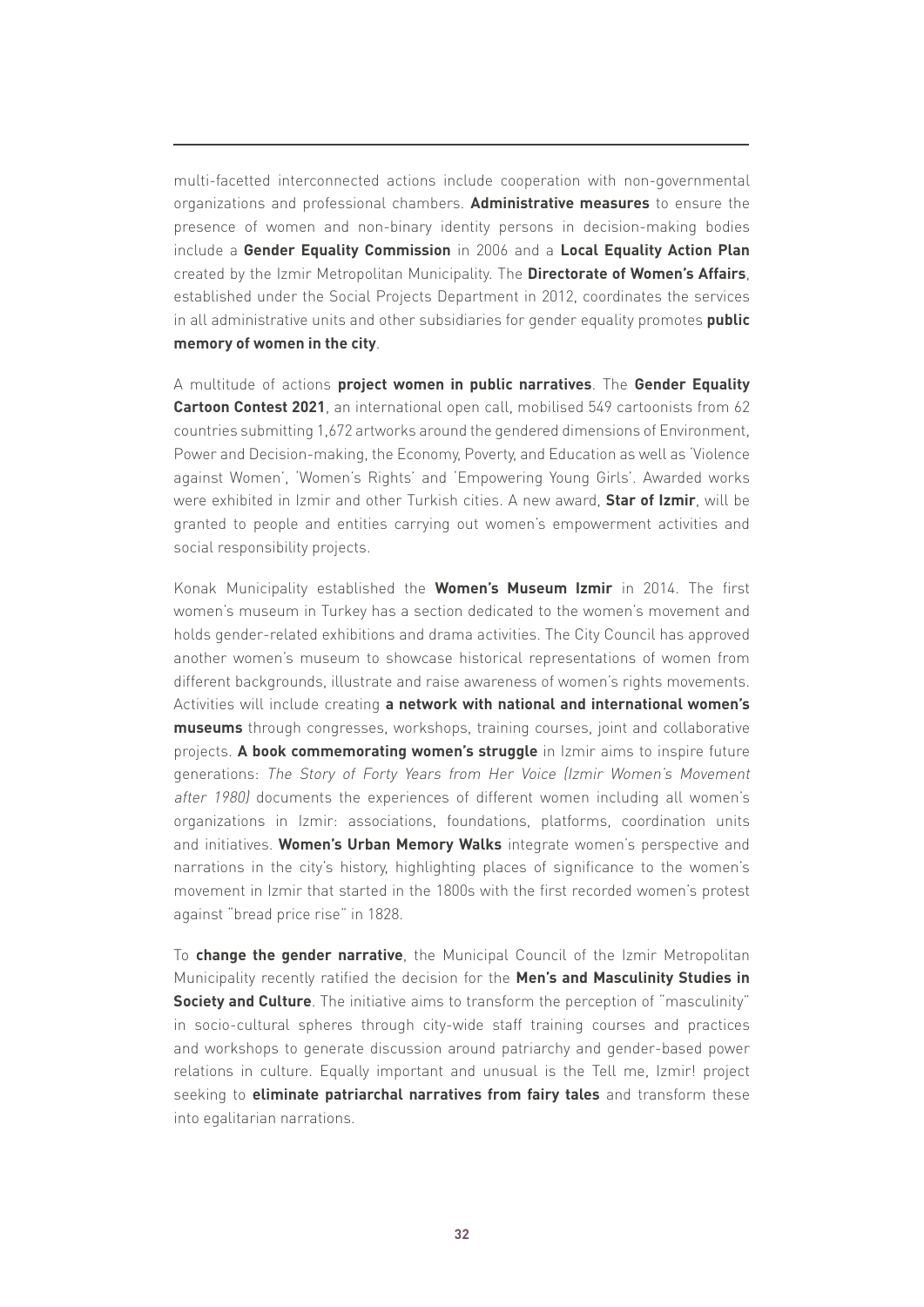multi-facetted interconnected actions include cooperation with non-governmental organizations and professional chambers. **Administrative measures** to ensure the presence of women and non-binary identity persons in decision-making bodies include a **Gender Equality Commission** in 2006 and a **Local Equality Action Plan** created by the Izmir Metropolitan Municipality. The **Directorate of Women's Affairs**, established under the Social Projects Department in 2012, coordinates the services in all administrative units and other subsidiaries for gender equality promotes **public memory of women in the city**.

A multitude of actions **project women in public narratives**. The **Gender Equality Cartoon Contest 2021**, an international open call, mobilised 549 cartoonists from 62 countries submitting 1,672 artworks around the gendered dimensions of Environment, Power and Decision-making, the Economy, Poverty, and Education as well as 'Violence against Women', 'Women's Rights' and 'Empowering Young Girls'. Awarded works were exhibited in Izmir and other Turkish cities. A new award, **Star of Izmir**, will be granted to people and entities carrying out women's empowerment activities and social responsibility projects.

Konak Municipality established the **Women's Museum Izmir** in 2014. The first women's museum in Turkey has a section dedicated to the women's movement and holds gender-related exhibitions and drama activities. The City Council has approved another women's museum to showcase historical representations of women from different backgrounds, illustrate and raise awareness of women's rights movements. Activities will include creating **a network with national and international women's museums** through congresses, workshops, training courses, joint and collaborative projects. **A book commemorating women's struggle** in Izmir aims to inspire future generations: *The Story of Forty Years from Her Voice (Izmir Women's Movement after 1980)* documents the experiences of different women including all women's organizations in Izmir: associations, foundations, platforms, coordination units and initiatives. **Women's Urban Memory Walks** integrate women's perspective and narrations in the city's history, highlighting places of significance to the women's movement in Izmir that started in the 1800s with the first recorded women's protest against "bread price rise" in 1828.

To **change the gender narrative**, the Municipal Council of the Izmir Metropolitan Municipality recently ratified the decision for the **Men's and Masculinity Studies in Society and Culture**. The initiative aims to transform the perception of "masculinity" in socio-cultural spheres through city-wide staff training courses and practices and workshops to generate discussion around patriarchy and gender-based power relations in culture. Equally important and unusual is the Tell me, Izmir! project seeking to **eliminate patriarchal narratives from fairy tales** and transform these into egalitarian narrations.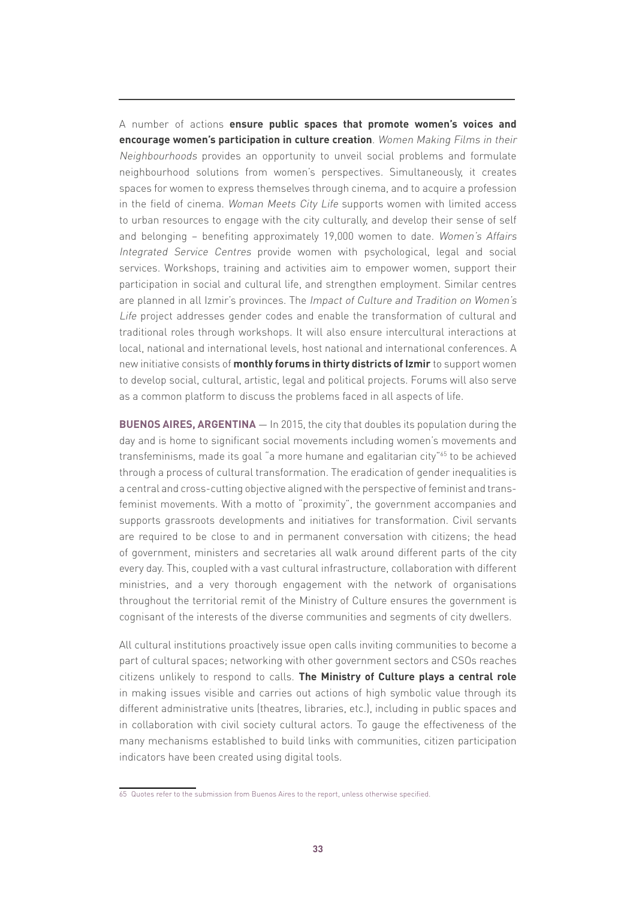A number of actions **ensure public spaces that promote women's voices and encourage women's participation in culture creation**. *Women Making Films in their Neighbourhoods* provides an opportunity to unveil social problems and formulate neighbourhood solutions from women's perspectives. Simultaneously, it creates spaces for women to express themselves through cinema, and to acquire a profession in the field of cinema. *Woman Meets City Life* supports women with limited access to urban resources to engage with the city culturally, and develop their sense of self and belonging – benefiting approximately 19,000 women to date. *Women's Affairs Integrated Service Centres* provide women with psychological, legal and social services. Workshops, training and activities aim to empower women, support their participation in social and cultural life, and strengthen employment. Similar centres are planned in all Izmir's provinces. The *Impact of Culture and Tradition on Women's Life* project addresses gender codes and enable the transformation of cultural and traditional roles through workshops. It will also ensure intercultural interactions at local, national and international levels, host national and international conferences. A new initiative consists of **monthly forums in thirty districts of Izmir** to support women to develop social, cultural, artistic, legal and political projects. Forums will also serve as a common platform to discuss the problems faced in all aspects of life.

**BUENOS AIRES, ARGENTINA** — In 2015, the city that doubles its population during the day and is home to significant social movements including women's movements and transfeminisms, made its goal "a more humane and egalitarian city"[65] to be achieved through a process of cultural transformation. The eradication of gender inequalities is a central and cross-cutting objective aligned with the perspective of feminist and trans-feminist movements. With a motto of "proximity", the government accompanies and supports grassroots developments and initiatives for transformation. Civil servants are required to be close to and in permanent conversation with citizens; the head of government, ministers and secretaries all walk around different parts of the city every day. This, coupled with a vast cultural infrastructure, collaboration with different ministries, and a very thorough engagement with the network of organisations throughout the territorial remit of the Ministry of Culture ensures the government is cognisant of the interests of the diverse communities and segments of city dwellers.

All cultural institutions proactively issue open calls inviting communities to become a part of cultural spaces; networking with other government sectors and CSOs reaches citizens unlikely to respond to calls. **The Ministry of Culture plays a central role** in making issues visible and carries out actions of high symbolic value through its different administrative units (theatres, libraries, etc.), including in public spaces and in collaboration with civil society cultural actors. To gauge the effectiveness of the many mechanisms established to build links with communities, citizen participation indicators have been created using digital tools.

---

65 Quotes refer to the submission from Buenos Aires to the report, unless otherwise specified.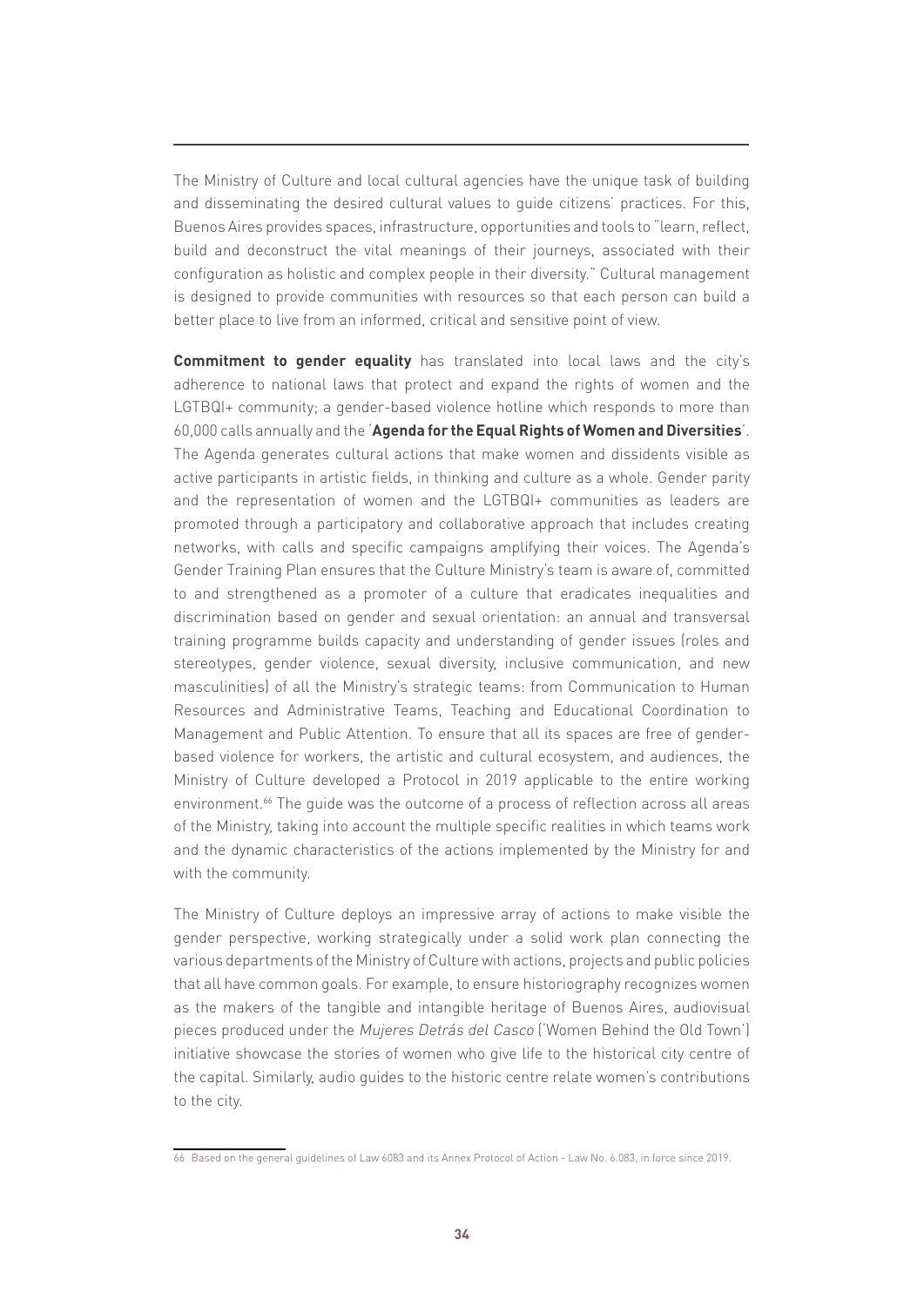The Ministry of Culture and local cultural agencies have the unique task of building and disseminating the desired cultural values to guide citizens' practices. For this, Buenos Aires provides spaces, infrastructure, opportunities and tools to "learn, reflect, build and deconstruct the vital meanings of their journeys, associated with their configuration as holistic and complex people in their diversity." Cultural management is designed to provide communities with resources so that each person can build a better place to live from an informed, critical and sensitive point of view.

**Commitment to gender equality** has translated into local laws and the city's adherence to national laws that protect and expand the rights of women and the LGTBQI+ community; a gender-based violence hotline which responds to more than 60,000 calls annually and the '**Agenda for the Equal Rights of Women and Diversities**'. The Agenda generates cultural actions that make women and dissidents visible as active participants in artistic fields, in thinking and culture as a whole. Gender parity and the representation of women and the LGTBQI+ communities as leaders are promoted through a participatory and collaborative approach that includes creating networks, with calls and specific campaigns amplifying their voices. The Agenda's Gender Training Plan ensures that the Culture Ministry's team is aware of, committed to and strengthened as a promoter of a culture that eradicates inequalities and discrimination based on gender and sexual orientation: an annual and transversal training programme builds capacity and understanding of gender issues (roles and stereotypes, gender violence, sexual diversity, inclusive communication, and new masculinities) of all the Ministry's strategic teams: from Communication to Human Resources and Administrative Teams, Teaching and Educational Coordination to Management and Public Attention. To ensure that all its spaces are free of gender-based violence for workers, the artistic and cultural ecosystem, and audiences, the Ministry of Culture developed a Protocol in 2019 applicable to the entire working environment.[66] The guide was the outcome of a process of reflection across all areas of the Ministry, taking into account the multiple specific realities in which teams work and the dynamic characteristics of the actions implemented by the Ministry for and with the community.

The Ministry of Culture deploys an impressive array of actions to make visible the gender perspective, working strategically under a solid work plan connecting the various departments of the Ministry of Culture with actions, projects and public policies that all have common goals. For example, to ensure historiography recognizes women as the makers of the tangible and intangible heritage of Buenos Aires, audiovisual pieces produced under the *Mujeres Detrás del Casco* ('Women Behind the Old Town') initiative showcase the stories of women who give life to the historical city centre of the capital. Similarly, audio guides to the historic centre relate women's contributions to the city.

66 Based on the general guidelines of Law 6083 and its Annex Protocol of Action - Law No. 6.083, in force since 2019.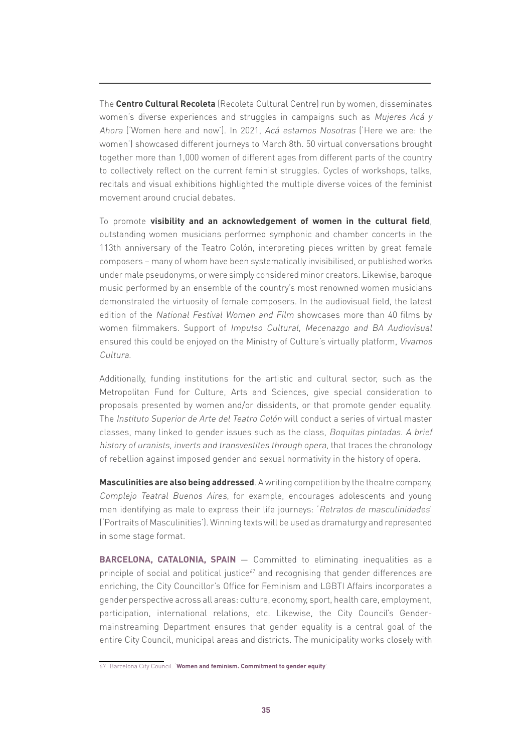The **Centro Cultural Recoleta** (Recoleta Cultural Centre) run by women, disseminates women's diverse experiences and struggles in campaigns such as *Mujeres Acá y Ahora* ('Women here and now'). In 2021, *Acá estamos Nosotras* ('Here we are: the women') showcased different journeys to March 8th. 50 virtual conversations brought together more than 1,000 women of different ages from different parts of the country to collectively reflect on the current feminist struggles. Cycles of workshops, talks, recitals and visual exhibitions highlighted the multiple diverse voices of the feminist movement around crucial debates.

To promote **visibility and an acknowledgement of women in the cultural field**, outstanding women musicians performed symphonic and chamber concerts in the 113th anniversary of the Teatro Colón, interpreting pieces written by great female composers – many of whom have been systematically invisibilised, or published works under male pseudonyms, or were simply considered minor creators. Likewise, baroque music performed by an ensemble of the country's most renowned women musicians demonstrated the virtuosity of female composers. In the audiovisual field, the latest edition of the *National Festival Women and Film* showcases more than 40 films by women filmmakers. Support of *Impulso Cultural, Mecenazgo and BA Audiovisual* ensured this could be enjoyed on the Ministry of Culture's virtually platform, *Vivamos Cultura.*

Additionally, funding institutions for the artistic and cultural sector, such as the Metropolitan Fund for Culture, Arts and Sciences, give special consideration to proposals presented by women and/or dissidents, or that promote gender equality. The *Instituto Superior de Arte del Teatro Colón* will conduct a series of virtual master classes, many linked to gender issues such as the class, *Boquitas pintadas. A brief history of uranists, inverts and transvestites through opera*, that traces the chronology of rebellion against imposed gender and sexual normativity in the history of opera.

**Masculinities are also being addressed**. A writing competition by the theatre company, *Complejo Teatral Buenos Aires*, for example, encourages adolescents and young men identifying as male to express their life journeys: '*Retratos de masculinidades*' ('Portraits of Masculinities'). Winning texts will be used as dramaturgy and represented in some stage format.

**BARCELONA, CATALONIA, SPAIN** — Committed to eliminating inequalities as a principle of social and political justice[67] and recognising that gender differences are enriching, the City Councillor's Office for Feminism and LGBTI Affairs incorporates a gender perspective across all areas: culture, economy, sport, health care, employment, participation, international relations, etc. Likewise, the City Council's Gender-mainstreaming Department ensures that gender equality is a central goal of the entire City Council, municipal areas and districts. The municipality works closely with

67 Barcelona City Council. '**Women and feminism. Commitment to gender equity**'.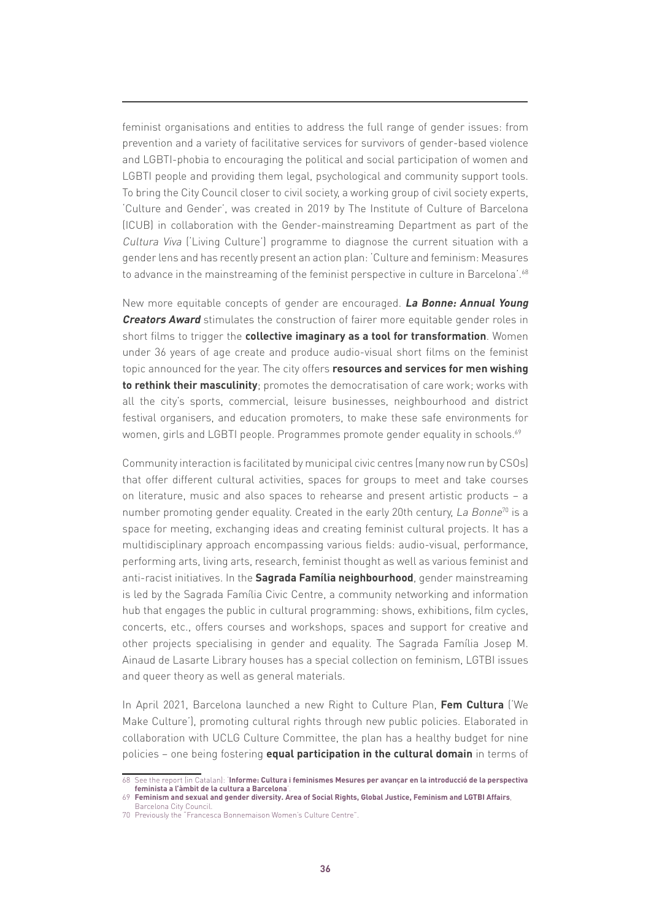feminist organisations and entities to address the full range of gender issues: from prevention and a variety of facilitative services for survivors of gender-based violence and LGBTI-phobia to encouraging the political and social participation of women and LGBTI people and providing them legal, psychological and community support tools. To bring the City Council closer to civil society, a working group of civil society experts, 'Culture and Gender', was created in 2019 by The Institute of Culture of Barcelona (ICUB) in collaboration with the Gender-mainstreaming Department as part of the *Cultura Viva* ('Living Culture') programme to diagnose the current situation with a gender lens and has recently present an action plan: 'Culture and feminism: Measures to advance in the mainstreaming of the feminist perspective in culture in Barcelona'.[68]

New more equitable concepts of gender are encouraged. ***La Bonne: Annual Young Creators Award*** stimulates the construction of fairer more equitable gender roles in short films to trigger the **collective imaginary as a tool for transformation**. Women under 36 years of age create and produce audio-visual short films on the feminist topic announced for the year. The city offers **resources and services for men wishing to rethink their masculinity**; promotes the democratisation of care work; works with all the city's sports, commercial, leisure businesses, neighbourhood and district festival organisers, and education promoters, to make these safe environments for women, girls and LGBTI people. Programmes promote gender equality in schools.[69]

Community interaction is facilitated by municipal civic centres (many now run by CSOs) that offer different cultural activities, spaces for groups to meet and take courses on literature, music and also spaces to rehearse and present artistic products – a number promoting gender equality. Created in the early 20th century, *La Bonne*[70] is a space for meeting, exchanging ideas and creating feminist cultural projects. It has a multidisciplinary approach encompassing various fields: audio-visual, performance, performing arts, living arts, research, feminist thought as well as various feminist and anti-racist initiatives. In the **Sagrada Família neighbourhood**, gender mainstreaming is led by the Sagrada Família Civic Centre, a community networking and information hub that engages the public in cultural programming: shows, exhibitions, film cycles, concerts, etc., offers courses and workshops, spaces and support for creative and other projects specialising in gender and equality. The Sagrada Família Josep M. Ainaud de Lasarte Library houses has a special collection on feminism, LGTBI issues and queer theory as well as general materials.

In April 2021, Barcelona launched a new Right to Culture Plan, **Fem Cultura** ('We Make Culture'), promoting cultural rights through new public policies. Elaborated in collaboration with UCLG Culture Committee, the plan has a healthy budget for nine policies – one being fostering **equal participation in the cultural domain** in terms of

68 See the report (in Catalan): '**Informe: Cultura i feminismes Mesures per avançar en la introducció de la perspectiva feminista a l'àmbit de la cultura a Barcelona**'.

69 **Feminism and sexual and gender diversity. Area of Social Rights, Global Justice, Feminism and LGTBI Affairs**, Barcelona City Council.

70 Previously the "Francesca Bonnemaison Women's Culture Centre".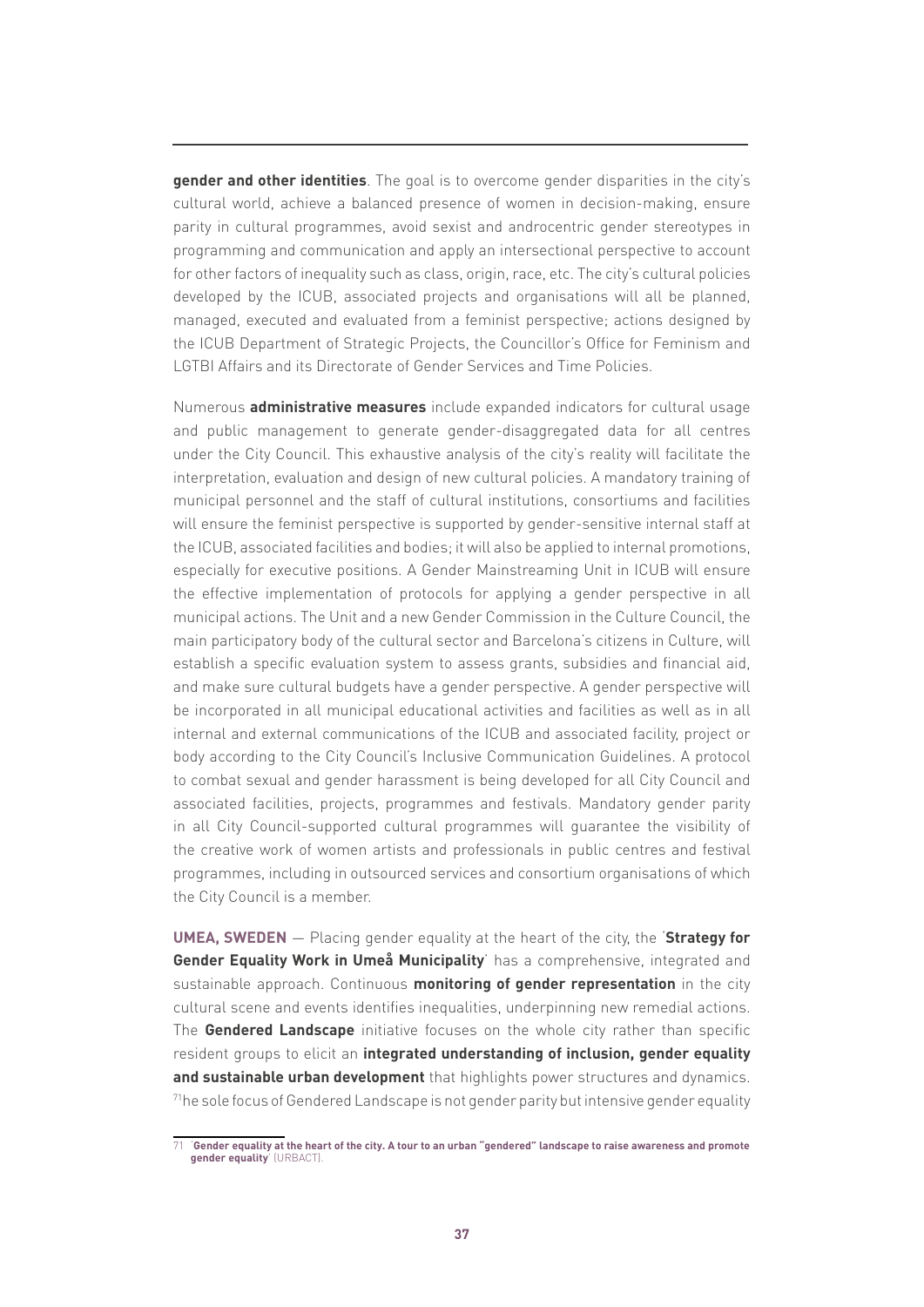**gender and other identities**. The goal is to overcome gender disparities in the city's cultural world, achieve a balanced presence of women in decision-making, ensure parity in cultural programmes, avoid sexist and androcentric gender stereotypes in programming and communication and apply an intersectional perspective to account for other factors of inequality such as class, origin, race, etc. The city's cultural policies developed by the ICUB, associated projects and organisations will all be planned, managed, executed and evaluated from a feminist perspective; actions designed by the ICUB Department of Strategic Projects, the Councillor's Office for Feminism and LGTBI Affairs and its Directorate of Gender Services and Time Policies.

Numerous **administrative measures** include expanded indicators for cultural usage and public management to generate gender-disaggregated data for all centres under the City Council. This exhaustive analysis of the city's reality will facilitate the interpretation, evaluation and design of new cultural policies. A mandatory training of municipal personnel and the staff of cultural institutions, consortiums and facilities will ensure the feminist perspective is supported by gender-sensitive internal staff at the ICUB, associated facilities and bodies; it will also be applied to internal promotions, especially for executive positions. A Gender Mainstreaming Unit in ICUB will ensure the effective implementation of protocols for applying a gender perspective in all municipal actions. The Unit and a new Gender Commission in the Culture Council, the main participatory body of the cultural sector and Barcelona's citizens in Culture, will establish a specific evaluation system to assess grants, subsidies and financial aid, and make sure cultural budgets have a gender perspective. A gender perspective will be incorporated in all municipal educational activities and facilities as well as in all internal and external communications of the ICUB and associated facility, project or body according to the City Council's Inclusive Communication Guidelines. A protocol to combat sexual and gender harassment is being developed for all City Council and associated facilities, projects, programmes and festivals. Mandatory gender parity in all City Council-supported cultural programmes will guarantee the visibility of the creative work of women artists and professionals in public centres and festival programmes, including in outsourced services and consortium organisations of which the City Council is a member.

**UMEA, SWEDEN** — Placing gender equality at the heart of the city, the '**Strategy for Gender Equality Work in Umeå Municipality**' has a comprehensive, integrated and sustainable approach. Continuous **monitoring of gender representation** in the city cultural scene and events identifies inequalities, underpinning new remedial actions. The **Gendered Landscape** initiative focuses on the whole city rather than specific resident groups to elicit an **integrated understanding of inclusion, gender equality and sustainable urban development** that highlights power structures and dynamics. [71]he sole focus of Gendered Landscape is not gender parity but intensive gender equality

---

71 '**Gender equality at the heart of the city. A tour to an urban "gendered" landscape to raise awareness and promote gender equality**' (URBACT).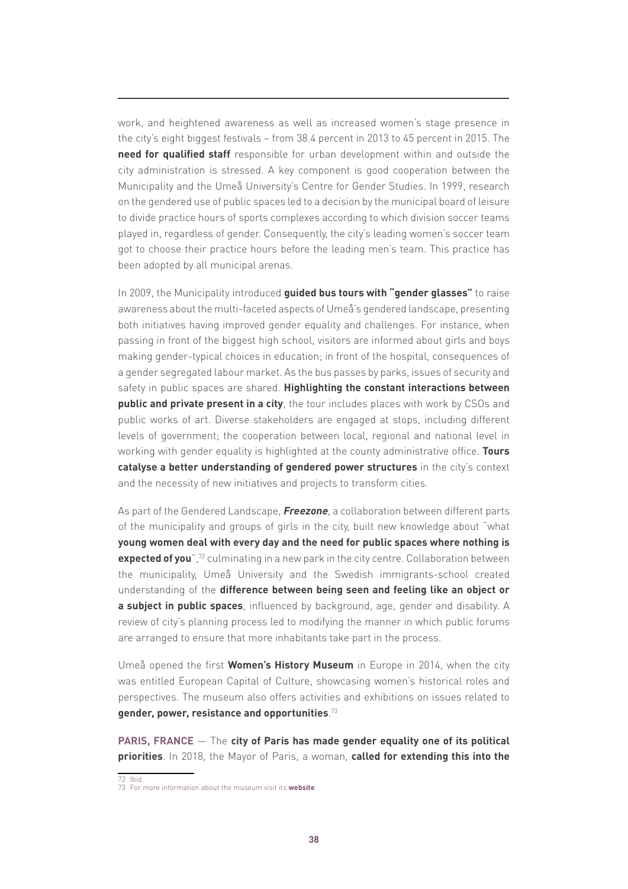work, and heightened awareness as well as increased women's stage presence in the city's eight biggest festivals – from 38.4 percent in 2013 to 45 percent in 2015. The **need for qualified staff** responsible for urban development within and outside the city administration is stressed. A key component is good cooperation between the Municipality and the Umeå University's Centre for Gender Studies. In 1999, research on the gendered use of public spaces led to a decision by the municipal board of leisure to divide practice hours of sports complexes according to which division soccer teams played in, regardless of gender. Consequently, the city's leading women's soccer team got to choose their practice hours before the leading men's team. This practice has been adopted by all municipal arenas.

In 2009, the Municipality introduced **guided bus tours with "gender glasses"** to raise awareness about the multi-faceted aspects of Umeå's gendered landscape, presenting both initiatives having improved gender equality and challenges. For instance, when passing in front of the biggest high school, visitors are informed about girls and boys making gender-typical choices in education; in front of the hospital, consequences of a gender segregated labour market. As the bus passes by parks, issues of security and safety in public spaces are shared. **Highlighting the constant interactions between public and private present in a city**, the tour includes places with work by CSOs and public works of art. Diverse stakeholders are engaged at stops, including different levels of government; the cooperation between local, regional and national level in working with gender equality is highlighted at the county administrative office. **Tours catalyse a better understanding of gendered power structures** in the city's context and the necessity of new initiatives and projects to transform cities.

As part of the Gendered Landscape, ***Freezone***, a collaboration between different parts of the municipality and groups of girls in the city, built new knowledge about "what **young women deal with every day and the need for public spaces where nothing is expected of you**",[72] culminating in a new park in the city centre. Collaboration between the municipality, Umeå University and the Swedish immigrants-school created understanding of the **difference between being seen and feeling like an object or a subject in public spaces**, influenced by background, age, gender and disability. A review of city's planning process led to modifying the manner in which public forums are arranged to ensure that more inhabitants take part in the process.

Umeå opened the first **Women's History Museum** in Europe in 2014, when the city was entitled European Capital of Culture, showcasing women's historical roles and perspectives. The museum also offers activities and exhibitions on issues related to **gender, power, resistance and opportunities**.[73]

**PARIS, FRANCE** — The **city of Paris has made gender equality one of its political priorities**. In 2018, the Mayor of Paris, a woman, **called for extending this into the**

72 Ibid.
73 For more information about the museum visit its **website**.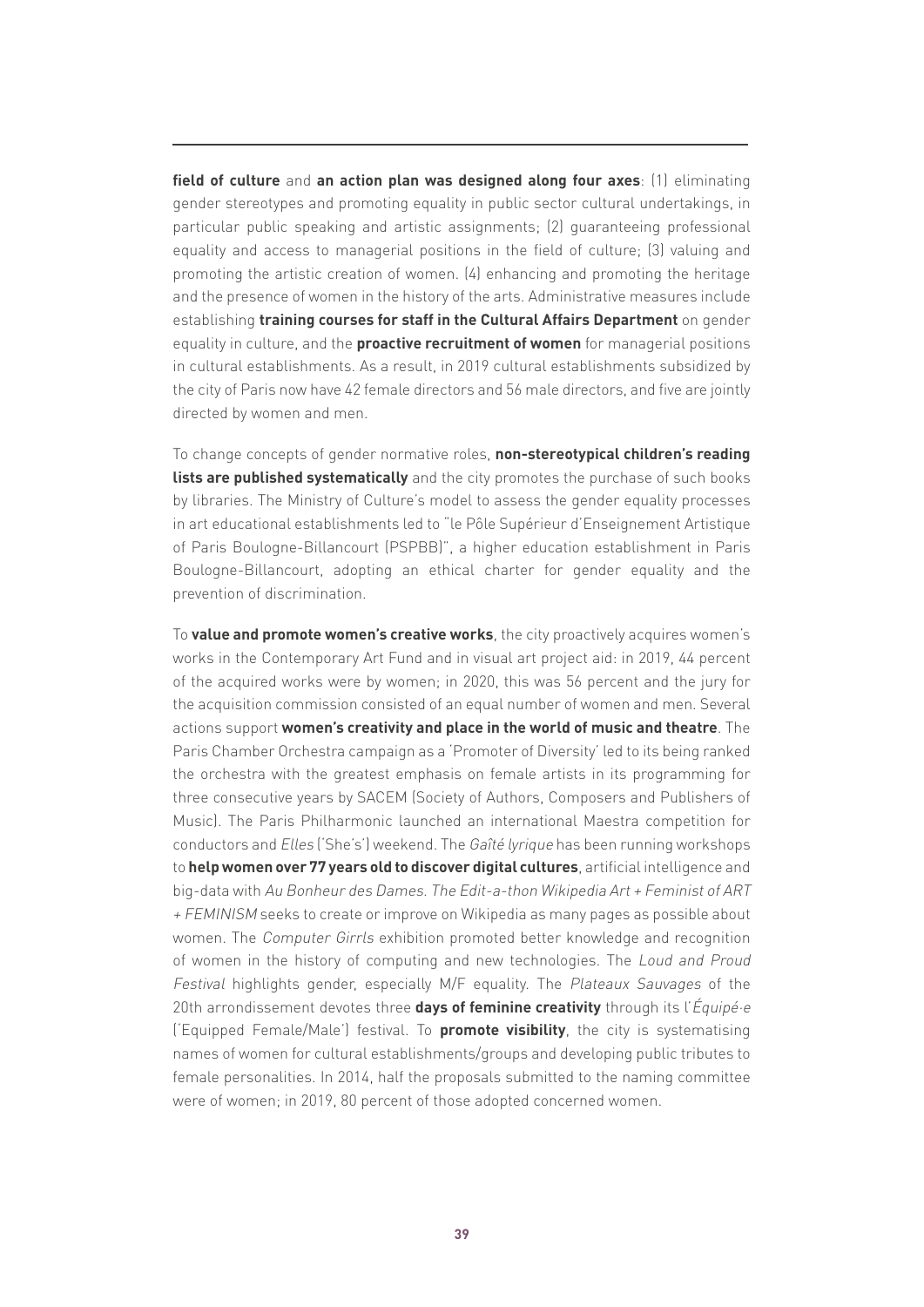**field of culture** and **an action plan was designed along four axes**: (1) eliminating gender stereotypes and promoting equality in public sector cultural undertakings, in particular public speaking and artistic assignments; (2) guaranteeing professional equality and access to managerial positions in the field of culture; (3) valuing and promoting the artistic creation of women. (4) enhancing and promoting the heritage and the presence of women in the history of the arts. Administrative measures include establishing **training courses for staff in the Cultural Affairs Department** on gender equality in culture, and the **proactive recruitment of women** for managerial positions in cultural establishments. As a result, in 2019 cultural establishments subsidized by the city of Paris now have 42 female directors and 56 male directors, and five are jointly directed by women and men.

To change concepts of gender normative roles, **non-stereotypical children's reading lists are published systematically** and the city promotes the purchase of such books by libraries. The Ministry of Culture's model to assess the gender equality processes in art educational establishments led to "le Pôle Supérieur d'Enseignement Artistique of Paris Boulogne-Billancourt (PSPBB)", a higher education establishment in Paris Boulogne-Billancourt, adopting an ethical charter for gender equality and the prevention of discrimination.

To **value and promote women's creative works**, the city proactively acquires women's works in the Contemporary Art Fund and in visual art project aid: in 2019, 44 percent of the acquired works were by women; in 2020, this was 56 percent and the jury for the acquisition commission consisted of an equal number of women and men. Several actions support **women's creativity and place in the world of music and theatre**. The Paris Chamber Orchestra campaign as a 'Promoter of Diversity' led to its being ranked the orchestra with the greatest emphasis on female artists in its programming for three consecutive years by SACEM (Society of Authors, Composers and Publishers of Music). The Paris Philharmonic launched an international Maestra competition for conductors and *Elles* ('She's') weekend. The *Gaîté lyrique* has been running workshops to **help women over 77 years old to discover digital cultures**, artificial intelligence and big-data with *Au Bonheur des Dames. The Edit-a-thon Wikipedia Art + Feminist of ART + FEMINISM* seeks to create or improve on Wikipedia as many pages as possible about women. The *Computer Girrls* exhibition promoted better knowledge and recognition of women in the history of computing and new technologies. The *Loud and Proud Festival* highlights gender, especially M/F equality. The *Plateaux Sauvages* of the 20th arrondissement devotes three **days of feminine creativity** through its l'*Équipé·e* ('Equipped Female/Male') festival. To **promote visibility**, the city is systematising names of women for cultural establishments/groups and developing public tributes to female personalities. In 2014, half the proposals submitted to the naming committee were of women; in 2019, 80 percent of those adopted concerned women.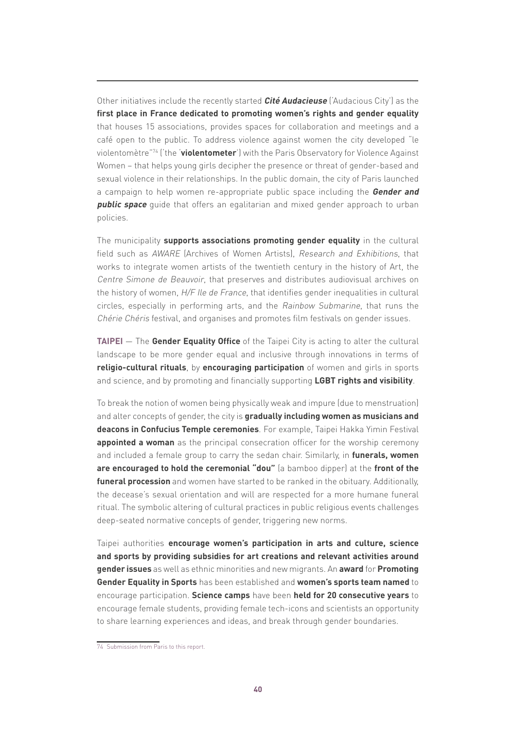Other initiatives include the recently started ***Cité Audacieuse*** ('Audacious City') as the **first place in France dedicated to promoting women's rights and gender equality** that houses 15 associations, provides spaces for collaboration and meetings and a café open to the public. To address violence against women the city developed "le violentomètre"[74] ('the '**violentometer**') with the Paris Observatory for Violence Against Women – that helps young girls decipher the presence or threat of gender-based and sexual violence in their relationships. In the public domain, the city of Paris launched a campaign to help women re-appropriate public space including the ***Gender and public space*** guide that offers an egalitarian and mixed gender approach to urban policies.

The municipality **supports associations promoting gender equality** in the cultural field such as *AWARE* (Archives of Women Artists), *Research and Exhibitions*, that works to integrate women artists of the twentieth century in the history of Art, the *Centre Simone de Beauvoir*, that preserves and distributes audiovisual archives on the history of women, *H/F Ile de France*, that identifies gender inequalities in cultural circles, especially in performing arts, and the *Rainbow Submarine*, that runs the *Chérie Chéris* festival, and organises and promotes film festivals on gender issues.

**TAIPEI** — The **Gender Equality Office** of the Taipei City is acting to alter the cultural landscape to be more gender equal and inclusive through innovations in terms of **religio-cultural rituals**, by **encouraging participation** of women and girls in sports and science, and by promoting and financially supporting **LGBT rights and visibility**.

To break the notion of women being physically weak and impure (due to menstruation) and alter concepts of gender, the city is **gradually including women as musicians and deacons in Confucius Temple ceremonies**. For example, Taipei Hakka Yimin Festival **appointed a woman** as the principal consecration officer for the worship ceremony and included a female group to carry the sedan chair. Similarly, in **funerals, women are encouraged to hold the ceremonial "dou"** (a bamboo dipper) at the **front of the funeral procession** and women have started to be ranked in the obituary. Additionally, the decease's sexual orientation and will are respected for a more humane funeral ritual. The symbolic altering of cultural practices in public religious events challenges deep-seated normative concepts of gender, triggering new norms.

Taipei authorities **encourage women's participation in arts and culture, science and sports by providing subsidies for art creations and relevant activities around gender issues** as well as ethnic minorities and new migrants. An **award** for **Promoting Gender Equality in Sports** has been established and **women's sports team named** to encourage participation. **Science camps** have been **held for 20 consecutive years** to encourage female students, providing female tech-icons and scientists an opportunity to share learning experiences and ideas, and break through gender boundaries.

[74] Submission from Paris to this report.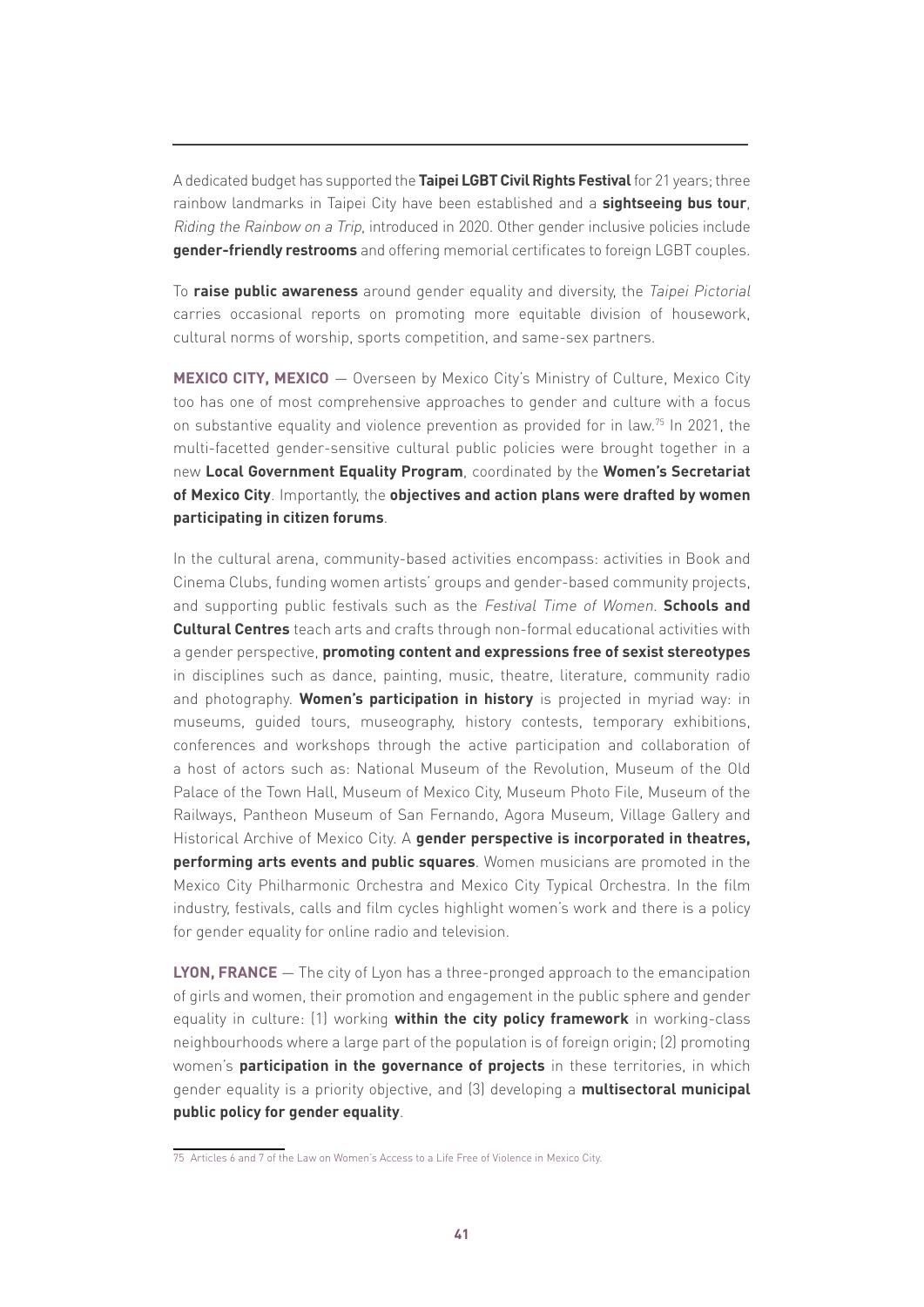A dedicated budget has supported the **Taipei LGBT Civil Rights Festival** for 21 years; three rainbow landmarks in Taipei City have been established and a **sightseeing bus tour**, *Riding the Rainbow on a Trip*, introduced in 2020. Other gender inclusive policies include **gender-friendly restrooms** and offering memorial certificates to foreign LGBT couples.

To **raise public awareness** around gender equality and diversity, the *Taipei Pictorial* carries occasional reports on promoting more equitable division of housework, cultural norms of worship, sports competition, and same-sex partners.

**MEXICO CITY, MEXICO** — Overseen by Mexico City's Ministry of Culture, Mexico City too has one of most comprehensive approaches to gender and culture with a focus on substantive equality and violence prevention as provided for in law.[75] In 2021, the multi-facetted gender-sensitive cultural public policies were brought together in a new **Local Government Equality Program**, coordinated by the **Women's Secretariat of Mexico City**. Importantly, the **objectives and action plans were drafted by women participating in citizen forums**.

In the cultural arena, community-based activities encompass: activities in Book and Cinema Clubs, funding women artists' groups and gender-based community projects, and supporting public festivals such as the *Festival Time of Women*. **Schools and Cultural Centres** teach arts and crafts through non-formal educational activities with a gender perspective, **promoting content and expressions free of sexist stereotypes** in disciplines such as dance, painting, music, theatre, literature, community radio and photography. **Women's participation in history** is projected in myriad way: in museums, guided tours, museography, history contests, temporary exhibitions, conferences and workshops through the active participation and collaboration of a host of actors such as: National Museum of the Revolution, Museum of the Old Palace of the Town Hall, Museum of Mexico City, Museum Photo File, Museum of the Railways, Pantheon Museum of San Fernando, Agora Museum, Village Gallery and Historical Archive of Mexico City. A **gender perspective is incorporated in theatres, performing arts events and public squares**. Women musicians are promoted in the Mexico City Philharmonic Orchestra and Mexico City Typical Orchestra. In the film industry, festivals, calls and film cycles highlight women's work and there is a policy for gender equality for online radio and television.

**LYON, FRANCE** — The city of Lyon has a three-pronged approach to the emancipation of girls and women, their promotion and engagement in the public sphere and gender equality in culture: (1) working **within the city policy framework** in working-class neighbourhoods where a large part of the population is of foreign origin; (2) promoting women's **participation in the governance of projects** in these territories, in which gender equality is a priority objective, and (3) developing a **multisectoral municipal public policy for gender equality**.

---

75 Articles 6 and 7 of the Law on Women's Access to a Life Free of Violence in Mexico City.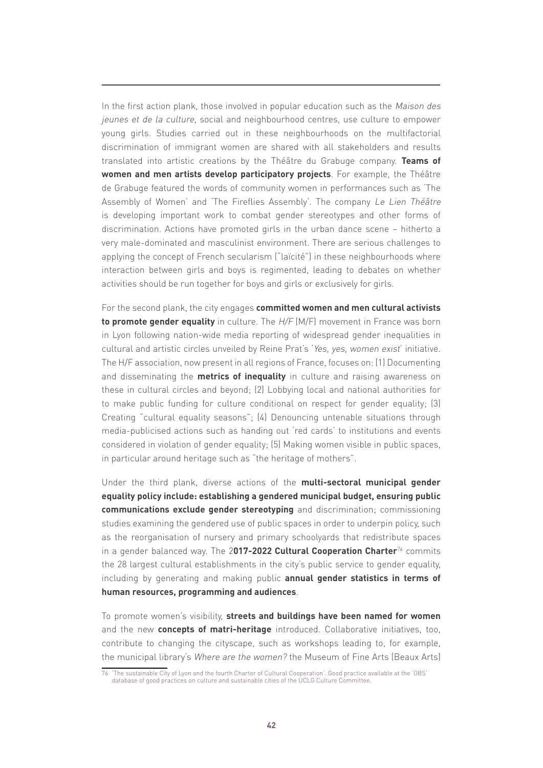In the first action plank, those involved in popular education such as the *Maison des jeunes et de la culture*, social and neighbourhood centres, use culture to empower young girls. Studies carried out in these neighbourhoods on the multifactorial discrimination of immigrant women are shared with all stakeholders and results translated into artistic creations by the Théâtre du Grabuge company. **Teams of women and men artists develop participatory projects**. For example, the Théâtre de Grabuge featured the words of community women in performances such as 'The Assembly of Women' and 'The Fireflies Assembly'. The company *Le Lien Théâtre* is developing important work to combat gender stereotypes and other forms of discrimination. Actions have promoted girls in the urban dance scene – hitherto a very male-dominated and masculinist environment. There are serious challenges to applying the concept of French secularism ("laïcité") in these neighbourhoods where interaction between girls and boys is regimented, leading to debates on whether activities should be run together for boys and girls or exclusively for girls.

For the second plank, the city engages **committed women and men cultural activists to promote gender equality** in culture. The *H/F* (M/F) movement in France was born in Lyon following nation-wide media reporting of widespread gender inequalities in cultural and artistic circles unveiled by Reine Prat's '*Yes, yes, women exist*' initiative. The H/F association, now present in all regions of France, focuses on: (1) Documenting and disseminating the **metrics of inequality** in culture and raising awareness on these in cultural circles and beyond; (2) Lobbying local and national authorities for to make public funding for culture conditional on respect for gender equality; (3) Creating "cultural equality seasons"; (4) Denouncing untenable situations through media-publicised actions such as handing out 'red cards' to institutions and events considered in violation of gender equality; (5) Making women visible in public spaces, in particular around heritage such as "the heritage of mothers".

Under the third plank, diverse actions of the **multi-sectoral municipal gender equality policy include: establishing a gendered municipal budget, ensuring public communications exclude gender stereotyping** and discrimination; commissioning studies examining the gendered use of public spaces in order to underpin policy, such as the reorganisation of nursery and primary schoolyards that redistribute spaces in a gender balanced way. The 2**017-2022 Cultural Cooperation Charter**[76] commits the 28 largest cultural establishments in the city's public service to gender equality, including by generating and making public **annual gender statistics in terms of human resources, programming and audiences**.

To promote women's visibility, **streets and buildings have been named for women** and the new **concepts of matri-heritage** introduced. Collaborative initiatives, too, contribute to changing the cityscape, such as workshops leading to, for example, the municipal library's *Where are the women?* the Museum of Fine Arts (Beaux Arts)

76 'The sustainable City of Lyon and the fourth Charter of Cultural Cooperation'. Good practice available at the 'OBS' database of good practices on culture and sustainable cities of the UCLG Culture Committee.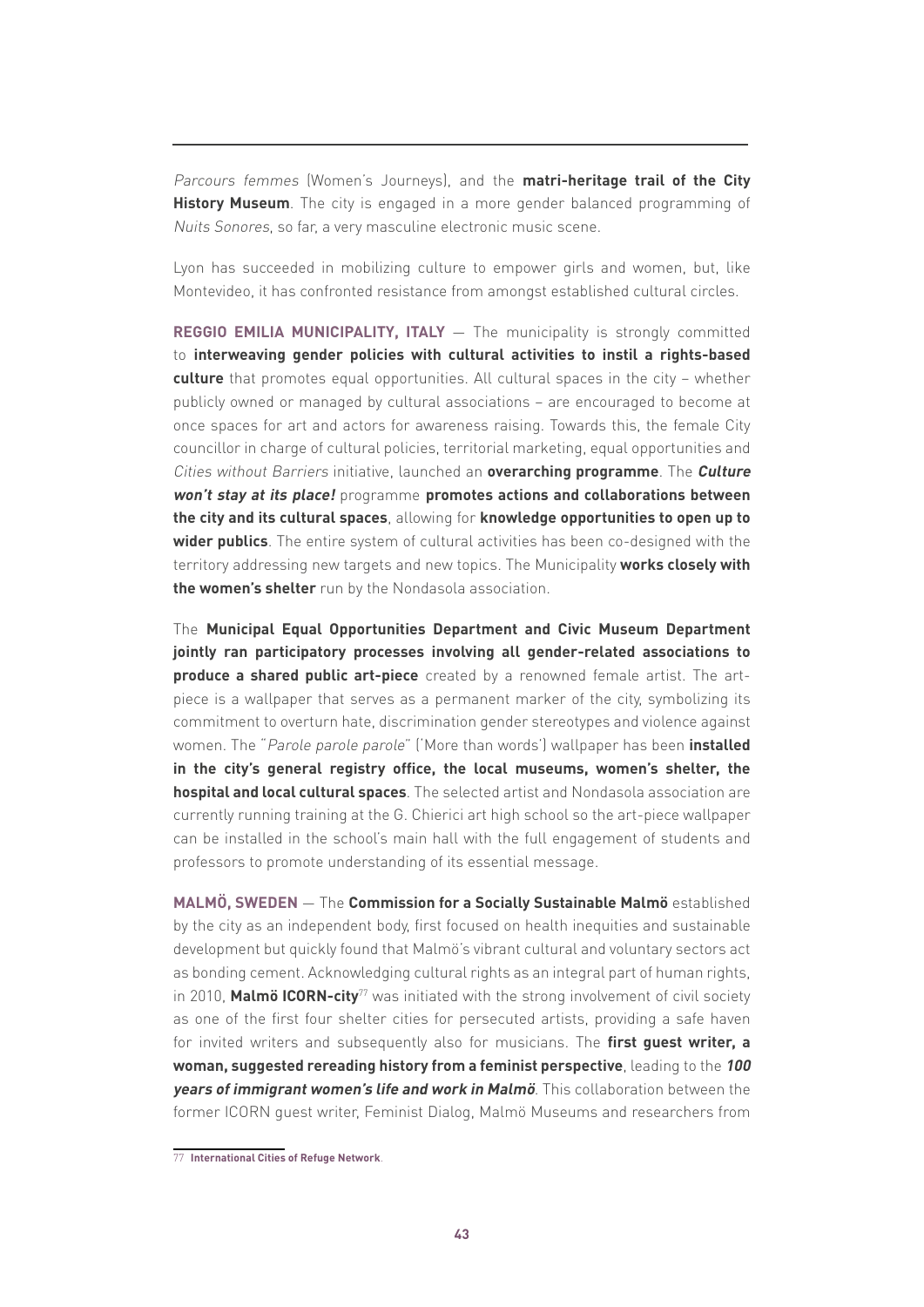*Parcours femmes* (Women's Journeys), and the **matri-heritage trail of the City History Museum**. The city is engaged in a more gender balanced programming of *Nuits Sonores*, so far, a very masculine electronic music scene.

Lyon has succeeded in mobilizing culture to empower girls and women, but, like Montevideo, it has confronted resistance from amongst established cultural circles.

**REGGIO EMILIA MUNICIPALITY, ITALY** — The municipality is strongly committed to **interweaving gender policies with cultural activities to instil a rights-based culture** that promotes equal opportunities. All cultural spaces in the city – whether publicly owned or managed by cultural associations – are encouraged to become at once spaces for art and actors for awareness raising. Towards this, the female City councillor in charge of cultural policies, territorial marketing, equal opportunities and *Cities without Barriers* initiative, launched an **overarching programme**. The ***Culture won't stay at its place!*** programme **promotes actions and collaborations between the city and its cultural spaces**, allowing for **knowledge opportunities to open up to wider publics**. The entire system of cultural activities has been co-designed with the territory addressing new targets and new topics. The Municipality **works closely with the women's shelter** run by the Nondasola association.

The **Municipal Equal Opportunities Department and Civic Museum Department jointly ran participatory processes involving all gender-related associations to produce a shared public art-piece** created by a renowned female artist. The art-piece is a wallpaper that serves as a permanent marker of the city, symbolizing its commitment to overturn hate, discrimination gender stereotypes and violence against women. The "*Parole parole parole*" ('More than words') wallpaper has been **installed in the city's general registry office, the local museums, women's shelter, the hospital and local cultural spaces**. The selected artist and Nondasola association are currently running training at the G. Chierici art high school so the art-piece wallpaper can be installed in the school's main hall with the full engagement of students and professors to promote understanding of its essential message.

**MALMÖ, SWEDEN** — The **Commission for a Socially Sustainable Malmö** established by the city as an independent body, first focused on health inequities and sustainable development but quickly found that Malmö's vibrant cultural and voluntary sectors act as bonding cement. Acknowledging cultural rights as an integral part of human rights, in 2010, **Malmö ICORN-city**[77] was initiated with the strong involvement of civil society as one of the first four shelter cities for persecuted artists, providing a safe haven for invited writers and subsequently also for musicians. The **first guest writer, a woman, suggested rereading history from a feminist perspective**, leading to the ***100 years of immigrant women's life and work in Malmö***. This collaboration between the former ICORN guest writer, Feminist Dialog, Malmö Museums and researchers from

77 **International Cities of Refuge Network**.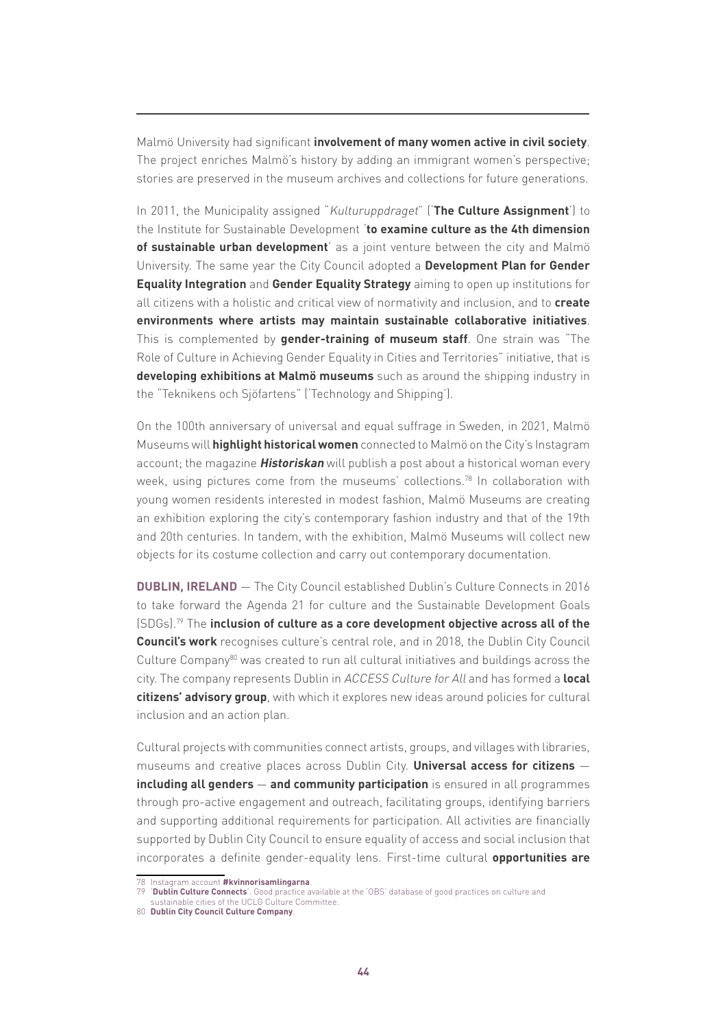Malmö University had significant **involvement of many women active in civil society**. The project enriches Malmö's history by adding an immigrant women's perspective; stories are preserved in the museum archives and collections for future generations.

In 2011, the Municipality assigned "*Kulturuppdraget*" ('**The Culture Assignment**') to the Institute for Sustainable Development '**to examine culture as the 4th dimension of sustainable urban development**' as a joint venture between the city and Malmö University. The same year the City Council adopted a **Development Plan for Gender Equality Integration** and **Gender Equality Strategy** aiming to open up institutions for all citizens with a holistic and critical view of normativity and inclusion, and to **create environments where artists may maintain sustainable collaborative initiatives**. This is complemented by **gender-training of museum staff**. One strain was "The Role of Culture in Achieving Gender Equality in Cities and Territories" initiative, that is **developing exhibitions at Malmö museums** such as around the shipping industry in the "Teknikens och Sjöfartens" ('Technology and Shipping').

On the 100th anniversary of universal and equal suffrage in Sweden, in 2021, Malmö Museums will **highlight historical women** connected to Malmö on the City's Instagram account; the magazine ***Historiskan*** will publish a post about a historical woman every week, using pictures come from the museums' collections.[78] In collaboration with young women residents interested in modest fashion, Malmö Museums are creating an exhibition exploring the city's contemporary fashion industry and that of the 19th and 20th centuries. In tandem, with the exhibition, Malmö Museums will collect new objects for its costume collection and carry out contemporary documentation.

**DUBLIN, IRELAND** — The City Council established Dublin's Culture Connects in 2016 to take forward the Agenda 21 for culture and the Sustainable Development Goals (SDGs).[79] The **inclusion of culture as a core development objective across all of the Council's work** recognises culture's central role, and in 2018, the Dublin City Council Culture Company[80] was created to run all cultural initiatives and buildings across the city. The company represents Dublin in *ACCESS Culture for All* and has formed a **local citizens' advisory group**, with which it explores new ideas around policies for cultural inclusion and an action plan.

Cultural projects with communities connect artists, groups, and villages with libraries, museums and creative places across Dublin City. **Universal access for citizens — including all genders — and community participation** is ensured in all programmes through pro-active engagement and outreach, facilitating groups, identifying barriers and supporting additional requirements for participation. All activities are financially supported by Dublin City Council to ensure equality of access and social inclusion that incorporates a definite gender-equality lens. First-time cultural **opportunities are**

---

78 Instagram account **#kvinnorisamlingarna**.

79 '**Dublin Culture Connects**'. Good practice available at the 'OBS' database of good practices on culture and sustainable cities of the UCLG Culture Committee.

80 **Dublin City Council Culture Company**.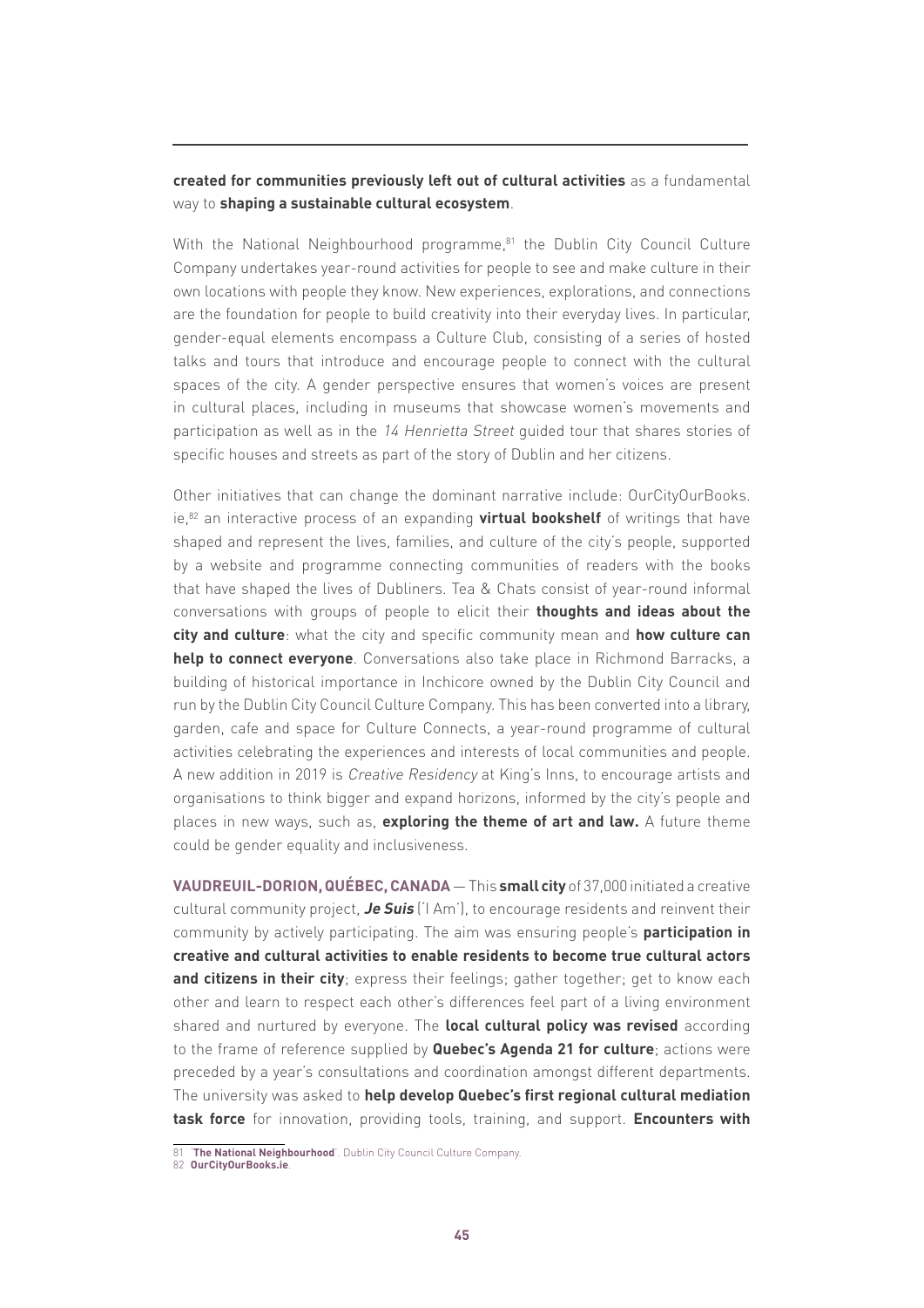**created for communities previously left out of cultural activities** as a fundamental way to **shaping a sustainable cultural ecosystem**.

With the National Neighbourhood programme,[81] the Dublin City Council Culture Company undertakes year-round activities for people to see and make culture in their own locations with people they know. New experiences, explorations, and connections are the foundation for people to build creativity into their everyday lives. In particular, gender-equal elements encompass a Culture Club, consisting of a series of hosted talks and tours that introduce and encourage people to connect with the cultural spaces of the city. A gender perspective ensures that women's voices are present in cultural places, including in museums that showcase women's movements and participation as well as in the *14 Henrietta Street* guided tour that shares stories of specific houses and streets as part of the story of Dublin and her citizens.

Other initiatives that can change the dominant narrative include: OurCityOurBooks.ie,[82] an interactive process of an expanding **virtual bookshelf** of writings that have shaped and represent the lives, families, and culture of the city's people, supported by a website and programme connecting communities of readers with the books that have shaped the lives of Dubliners. Tea & Chats consist of year-round informal conversations with groups of people to elicit their **thoughts and ideas about the city and culture**: what the city and specific community mean and **how culture can help to connect everyone**. Conversations also take place in Richmond Barracks, a building of historical importance in Inchicore owned by the Dublin City Council and run by the Dublin City Council Culture Company. This has been converted into a library, garden, cafe and space for Culture Connects, a year-round programme of cultural activities celebrating the experiences and interests of local communities and people. A new addition in 2019 is *Creative Residency* at King's Inns, to encourage artists and organisations to think bigger and expand horizons, informed by the city's people and places in new ways, such as, **exploring the theme of art and law.** A future theme could be gender equality and inclusiveness.

**VAUDREUIL-DORION, QUÉBEC, CANADA** — This **small city** of 37,000 initiated a creative cultural community project, ***Je Suis*** ('I Am'), to encourage residents and reinvent their community by actively participating. The aim was ensuring people's **participation in creative and cultural activities to enable residents to become true cultural actors and citizens in their city**; express their feelings; gather together; get to know each other and learn to respect each other's differences feel part of a living environment shared and nurtured by everyone. The **local cultural policy was revised** according to the frame of reference supplied by **Quebec's Agenda 21 for culture**; actions were preceded by a year's consultations and coordination amongst different departments. The university was asked to **help develop Quebec's first regional cultural mediation task force** for innovation, providing tools, training, and support. **Encounters with**

81 '**The National Neighbourhood**'. Dublin City Council Culture Company.

82 **OurCityOurBooks.ie**.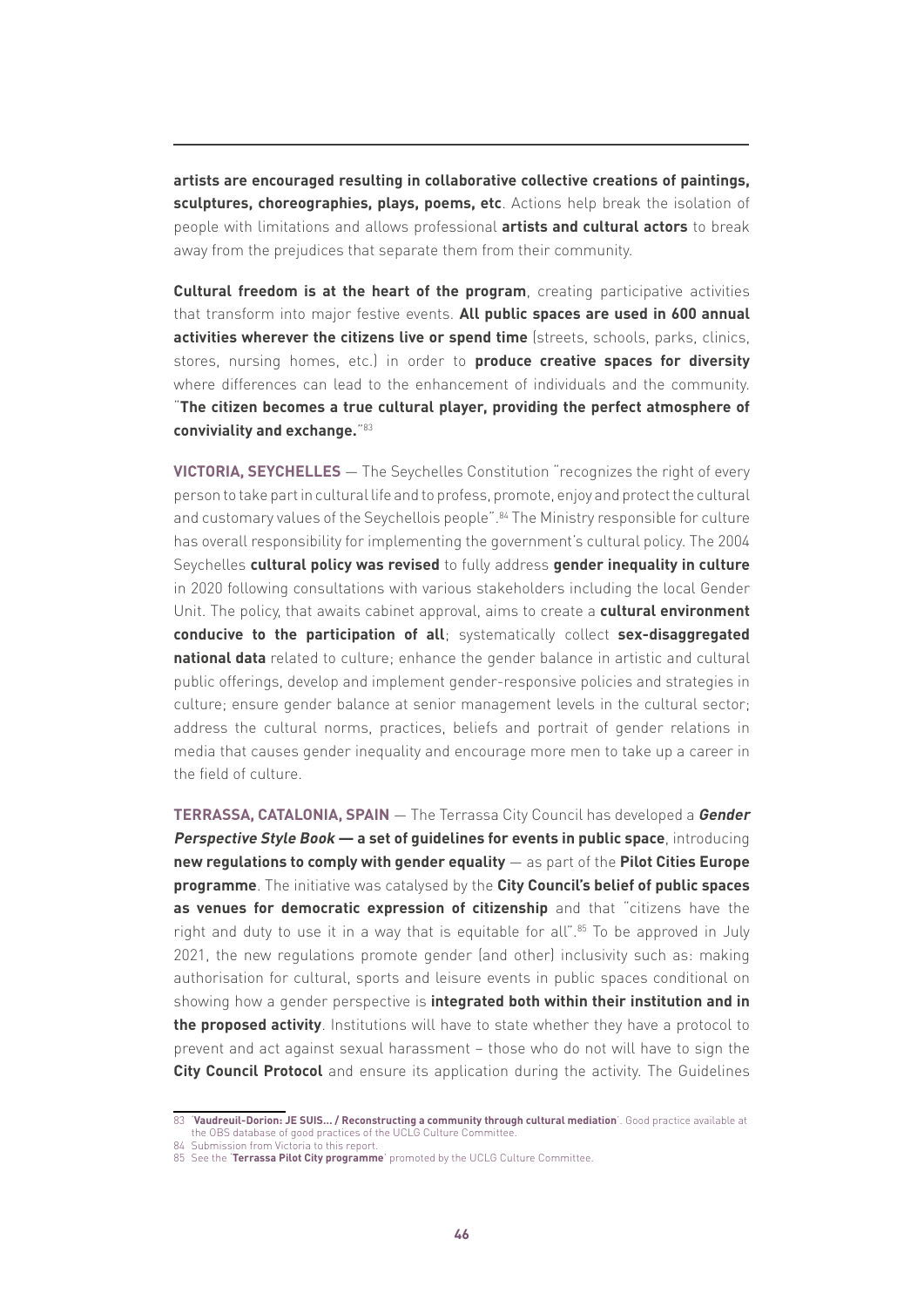**artists are encouraged resulting in collaborative collective creations of paintings, sculptures, choreographies, plays, poems, etc**. Actions help break the isolation of people with limitations and allows professional **artists and cultural actors** to break away from the prejudices that separate them from their community.

**Cultural freedom is at the heart of the program**, creating participative activities that transform into major festive events. **All public spaces are used in 600 annual activities wherever the citizens live or spend time** (streets, schools, parks, clinics, stores, nursing homes, etc.) in order to **produce creative spaces for diversity** where differences can lead to the enhancement of individuals and the community. "**The citizen becomes a true cultural player, providing the perfect atmosphere of conviviality and exchange.**"[83]

**VICTORIA, SEYCHELLES** — The Seychelles Constitution "recognizes the right of every person to take part in cultural life and to profess, promote, enjoy and protect the cultural and customary values of the Seychellois people".[84] The Ministry responsible for culture has overall responsibility for implementing the government's cultural policy. The 2004 Seychelles **cultural policy was revised** to fully address **gender inequality in culture** in 2020 following consultations with various stakeholders including the local Gender Unit. The policy, that awaits cabinet approval, aims to create a **cultural environment conducive to the participation of all**; systematically collect **sex-disaggregated national data** related to culture; enhance the gender balance in artistic and cultural public offerings, develop and implement gender-responsive policies and strategies in culture; ensure gender balance at senior management levels in the cultural sector; address the cultural norms, practices, beliefs and portrait of gender relations in media that causes gender inequality and encourage more men to take up a career in the field of culture.

**TERRASSA, CATALONIA, SPAIN** — The Terrassa City Council has developed a ***Gender Perspective Style Book* — a set of guidelines for events in public space**, introducing **new regulations to comply with gender equality** — as part of the **Pilot Cities Europe programme**. The initiative was catalysed by the **City Council's belief of public spaces as venues for democratic expression of citizenship** and that "citizens have the right and duty to use it in a way that is equitable for all".[85] To be approved in July 2021, the new regulations promote gender (and other) inclusivity such as: making authorisation for cultural, sports and leisure events in public spaces conditional on showing how a gender perspective is **integrated both within their institution and in the proposed activity**. Institutions will have to state whether they have a protocol to prevent and act against sexual harassment – those who do not will have to sign the **City Council Protocol** and ensure its application during the activity. The Guidelines

---

83 '**Vaudreuil-Dorion: JE SUIS... / Reconstructing a community through cultural mediation**'. Good practice available at the OBS database of good practices of the UCLG Culture Committee.

84 Submission from Victoria to this report.

85 See the '**Terrassa Pilot City programme**' promoted by the UCLG Culture Committee.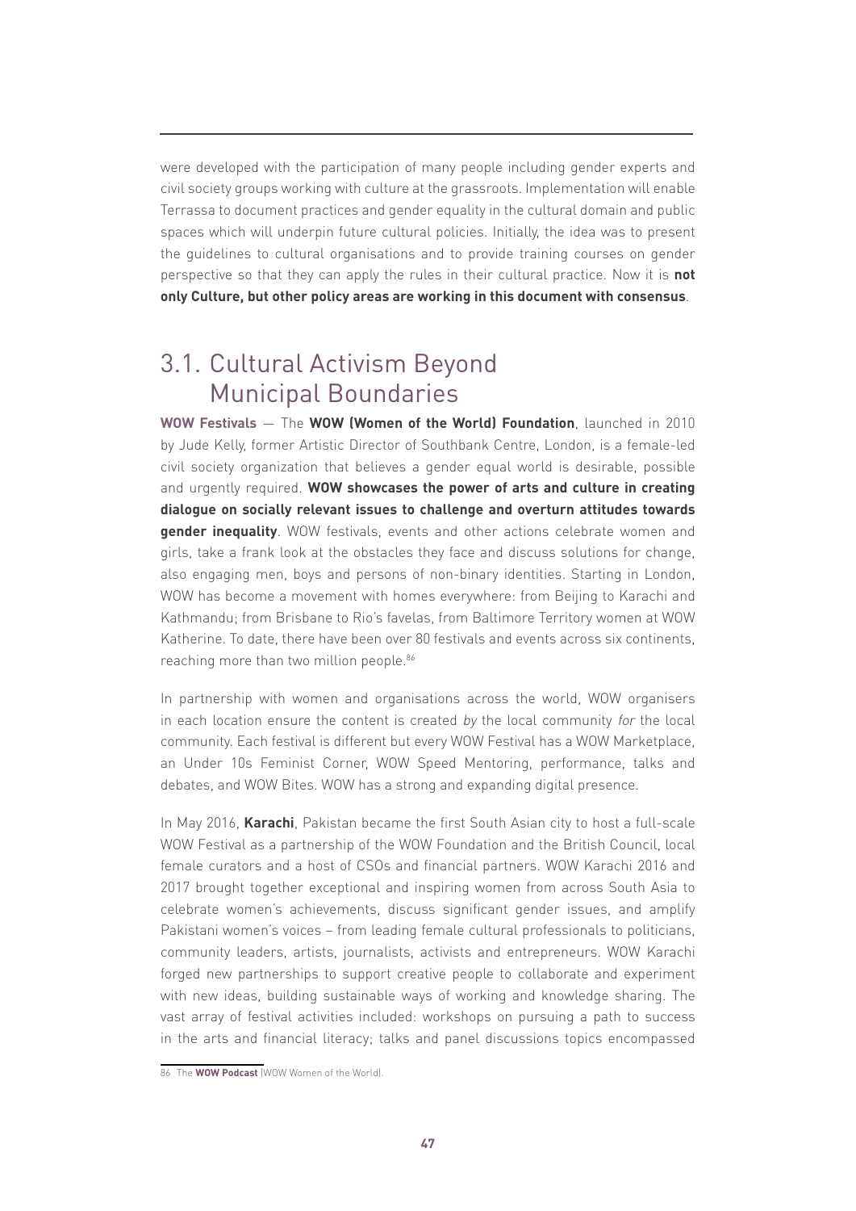were developed with the participation of many people including gender experts and civil society groups working with culture at the grassroots. Implementation will enable Terrassa to document practices and gender equality in the cultural domain and public spaces which will underpin future cultural policies. Initially, the idea was to present the guidelines to cultural organisations and to provide training courses on gender perspective so that they can apply the rules in their cultural practice. Now it is **not only Culture, but other policy areas are working in this document with consensus**.

## 3.1. Cultural Activism Beyond Municipal Boundaries

**WOW Festivals** — The **WOW (Women of the World) Foundation**, launched in 2010 by Jude Kelly, former Artistic Director of Southbank Centre, London, is a female-led civil society organization that believes a gender equal world is desirable, possible and urgently required. **WOW showcases the power of arts and culture in creating dialogue on socially relevant issues to challenge and overturn attitudes towards gender inequality**. WOW festivals, events and other actions celebrate women and girls, take a frank look at the obstacles they face and discuss solutions for change, also engaging men, boys and persons of non-binary identities. Starting in London, WOW has become a movement with homes everywhere: from Beijing to Karachi and Kathmandu; from Brisbane to Rio's favelas, from Baltimore Territory women at WOW Katherine. To date, there have been over 80 festivals and events across six continents, reaching more than two million people.[86]

In partnership with women and organisations across the world, WOW organisers in each location ensure the content is created *by* the local community *for* the local community. Each festival is different but every WOW Festival has a WOW Marketplace, an Under 10s Feminist Corner, WOW Speed Mentoring, performance, talks and debates, and WOW Bites. WOW has a strong and expanding digital presence.

In May 2016, **Karachi**, Pakistan became the first South Asian city to host a full-scale WOW Festival as a partnership of the WOW Foundation and the British Council, local female curators and a host of CSOs and financial partners. WOW Karachi 2016 and 2017 brought together exceptional and inspiring women from across South Asia to celebrate women's achievements, discuss significant gender issues, and amplify Pakistani women's voices – from leading female cultural professionals to politicians, community leaders, artists, journalists, activists and entrepreneurs. WOW Karachi forged new partnerships to support creative people to collaborate and experiment with new ideas, building sustainable ways of working and knowledge sharing. The vast array of festival activities included: workshops on pursuing a path to success in the arts and financial literacy; talks and panel discussions topics encompassed

---

86 The **WOW Podcast** (WOW Women of the World).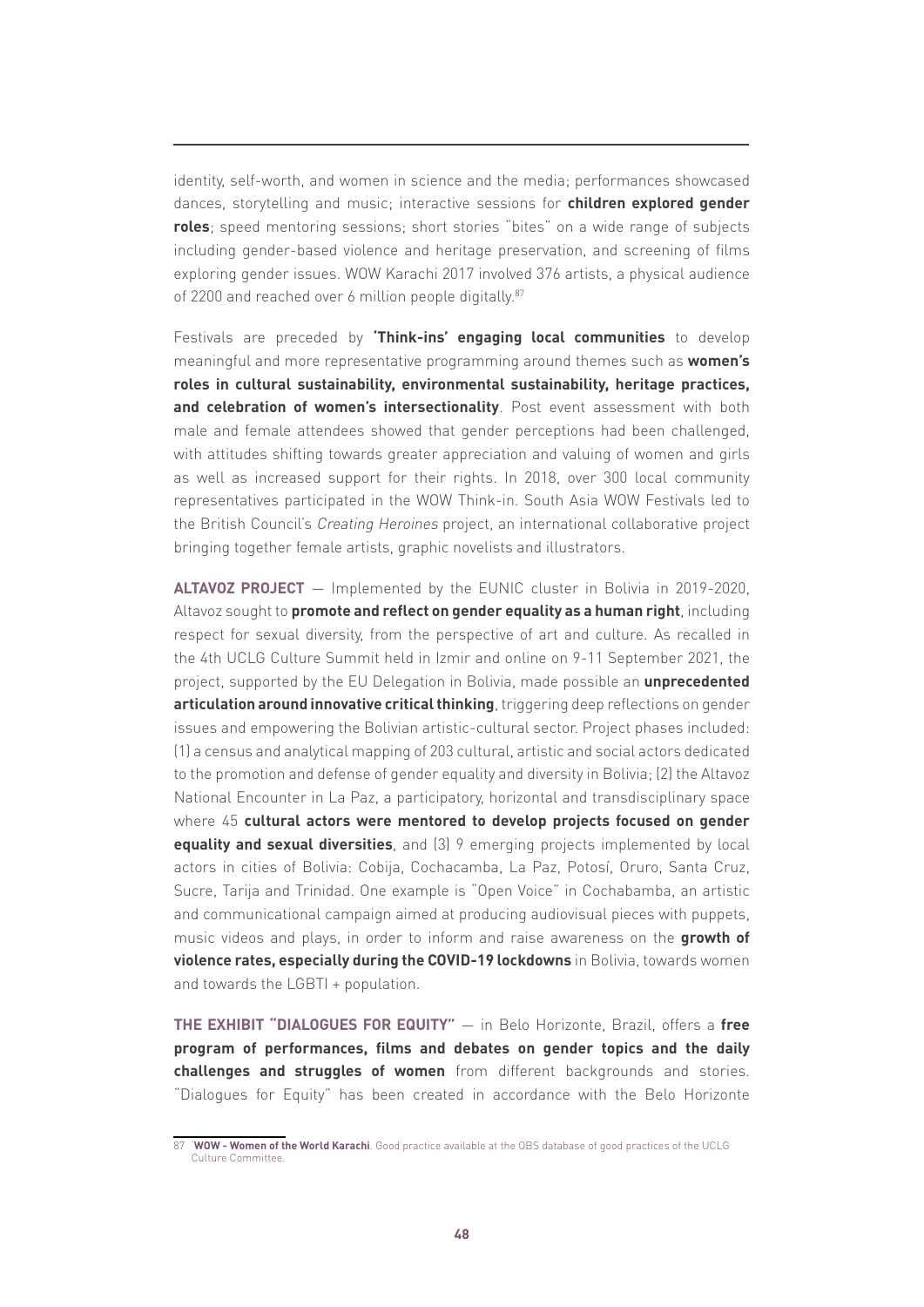identity, self-worth, and women in science and the media; performances showcased dances, storytelling and music; interactive sessions for **children explored gender roles**; speed mentoring sessions; short stories "bites" on a wide range of subjects including gender-based violence and heritage preservation, and screening of films exploring gender issues. WOW Karachi 2017 involved 376 artists, a physical audience of 2200 and reached over 6 million people digitally.[87]

Festivals are preceded by **'Think-ins' engaging local communities** to develop meaningful and more representative programming around themes such as **women's roles in cultural sustainability, environmental sustainability, heritage practices, and celebration of women's intersectionality**. Post event assessment with both male and female attendees showed that gender perceptions had been challenged, with attitudes shifting towards greater appreciation and valuing of women and girls as well as increased support for their rights. In 2018, over 300 local community representatives participated in the WOW Think-in. South Asia WOW Festivals led to the British Council's *Creating Heroines* project, an international collaborative project bringing together female artists, graphic novelists and illustrators.

**ALTAVOZ PROJECT** — Implemented by the EUNIC cluster in Bolivia in 2019-2020, Altavoz sought to **promote and reflect on gender equality as a human right**, including respect for sexual diversity, from the perspective of art and culture. As recalled in the 4th UCLG Culture Summit held in Izmir and online on 9-11 September 2021, the project, supported by the EU Delegation in Bolivia, made possible an **unprecedented articulation around innovative critical thinking**, triggering deep reflections on gender issues and empowering the Bolivian artistic-cultural sector. Project phases included: (1) a census and analytical mapping of 203 cultural, artistic and social actors dedicated to the promotion and defense of gender equality and diversity in Bolivia; (2) the Altavoz National Encounter in La Paz, a participatory, horizontal and transdisciplinary space where 45 **cultural actors were mentored to develop projects focused on gender equality and sexual diversities**, and (3) 9 emerging projects implemented by local actors in cities of Bolivia: Cobija, Cochacamba, La Paz, Potosí, Oruro, Santa Cruz, Sucre, Tarija and Trinidad. One example is "Open Voice" in Cochabamba, an artistic and communicational campaign aimed at producing audiovisual pieces with puppets, music videos and plays, in order to inform and raise awareness on the **growth of violence rates, especially during the COVID-19 lockdowns** in Bolivia, towards women and towards the LGBTI + population.

**THE EXHIBIT "DIALOGUES FOR EQUITY"** — in Belo Horizonte, Brazil, offers a **free program of performances, films and debates on gender topics and the daily challenges and struggles of women** from different backgrounds and stories. "Dialogues for Equity" has been created in accordance with the Belo Horizonte

---

87 '**WOW - Women of the World Karachi**. Good practice available at the OBS database of good practices of the UCLG Culture Committee.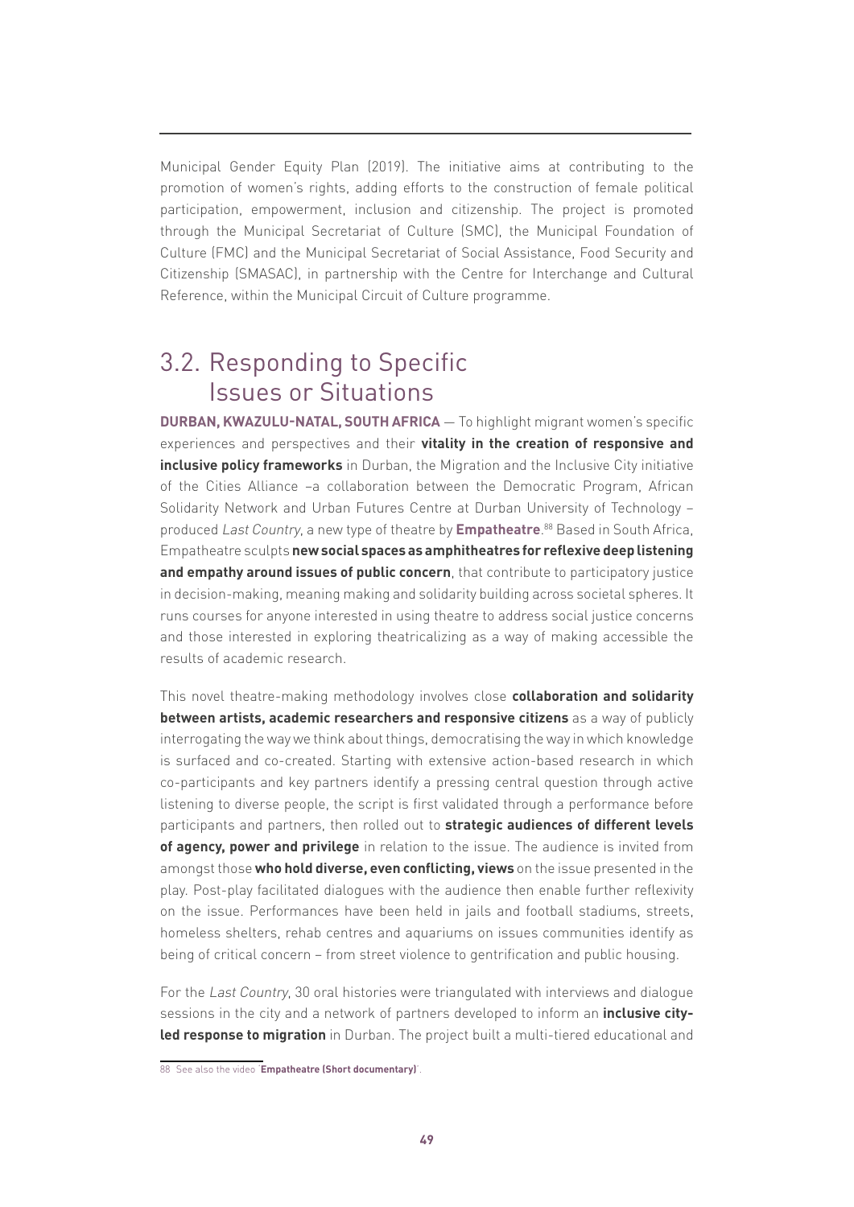Municipal Gender Equity Plan (2019). The initiative aims at contributing to the promotion of women's rights, adding efforts to the construction of female political participation, empowerment, inclusion and citizenship. The project is promoted through the Municipal Secretariat of Culture (SMC), the Municipal Foundation of Culture (FMC) and the Municipal Secretariat of Social Assistance, Food Security and Citizenship (SMASAC), in partnership with the Centre for Interchange and Cultural Reference, within the Municipal Circuit of Culture programme.

## 3.2. Responding to Specific Issues or Situations

**DURBAN, KWAZULU-NATAL, SOUTH AFRICA** — To highlight migrant women's specific experiences and perspectives and their **vitality in the creation of responsive and inclusive policy frameworks** in Durban, the Migration and the Inclusive City initiative of the Cities Alliance –a collaboration between the Democratic Program, African Solidarity Network and Urban Futures Centre at Durban University of Technology – produced *Last Country*, a new type of theatre by **Empatheatre**.[88] Based in South Africa, Empatheatre sculpts **new social spaces as amphitheatres for reflexive deep listening and empathy around issues of public concern**, that contribute to participatory justice in decision-making, meaning making and solidarity building across societal spheres. It runs courses for anyone interested in using theatre to address social justice concerns and those interested in exploring theatricalizing as a way of making accessible the results of academic research.

This novel theatre-making methodology involves close **collaboration and solidarity between artists, academic researchers and responsive citizens** as a way of publicly interrogating the way we think about things, democratising the way in which knowledge is surfaced and co-created. Starting with extensive action-based research in which co-participants and key partners identify a pressing central question through active listening to diverse people, the script is first validated through a performance before participants and partners, then rolled out to **strategic audiences of different levels of agency, power and privilege** in relation to the issue. The audience is invited from amongst those **who hold diverse, even conflicting, views** on the issue presented in the play. Post-play facilitated dialogues with the audience then enable further reflexivity on the issue. Performances have been held in jails and football stadiums, streets, homeless shelters, rehab centres and aquariums on issues communities identify as being of critical concern – from street violence to gentrification and public housing.

For the *Last Country*, 30 oral histories were triangulated with interviews and dialogue sessions in the city and a network of partners developed to inform an **inclusive city-led response to migration** in Durban. The project built a multi-tiered educational and

---

88 See also the video '**Empatheatre (Short documentary)**'.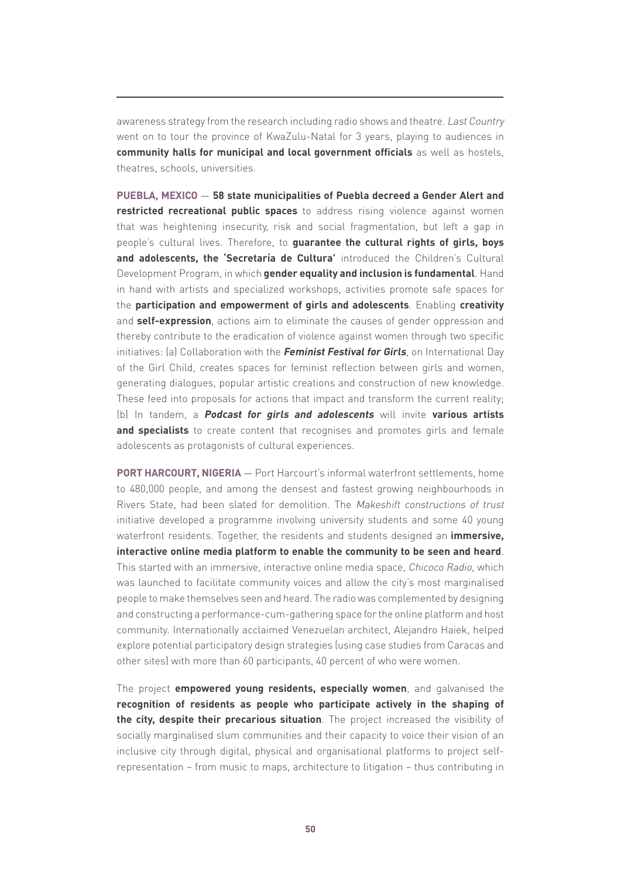awareness strategy from the research including radio shows and theatre. *Last Country* went on to tour the province of KwaZulu-Natal for 3 years, playing to audiences in **community halls for municipal and local government officials** as well as hostels, theatres, schools, universities.

**PUEBLA, MEXICO** — **58 state municipalities of Puebla decreed a Gender Alert and restricted recreational public spaces** to address rising violence against women that was heightening insecurity, risk and social fragmentation, but left a gap in people's cultural lives. Therefore, to **guarantee the cultural rights of girls, boys and adolescents, the 'Secretaría de Cultura'** introduced the Children's Cultural Development Program, in which **gender equality and inclusion is fundamental**. Hand in hand with artists and specialized workshops, activities promote safe spaces for the **participation and empowerment of girls and adolescents**. Enabling **creativity** and **self-expression**, actions aim to eliminate the causes of gender oppression and thereby contribute to the eradication of violence against women through two specific initiatives: (a) Collaboration with the ***Feminist Festival for Girls***, on International Day of the Girl Child, creates spaces for feminist reflection between girls and women, generating dialogues, popular artistic creations and construction of new knowledge. These feed into proposals for actions that impact and transform the current reality; (b) In tandem, a ***Podcast for girls and adolescents*** will invite **various artists and specialists** to create content that recognises and promotes girls and female adolescents as protagonists of cultural experiences.

**PORT HARCOURT, NIGERIA** — Port Harcourt's informal waterfront settlements, home to 480,000 people, and among the densest and fastest growing neighbourhoods in Rivers State, had been slated for demolition. The *Makeshift constructions of trust* initiative developed a programme involving university students and some 40 young waterfront residents. Together, the residents and students designed an **immersive, interactive online media platform to enable the community to be seen and heard**. This started with an immersive, interactive online media space, *Chicoco Radio*, which was launched to facilitate community voices and allow the city's most marginalised people to make themselves seen and heard. The radio was complemented by designing and constructing a performance-cum-gathering space for the online platform and host community. Internationally acclaimed Venezuelan architect, Alejandro Haiek, helped explore potential participatory design strategies (using case studies from Caracas and other sites) with more than 60 participants, 40 percent of who were women.

The project **empowered young residents, especially women**, and galvanised the **recognition of residents as people who participate actively in the shaping of the city, despite their precarious situation**. The project increased the visibility of socially marginalised slum communities and their capacity to voice their vision of an inclusive city through digital, physical and organisational platforms to project self-representation – from music to maps, architecture to litigation – thus contributing in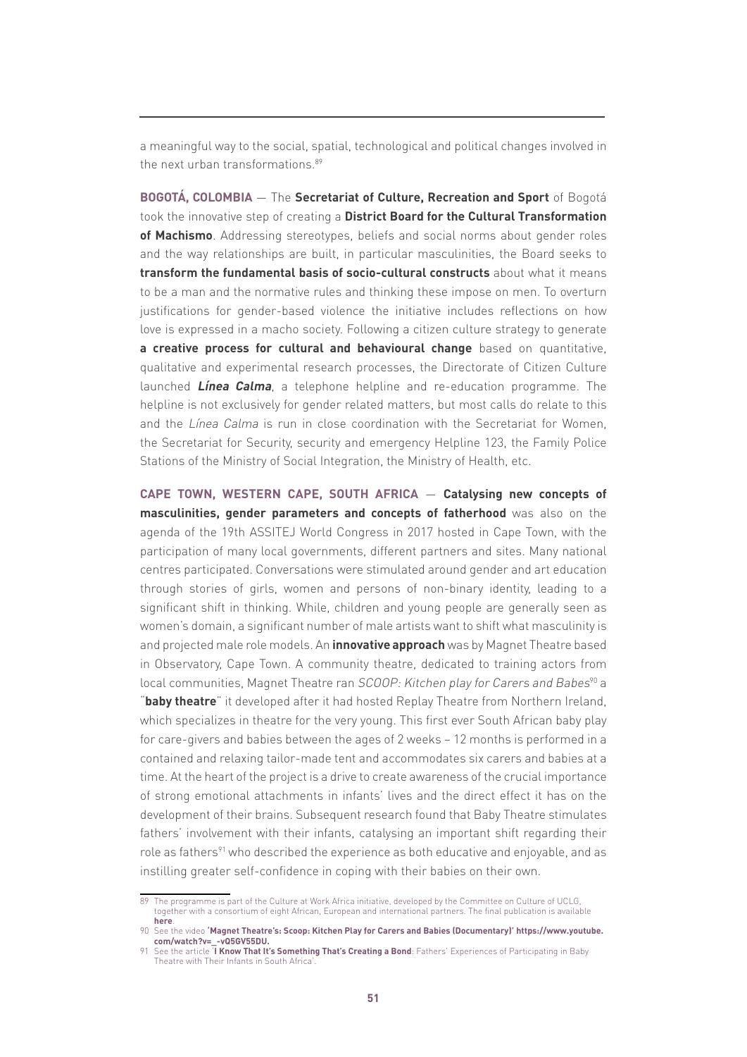a meaningful way to the social, spatial, technological and political changes involved in the next urban transformations.[89]

**BOGOTÁ, COLOMBIA** — The **Secretariat of Culture, Recreation and Sport** of Bogotá took the innovative step of creating a **District Board for the Cultural Transformation of Machismo**. Addressing stereotypes, beliefs and social norms about gender roles and the way relationships are built, in particular masculinities, the Board seeks to **transform the fundamental basis of socio-cultural constructs** about what it means to be a man and the normative rules and thinking these impose on men. To overturn justifications for gender-based violence the initiative includes reflections on how love is expressed in a macho society. Following a citizen culture strategy to generate **a creative process for cultural and behavioural change** based on quantitative, qualitative and experimental research processes, the Directorate of Citizen Culture launched ***Línea Calma***, a telephone helpline and re-education programme. The helpline is not exclusively for gender related matters, but most calls do relate to this and the *Línea Calma* is run in close coordination with the Secretariat for Women, the Secretariat for Security, security and emergency Helpline 123, the Family Police Stations of the Ministry of Social Integration, the Ministry of Health, etc.

**CAPE TOWN, WESTERN CAPE, SOUTH AFRICA** — **Catalysing new concepts of masculinities, gender parameters and concepts of fatherhood** was also on the agenda of the 19th ASSITEJ World Congress in 2017 hosted in Cape Town, with the participation of many local governments, different partners and sites. Many national centres participated. Conversations were stimulated around gender and art education through stories of girls, women and persons of non-binary identity, leading to a significant shift in thinking. While, children and young people are generally seen as women's domain, a significant number of male artists want to shift what masculinity is and projected male role models. An **innovative approach** was by Magnet Theatre based in Observatory, Cape Town. A community theatre, dedicated to training actors from local communities, Magnet Theatre ran *SCOOP: Kitchen play for Carers and Babes*[90] a "**baby theatre**" it developed after it had hosted Replay Theatre from Northern Ireland, which specializes in theatre for the very young. This first ever South African baby play for care-givers and babies between the ages of 2 weeks – 12 months is performed in a contained and relaxing tailor-made tent and accommodates six carers and babies at a time. At the heart of the project is a drive to create awareness of the crucial importance of strong emotional attachments in infants' lives and the direct effect it has on the development of their brains. Subsequent research found that Baby Theatre stimulates fathers' involvement with their infants, catalysing an important shift regarding their role as fathers[91] who described the experience as both educative and enjoyable, and as instilling greater self-confidence in coping with their babies on their own.

---

89 The programme is part of the Culture at Work Africa initiative, developed by the Committee on Culture of UCLG, together with a consortium of eight African, European and international partners. The final publication is available **here**.

90 See the video **'Magnet Theatre's: Scoop: Kitchen Play for Carers and Babies (Documentary)' https://www.youtube.com/watch?v=_-vQ5GV55DU.**

91 See the article '**I Know That It's Something That's Creating a Bond**: Fathers' Experiences of Participating in Baby Theatre with Their Infants in South Africa'.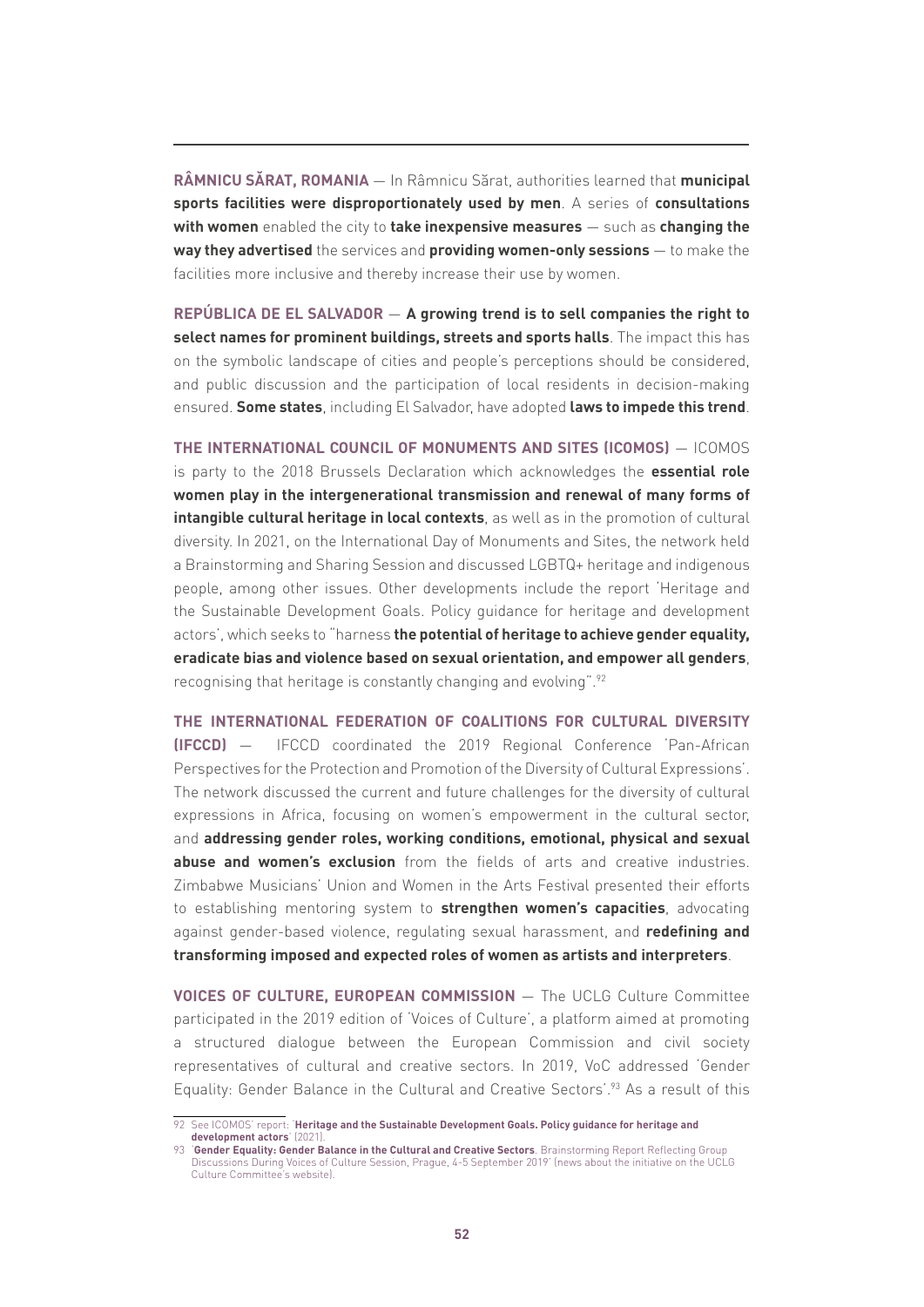**RÂMNICU SĂRAT, ROMANIA** — In Râmnicu Sărat, authorities learned that **municipal sports facilities were disproportionately used by men**. A series of **consultations with women** enabled the city to **take inexpensive measures** — such as **changing the way they advertised** the services and **providing women-only sessions** — to make the facilities more inclusive and thereby increase their use by women.

**REPÚBLICA DE EL SALVADOR** — **A growing trend is to sell companies the right to select names for prominent buildings, streets and sports halls**. The impact this has on the symbolic landscape of cities and people's perceptions should be considered, and public discussion and the participation of local residents in decision-making ensured. **Some states**, including El Salvador, have adopted **laws to impede this trend**.

**THE INTERNATIONAL COUNCIL OF MONUMENTS AND SITES (ICOMOS)** — ICOMOS is party to the 2018 Brussels Declaration which acknowledges the **essential role women play in the intergenerational transmission and renewal of many forms of intangible cultural heritage in local contexts**, as well as in the promotion of cultural diversity. In 2021, on the International Day of Monuments and Sites, the network held a Brainstorming and Sharing Session and discussed LGBTQ+ heritage and indigenous people, among other issues. Other developments include the report 'Heritage and the Sustainable Development Goals. Policy guidance for heritage and development actors', which seeks to "harness **the potential of heritage to achieve gender equality, eradicate bias and violence based on sexual orientation, and empower all genders**, recognising that heritage is constantly changing and evolving".[92]

**THE INTERNATIONAL FEDERATION OF COALITIONS FOR CULTURAL DIVERSITY (IFCCD)** — IFCCD coordinated the 2019 Regional Conference 'Pan-African Perspectives for the Protection and Promotion of the Diversity of Cultural Expressions'. The network discussed the current and future challenges for the diversity of cultural expressions in Africa, focusing on women's empowerment in the cultural sector, and **addressing gender roles, working conditions, emotional, physical and sexual abuse and women's exclusion** from the fields of arts and creative industries. Zimbabwe Musicians' Union and Women in the Arts Festival presented their efforts to establishing mentoring system to **strengthen women's capacities**, advocating against gender-based violence, regulating sexual harassment, and **redefining and transforming imposed and expected roles of women as artists and interpreters**.

**VOICES OF CULTURE, EUROPEAN COMMISSION** — The UCLG Culture Committee participated in the 2019 edition of 'Voices of Culture', a platform aimed at promoting a structured dialogue between the European Commission and civil society representatives of cultural and creative sectors. In 2019, VoC addressed 'Gender Equality: Gender Balance in the Cultural and Creative Sectors'.[93] As a result of this

---

92 See ICOMOS' report: '**Heritage and the Sustainable Development Goals. Policy guidance for heritage and development actors**' (2021).

93 '**Gender Equality: Gender Balance in the Cultural and Creative Sectors**. Brainstorming Report Reflecting Group Discussions During Voices of Culture Session, Prague, 4-5 September 2019' (news about the initiative on the UCLG Culture Committee's website).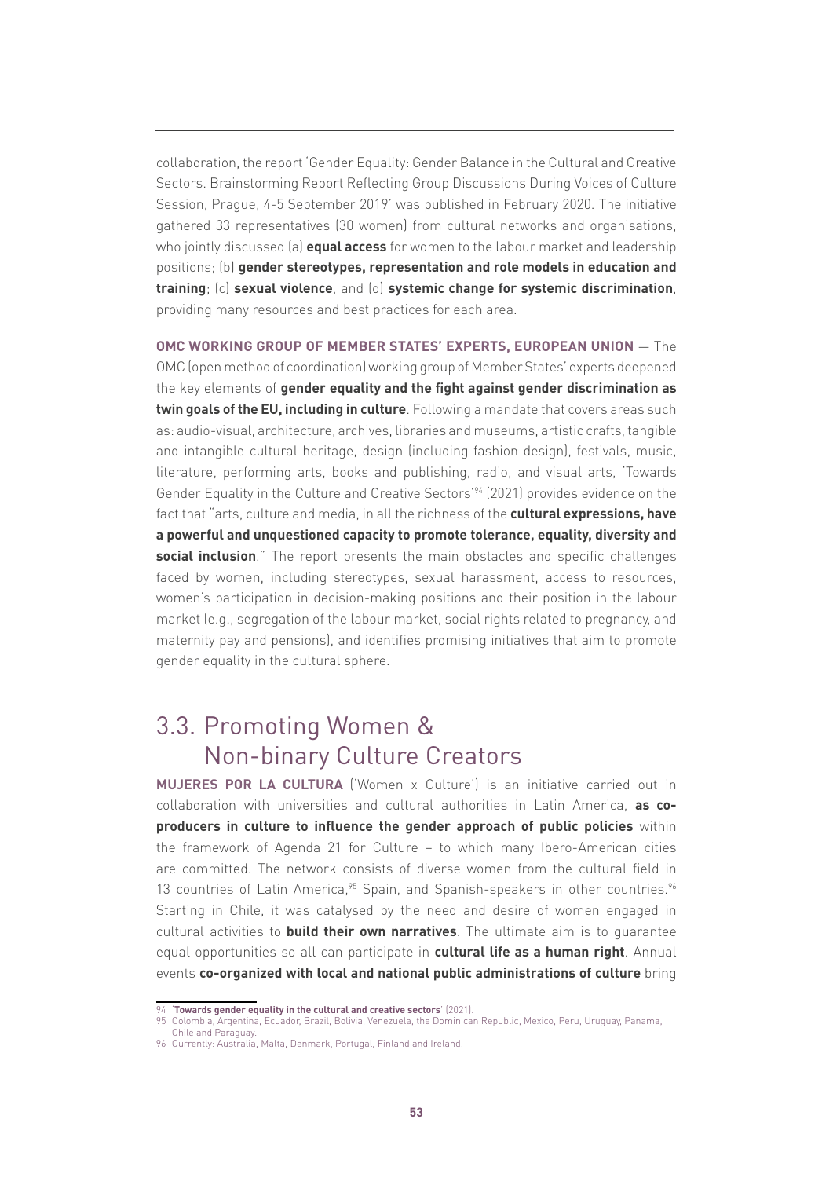collaboration, the report 'Gender Equality: Gender Balance in the Cultural and Creative Sectors. Brainstorming Report Reflecting Group Discussions During Voices of Culture Session, Prague, 4-5 September 2019' was published in February 2020. The initiative gathered 33 representatives (30 women) from cultural networks and organisations, who jointly discussed (a) **equal access** for women to the labour market and leadership positions; (b) **gender stereotypes, representation and role models in education and training**; (c) **sexual violence**, and (d) **systemic change for systemic discrimination**, providing many resources and best practices for each area.

**OMC WORKING GROUP OF MEMBER STATES' EXPERTS, EUROPEAN UNION** — The OMC (open method of coordination) working group of Member States' experts deepened the key elements of **gender equality and the fight against gender discrimination as twin goals of the EU, including in culture**. Following a mandate that covers areas such as: audio-visual, architecture, archives, libraries and museums, artistic crafts, tangible and intangible cultural heritage, design (including fashion design), festivals, music, literature, performing arts, books and publishing, radio, and visual arts, 'Towards Gender Equality in the Culture and Creative Sectors'[94] (2021) provides evidence on the fact that "arts, culture and media, in all the richness of the **cultural expressions, have a powerful and unquestioned capacity to promote tolerance, equality, diversity and social inclusion**." The report presents the main obstacles and specific challenges faced by women, including stereotypes, sexual harassment, access to resources, women's participation in decision-making positions and their position in the labour market (e.g., segregation of the labour market, social rights related to pregnancy, and maternity pay and pensions), and identifies promising initiatives that aim to promote gender equality in the cultural sphere.

## 3.3. Promoting Women & Non-binary Culture Creators

**MUJERES POR LA CULTURA** ('Women x Culture') is an initiative carried out in collaboration with universities and cultural authorities in Latin America, **as co-producers in culture to influence the gender approach of public policies** within the framework of Agenda 21 for Culture – to which many Ibero-American cities are committed. The network consists of diverse women from the cultural field in 13 countries of Latin America,[95] Spain, and Spanish-speakers in other countries.[96] Starting in Chile, it was catalysed by the need and desire of women engaged in cultural activities to **build their own narratives**. The ultimate aim is to guarantee equal opportunities so all can participate in **cultural life as a human right**. Annual events **co-organized with local and national public administrations of culture** bring

94 '**Towards gender equality in the cultural and creative sectors**' (2021).

95 Colombia, Argentina, Ecuador, Brazil, Bolivia, Venezuela, the Dominican Republic, Mexico, Peru, Uruguay, Panama, Chile and Paraguay.

96 Currently: Australia, Malta, Denmark, Portugal, Finland and Ireland.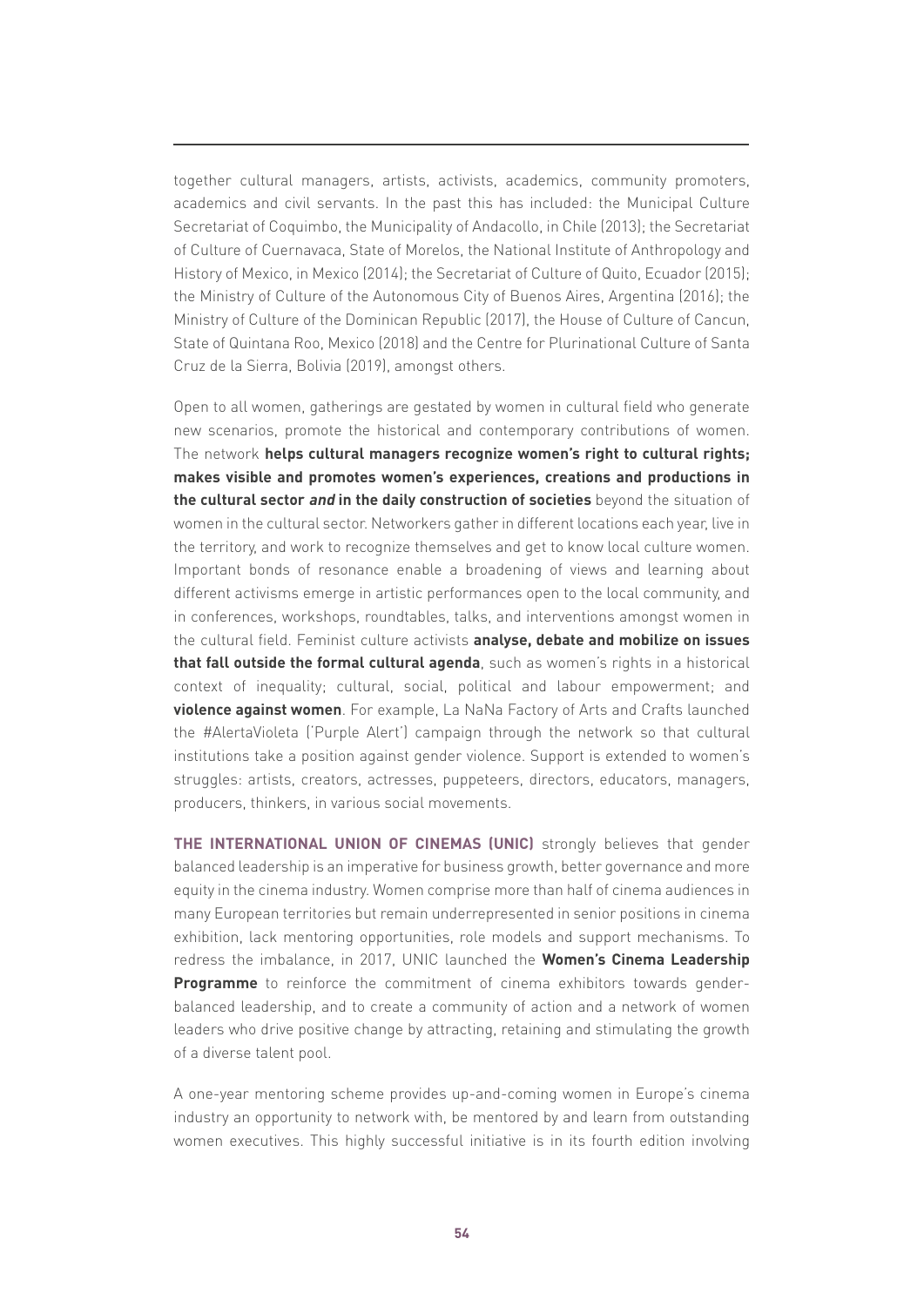together cultural managers, artists, activists, academics, community promoters, academics and civil servants. In the past this has included: the Municipal Culture Secretariat of Coquimbo, the Municipality of Andacollo, in Chile (2013); the Secretariat of Culture of Cuernavaca, State of Morelos, the National Institute of Anthropology and History of Mexico, in Mexico (2014); the Secretariat of Culture of Quito, Ecuador (2015); the Ministry of Culture of the Autonomous City of Buenos Aires, Argentina (2016); the Ministry of Culture of the Dominican Republic (2017), the House of Culture of Cancun, State of Quintana Roo, Mexico (2018) and the Centre for Plurinational Culture of Santa Cruz de la Sierra, Bolivia (2019), amongst others.

Open to all women, gatherings are gestated by women in cultural field who generate new scenarios, promote the historical and contemporary contributions of women. The network **helps cultural managers recognize women's right to cultural rights; makes visible and promotes women's experiences, creations and productions in the cultural sector *and* in the daily construction of societies** beyond the situation of women in the cultural sector. Networkers gather in different locations each year, live in the territory, and work to recognize themselves and get to know local culture women. Important bonds of resonance enable a broadening of views and learning about different activisms emerge in artistic performances open to the local community, and in conferences, workshops, roundtables, talks, and interventions amongst women in the cultural field. Feminist culture activists **analyse, debate and mobilize on issues that fall outside the formal cultural agenda**, such as women's rights in a historical context of inequality; cultural, social, political and labour empowerment; and **violence against women**. For example, La NaNa Factory of Arts and Crafts launched the #AlertaVioleta ('Purple Alert') campaign through the network so that cultural institutions take a position against gender violence. Support is extended to women's struggles: artists, creators, actresses, puppeteers, directors, educators, managers, producers, thinkers, in various social movements.

**THE INTERNATIONAL UNION OF CINEMAS (UNIC)** strongly believes that gender balanced leadership is an imperative for business growth, better governance and more equity in the cinema industry. Women comprise more than half of cinema audiences in many European territories but remain underrepresented in senior positions in cinema exhibition, lack mentoring opportunities, role models and support mechanisms. To redress the imbalance, in 2017, UNIC launched the **Women's Cinema Leadership Programme** to reinforce the commitment of cinema exhibitors towards gender-balanced leadership, and to create a community of action and a network of women leaders who drive positive change by attracting, retaining and stimulating the growth of a diverse talent pool.

A one-year mentoring scheme provides up-and-coming women in Europe's cinema industry an opportunity to network with, be mentored by and learn from outstanding women executives. This highly successful initiative is in its fourth edition involving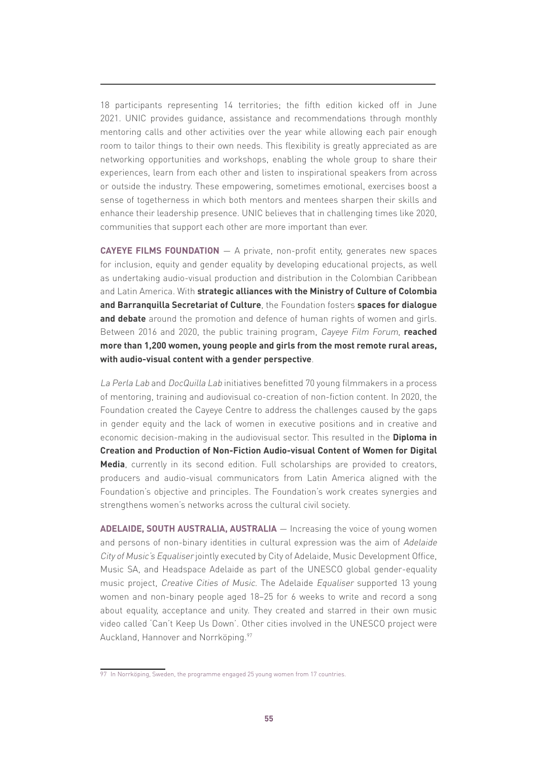18 participants representing 14 territories; the fifth edition kicked off in June 2021. UNIC provides guidance, assistance and recommendations through monthly mentoring calls and other activities over the year while allowing each pair enough room to tailor things to their own needs. This flexibility is greatly appreciated as are networking opportunities and workshops, enabling the whole group to share their experiences, learn from each other and listen to inspirational speakers from across or outside the industry. These empowering, sometimes emotional, exercises boost a sense of togetherness in which both mentors and mentees sharpen their skills and enhance their leadership presence. UNIC believes that in challenging times like 2020, communities that support each other are more important than ever.

**CAYEYE FILMS FOUNDATION** — A private, non-profit entity, generates new spaces for inclusion, equity and gender equality by developing educational projects, as well as undertaking audio-visual production and distribution in the Colombian Caribbean and Latin America. With **strategic alliances with the Ministry of Culture of Colombia and Barranquilla Secretariat of Culture**, the Foundation fosters **spaces for dialogue and debate** around the promotion and defence of human rights of women and girls. Between 2016 and 2020, the public training program, *Cayeye Film Forum*, **reached more than 1,200 women, young people and girls from the most remote rural areas, with audio-visual content with a gender perspective**.

*La Perla Lab* and *DocQuilla Lab* initiatives benefitted 70 young filmmakers in a process of mentoring, training and audiovisual co-creation of non-fiction content. In 2020, the Foundation created the Cayeye Centre to address the challenges caused by the gaps in gender equity and the lack of women in executive positions and in creative and economic decision-making in the audiovisual sector. This resulted in the **Diploma in Creation and Production of Non-Fiction Audio-visual Content of Women for Digital Media**, currently in its second edition. Full scholarships are provided to creators, producers and audio-visual communicators from Latin America aligned with the Foundation's objective and principles. The Foundation's work creates synergies and strengthens women's networks across the cultural civil society.

**ADELAIDE, SOUTH AUSTRALIA, AUSTRALIA** — Increasing the voice of young women and persons of non-binary identities in cultural expression was the aim of *Adelaide City of Music's Equaliser* jointly executed by City of Adelaide, Music Development Office, Music SA, and Headspace Adelaide as part of the UNESCO global gender-equality music project, *Creative Cities of Music*. The Adelaide *Equaliser* supported 13 young women and non-binary people aged 18–25 for 6 weeks to write and record a song about equality, acceptance and unity. They created and starred in their own music video called 'Can't Keep Us Down'. Other cities involved in the UNESCO project were Auckland, Hannover and Norrköping.[97]

[97] In Norrköping, Sweden, the programme engaged 25 young women from 17 countries.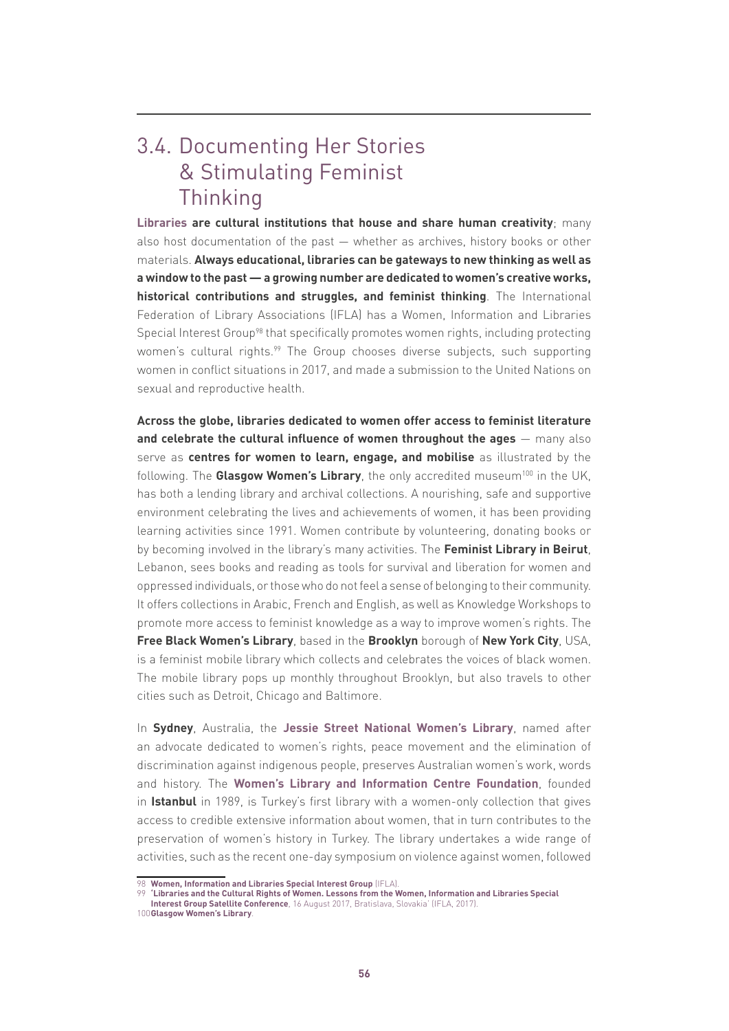## 3.4. Documenting Her Stories & Stimulating Feminist Thinking

**Libraries are cultural institutions that house and share human creativity**; many also host documentation of the past — whether as archives, history books or other materials. **Always educational, libraries can be gateways to new thinking as well as a window to the past — a growing number are dedicated to women's creative works, historical contributions and struggles, and feminist thinking**. The International Federation of Library Associations (IFLA) has a Women, Information and Libraries Special Interest Group[98] that specifically promotes women rights, including protecting women's cultural rights.[99] The Group chooses diverse subjects, such supporting women in conflict situations in 2017, and made a submission to the United Nations on sexual and reproductive health.

**Across the globe, libraries dedicated to women offer access to feminist literature and celebrate the cultural influence of women throughout the ages** — many also serve as **centres for women to learn, engage, and mobilise** as illustrated by the following. The **Glasgow Women's Library**, the only accredited museum[100] in the UK, has both a lending library and archival collections. A nourishing, safe and supportive environment celebrating the lives and achievements of women, it has been providing learning activities since 1991. Women contribute by volunteering, donating books or by becoming involved in the library's many activities. The **Feminist Library in Beirut**, Lebanon, sees books and reading as tools for survival and liberation for women and oppressed individuals, or those who do not feel a sense of belonging to their community. It offers collections in Arabic, French and English, as well as Knowledge Workshops to promote more access to feminist knowledge as a way to improve women's rights. The **Free Black Women's Library**, based in the **Brooklyn** borough of **New York City**, USA, is a feminist mobile library which collects and celebrates the voices of black women. The mobile library pops up monthly throughout Brooklyn, but also travels to other cities such as Detroit, Chicago and Baltimore.

In **Sydney**, Australia, the **Jessie Street National Women's Library**, named after an advocate dedicated to women's rights, peace movement and the elimination of discrimination against indigenous people, preserves Australian women's work, words and history. The **Women's Library and Information Centre Foundation**, founded in **Istanbul** in 1989, is Turkey's first library with a women-only collection that gives access to credible extensive information about women, that in turn contributes to the preservation of women's history in Turkey. The library undertakes a wide range of activities, such as the recent one-day symposium on violence against women, followed

---

98 **Women, Information and Libraries Special Interest Group** (IFLA).

99 **'Libraries and the Cultural Rights of Women. Lessons from the Women, Information and Libraries Special Interest Group Satellite Conference**, 16 August 2017, Bratislava, Slovakia' (IFLA, 2017).

100 **Glasgow Women's Library**.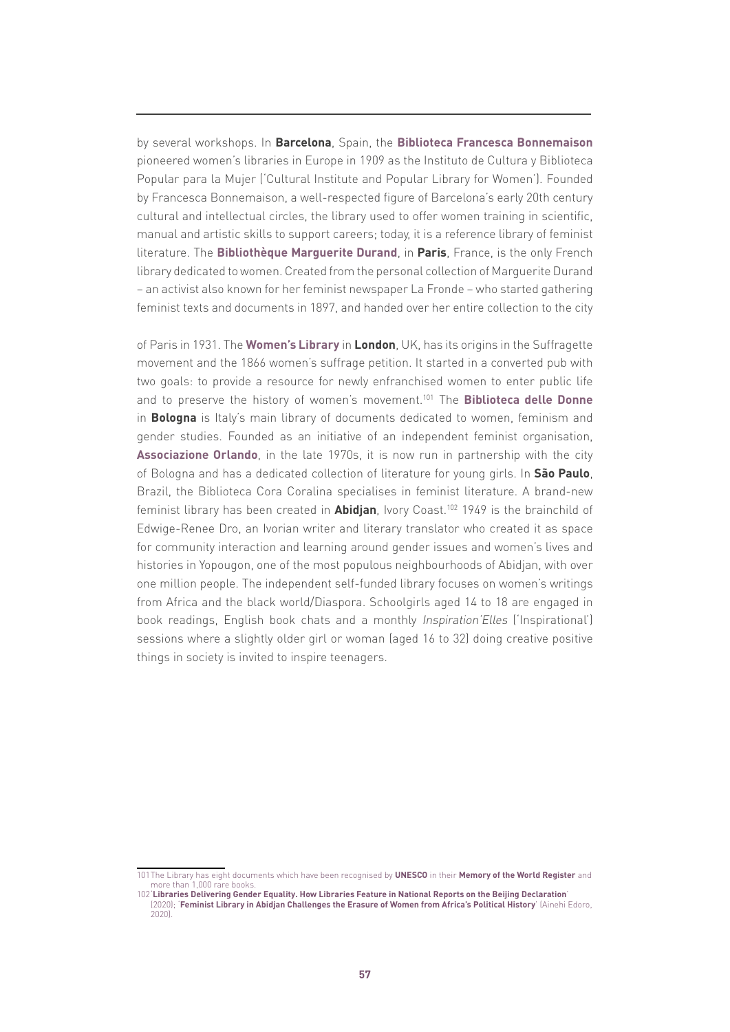by several workshops. In **Barcelona**, Spain, the **Biblioteca Francesca Bonnemaison** pioneered women's libraries in Europe in 1909 as the Instituto de Cultura y Biblioteca Popular para la Mujer ('Cultural Institute and Popular Library for Women'). Founded by Francesca Bonnemaison, a well-respected figure of Barcelona's early 20th century cultural and intellectual circles, the library used to offer women training in scientific, manual and artistic skills to support careers; today, it is a reference library of feminist literature. The **Bibliothèque Marguerite Durand**, in **Paris**, France, is the only French library dedicated to women. Created from the personal collection of Marguerite Durand – an activist also known for her feminist newspaper La Fronde – who started gathering feminist texts and documents in 1897, and handed over her entire collection to the city of Paris in 1931. The **Women's Library** in **London**, UK, has its origins in the Suffragette movement and the 1866 women's suffrage petition. It started in a converted pub with two goals: to provide a resource for newly enfranchised women to enter public life and to preserve the history of women's movement.[101] The **Biblioteca delle Donne** in **Bologna** is Italy's main library of documents dedicated to women, feminism and gender studies. Founded as an initiative of an independent feminist organisation, **Associazione Orlando**, in the late 1970s, it is now run in partnership with the city of Bologna and has a dedicated collection of literature for young girls. In **São Paulo**, Brazil, the Biblioteca Cora Coralina specialises in feminist literature. A brand-new feminist library has been created in **Abidjan**, Ivory Coast.[102] 1949 is the brainchild of Edwige-Renee Dro, an Ivorian writer and literary translator who created it as space for community interaction and learning around gender issues and women's lives and histories in Yopougon, one of the most populous neighbourhoods of Abidjan, with over one million people. The independent self-funded library focuses on women's writings from Africa and the black world/Diaspora. Schoolgirls aged 14 to 18 are engaged in book readings, English book chats and a monthly *Inspiration'Elles* ('Inspirational') sessions where a slightly older girl or woman (aged 16 to 32) doing creative positive things in society is invited to inspire teenagers.

---

101 The Library has eight documents which have been recognised by **UNESCO** in their **Memory of the World Register** and more than 1,000 rare books.

102 '**Libraries Delivering Gender Equality. How Libraries Feature in National Reports on the Beijing Declaration**' (2020); '**Feminist Library in Abidjan Challenges the Erasure of Women from Africa's Political History**' (Ainehi Edoro, 2020).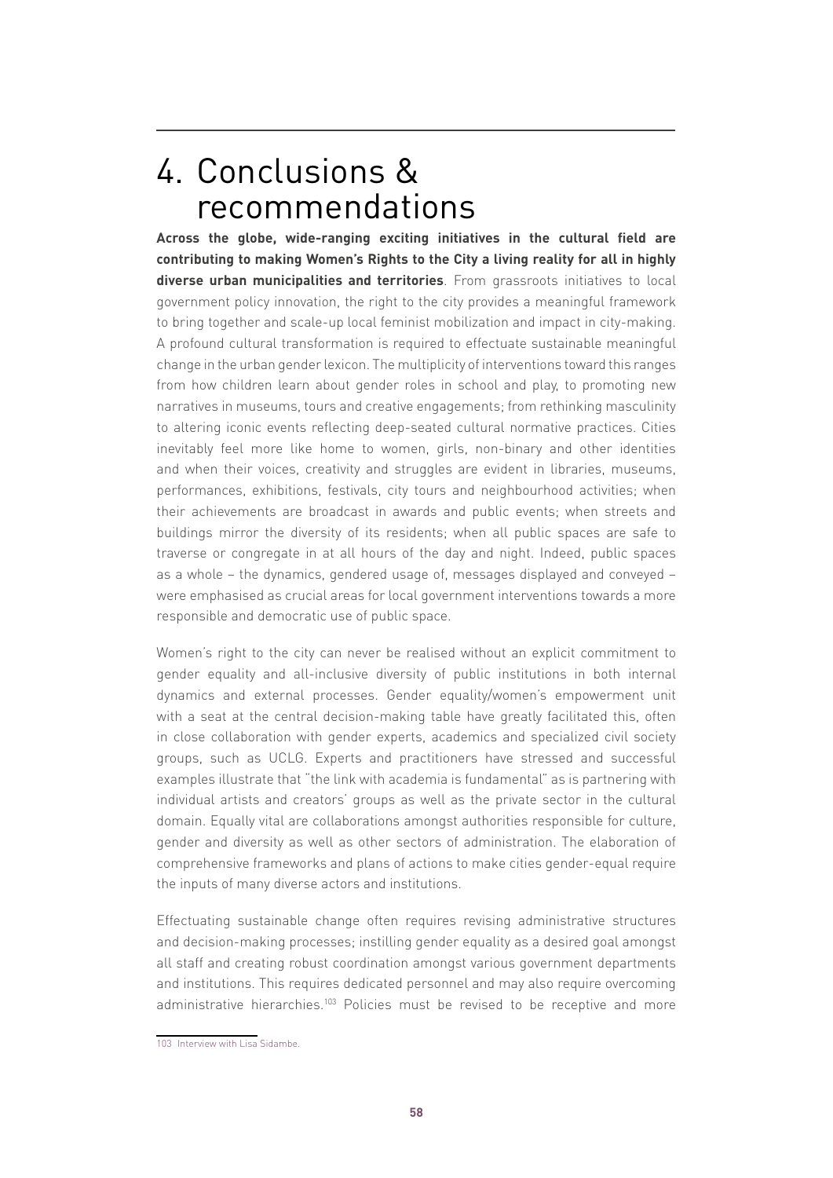# 4. Conclusions & recommendations

**Across the globe, wide-ranging exciting initiatives in the cultural field are contributing to making Women's Rights to the City a living reality for all in highly diverse urban municipalities and territories**. From grassroots initiatives to local government policy innovation, the right to the city provides a meaningful framework to bring together and scale-up local feminist mobilization and impact in city-making. A profound cultural transformation is required to effectuate sustainable meaningful change in the urban gender lexicon. The multiplicity of interventions toward this ranges from how children learn about gender roles in school and play, to promoting new narratives in museums, tours and creative engagements; from rethinking masculinity to altering iconic events reflecting deep-seated cultural normative practices. Cities inevitably feel more like home to women, girls, non-binary and other identities and when their voices, creativity and struggles are evident in libraries, museums, performances, exhibitions, festivals, city tours and neighbourhood activities; when their achievements are broadcast in awards and public events; when streets and buildings mirror the diversity of its residents; when all public spaces are safe to traverse or congregate in at all hours of the day and night. Indeed, public spaces as a whole – the dynamics, gendered usage of, messages displayed and conveyed – were emphasised as crucial areas for local government interventions towards a more responsible and democratic use of public space.

Women's right to the city can never be realised without an explicit commitment to gender equality and all-inclusive diversity of public institutions in both internal dynamics and external processes. Gender equality/women's empowerment unit with a seat at the central decision-making table have greatly facilitated this, often in close collaboration with gender experts, academics and specialized civil society groups, such as UCLG. Experts and practitioners have stressed and successful examples illustrate that "the link with academia is fundamental" as is partnering with individual artists and creators' groups as well as the private sector in the cultural domain. Equally vital are collaborations amongst authorities responsible for culture, gender and diversity as well as other sectors of administration. The elaboration of comprehensive frameworks and plans of actions to make cities gender-equal require the inputs of many diverse actors and institutions.

Effectuating sustainable change often requires revising administrative structures and decision-making processes; instilling gender equality as a desired goal amongst all staff and creating robust coordination amongst various government departments and institutions. This requires dedicated personnel and may also require overcoming administrative hierarchies.[103] Policies must be revised to be receptive and more

[103] Interview with Lisa Sidambe.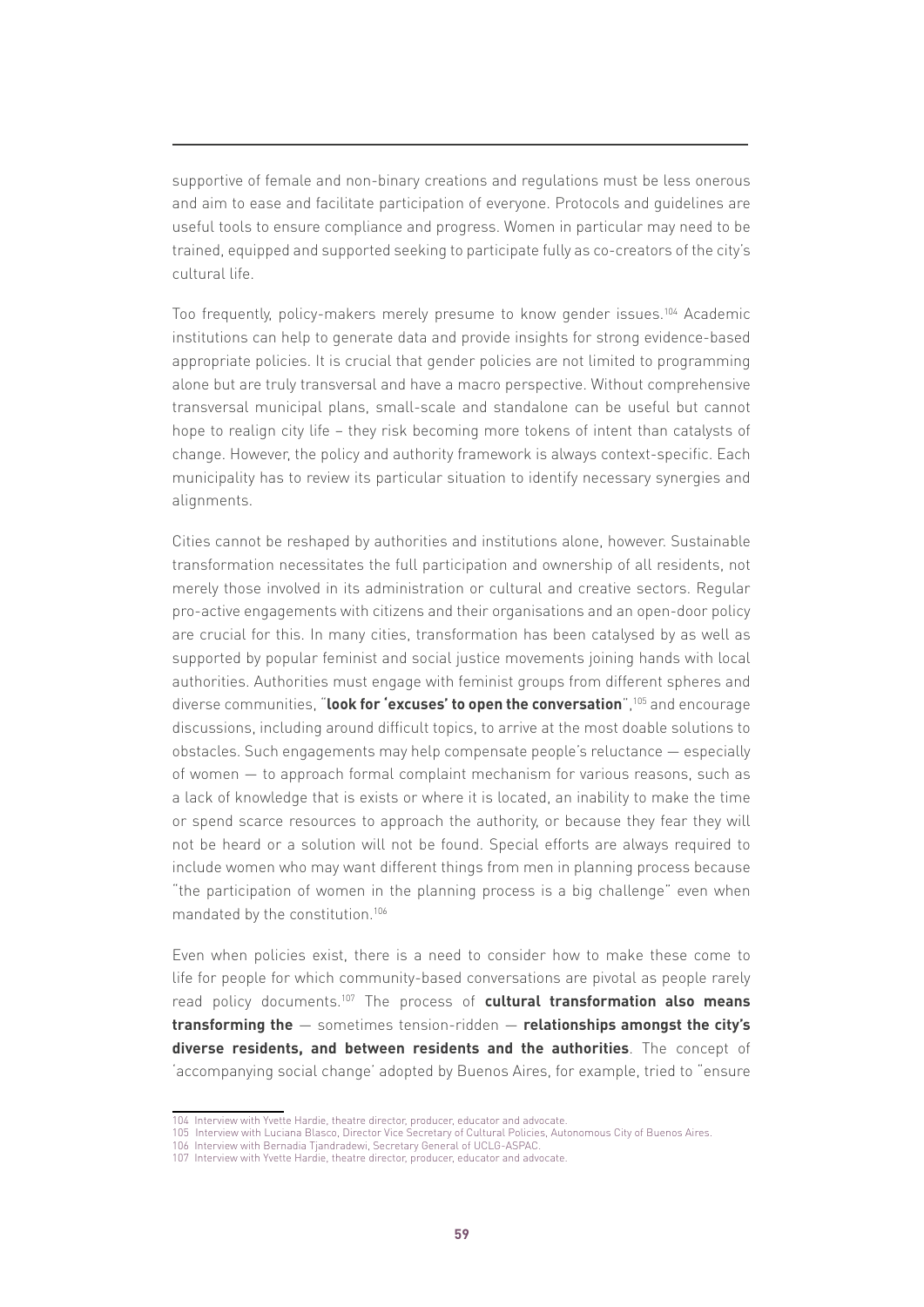supportive of female and non-binary creations and regulations must be less onerous and aim to ease and facilitate participation of everyone. Protocols and guidelines are useful tools to ensure compliance and progress. Women in particular may need to be trained, equipped and supported seeking to participate fully as co-creators of the city's cultural life.

Too frequently, policy-makers merely presume to know gender issues.[104] Academic institutions can help to generate data and provide insights for strong evidence-based appropriate policies. It is crucial that gender policies are not limited to programming alone but are truly transversal and have a macro perspective. Without comprehensive transversal municipal plans, small-scale and standalone can be useful but cannot hope to realign city life – they risk becoming more tokens of intent than catalysts of change. However, the policy and authority framework is always context-specific. Each municipality has to review its particular situation to identify necessary synergies and alignments.

Cities cannot be reshaped by authorities and institutions alone, however. Sustainable transformation necessitates the full participation and ownership of all residents, not merely those involved in its administration or cultural and creative sectors. Regular pro-active engagements with citizens and their organisations and an open-door policy are crucial for this. In many cities, transformation has been catalysed by as well as supported by popular feminist and social justice movements joining hands with local authorities. Authorities must engage with feminist groups from different spheres and diverse communities, "**look for 'excuses' to open the conversation**",[105] and encourage discussions, including around difficult topics, to arrive at the most doable solutions to obstacles. Such engagements may help compensate people's reluctance — especially of women — to approach formal complaint mechanism for various reasons, such as a lack of knowledge that is exists or where it is located, an inability to make the time or spend scarce resources to approach the authority, or because they fear they will not be heard or a solution will not be found. Special efforts are always required to include women who may want different things from men in planning process because "the participation of women in the planning process is a big challenge" even when mandated by the constitution.[106]

Even when policies exist, there is a need to consider how to make these come to life for people for which community-based conversations are pivotal as people rarely read policy documents.[107] The process of **cultural transformation also means transforming the** — sometimes tension-ridden — **relationships amongst the city's diverse residents, and between residents and the authorities**. The concept of 'accompanying social change' adopted by Buenos Aires, for example, tried to "ensure

104 Interview with Yvette Hardie, theatre director, producer, educator and advocate.

105 Interview with Luciana Blasco, Director Vice Secretary of Cultural Policies, Autonomous City of Buenos Aires.

106 Interview with Bernadia Tjandradewi, Secretary General of UCLG-ASPAC.

107 Interview with Yvette Hardie, theatre director, producer, educator and advocate.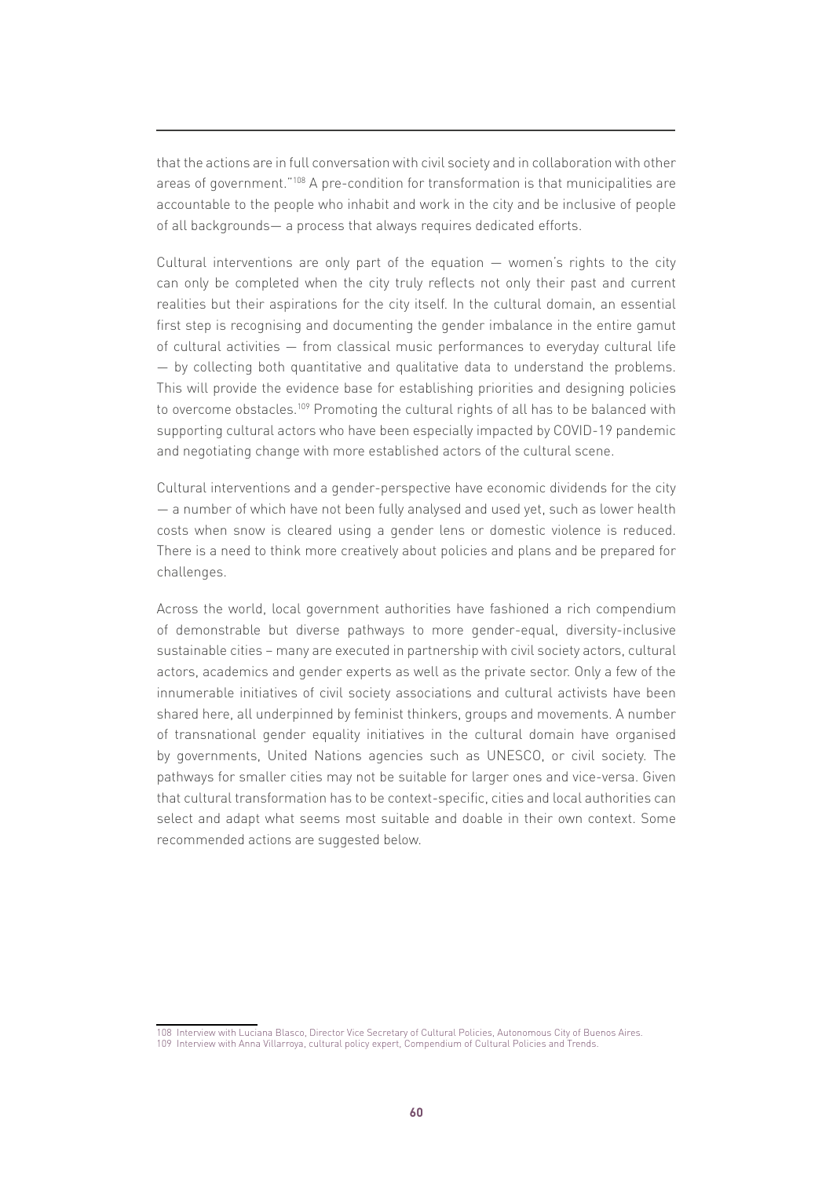that the actions are in full conversation with civil society and in collaboration with other areas of government."[108] A pre-condition for transformation is that municipalities are accountable to the people who inhabit and work in the city and be inclusive of people of all backgrounds— a process that always requires dedicated efforts.

Cultural interventions are only part of the equation — women's rights to the city can only be completed when the city truly reflects not only their past and current realities but their aspirations for the city itself. In the cultural domain, an essential first step is recognising and documenting the gender imbalance in the entire gamut of cultural activities — from classical music performances to everyday cultural life — by collecting both quantitative and qualitative data to understand the problems. This will provide the evidence base for establishing priorities and designing policies to overcome obstacles.[109] Promoting the cultural rights of all has to be balanced with supporting cultural actors who have been especially impacted by COVID-19 pandemic and negotiating change with more established actors of the cultural scene.

Cultural interventions and a gender-perspective have economic dividends for the city — a number of which have not been fully analysed and used yet, such as lower health costs when snow is cleared using a gender lens or domestic violence is reduced. There is a need to think more creatively about policies and plans and be prepared for challenges.

Across the world, local government authorities have fashioned a rich compendium of demonstrable but diverse pathways to more gender-equal, diversity-inclusive sustainable cities – many are executed in partnership with civil society actors, cultural actors, academics and gender experts as well as the private sector. Only a few of the innumerable initiatives of civil society associations and cultural activists have been shared here, all underpinned by feminist thinkers, groups and movements. A number of transnational gender equality initiatives in the cultural domain have organised by governments, United Nations agencies such as UNESCO, or civil society. The pathways for smaller cities may not be suitable for larger ones and vice-versa. Given that cultural transformation has to be context-specific, cities and local authorities can select and adapt what seems most suitable and doable in their own context. Some recommended actions are suggested below.

108 Interview with Luciana Blasco, Director Vice Secretary of Cultural Policies, Autonomous City of Buenos Aires.
109 Interview with Anna Villarroya, cultural policy expert, Compendium of Cultural Policies and Trends.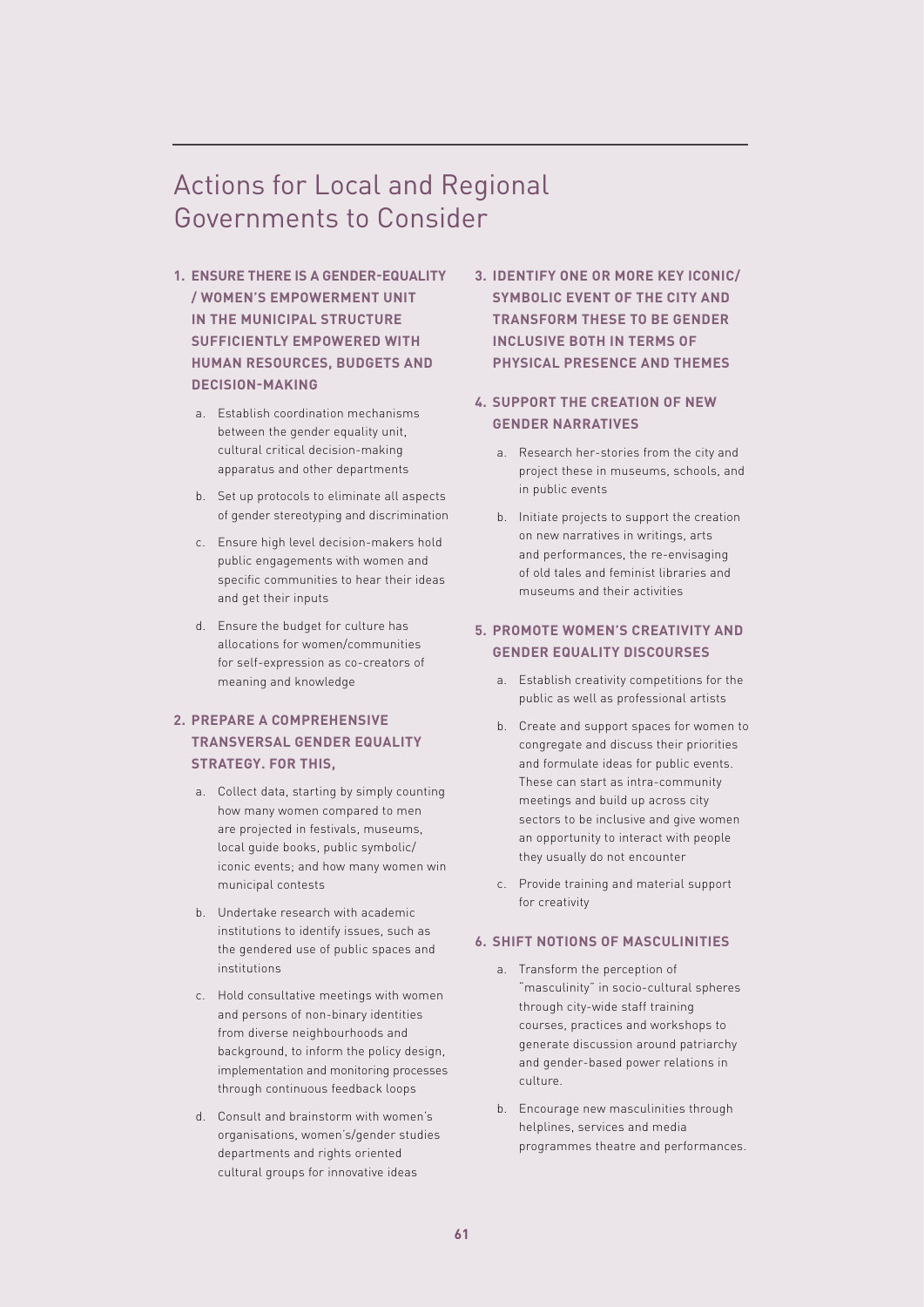# Actions for Local and Regional Governments to Consider

**1. ENSURE THERE IS A GENDER-EQUALITY / WOMEN'S EMPOWERMENT UNIT IN THE MUNICIPAL STRUCTURE SUFFICIENTLY EMPOWERED WITH HUMAN RESOURCES, BUDGETS AND DECISION-MAKING**

a. Establish coordination mechanisms between the gender equality unit, cultural critical decision-making apparatus and other departments

b. Set up protocols to eliminate all aspects of gender stereotyping and discrimination

c. Ensure high level decision-makers hold public engagements with women and specific communities to hear their ideas and get their inputs

d. Ensure the budget for culture has allocations for women/communities for self-expression as co-creators of meaning and knowledge

**2. PREPARE A COMPREHENSIVE TRANSVERSAL GENDER EQUALITY STRATEGY. FOR THIS,**

a. Collect data, starting by simply counting how many women compared to men are projected in festivals, museums, local guide books, public symbolic/ iconic events; and how many women win municipal contests

b. Undertake research with academic institutions to identify issues, such as the gendered use of public spaces and institutions

c. Hold consultative meetings with women and persons of non-binary identities from diverse neighbourhoods and background, to inform the policy design, implementation and monitoring processes through continuous feedback loops

d. Consult and brainstorm with women's organisations, women's/gender studies departments and rights oriented cultural groups for innovative ideas

**3. IDENTIFY ONE OR MORE KEY ICONIC/ SYMBOLIC EVENT OF THE CITY AND TRANSFORM THESE TO BE GENDER INCLUSIVE BOTH IN TERMS OF PHYSICAL PRESENCE AND THEMES**

**4. SUPPORT THE CREATION OF NEW GENDER NARRATIVES**

a. Research her-stories from the city and project these in museums, schools, and in public events

b. Initiate projects to support the creation on new narratives in writings, arts and performances, the re-envisaging of old tales and feminist libraries and museums and their activities

**5. PROMOTE WOMEN'S CREATIVITY AND GENDER EQUALITY DISCOURSES**

a. Establish creativity competitions for the public as well as professional artists

b. Create and support spaces for women to congregate and discuss their priorities and formulate ideas for public events. These can start as intra-community meetings and build up across city sectors to be inclusive and give women an opportunity to interact with people they usually do not encounter

c. Provide training and material support for creativity

**6. SHIFT NOTIONS OF MASCULINITIES**

a. Transform the perception of "masculinity" in socio-cultural spheres through city-wide staff training courses, practices and workshops to generate discussion around patriarchy and gender-based power relations in culture.

b. Encourage new masculinities through helplines, services and media programmes theatre and performances.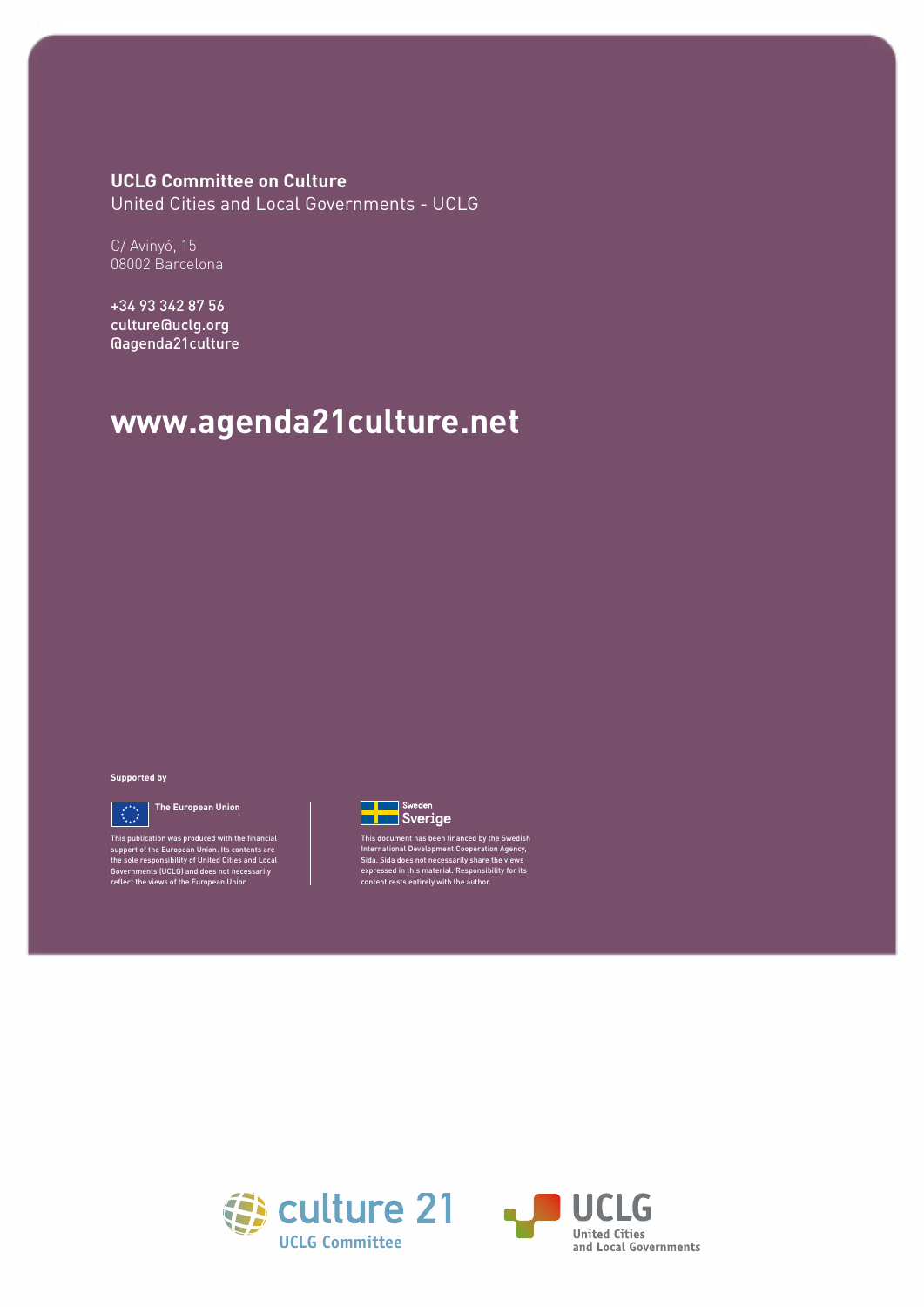**UCLG Committee on Culture**
United Cities and Local Governments - UCLG

C/ Avinyó, 15
08002 Barcelona

+34 93 342 87 56
culture@uclg.org
@agenda21culture

## www.agenda21culture.net

**Supported by**

**The European Union**

This publication was produced with the financial support of the European Union. Its contents are the sole responsibility of United Cities and Local Governments (UCLG) and does not necessarily reflect the views of the European Union

**Sweden**
**Sverige**

This document has been financed by the Swedish International Development Cooperation Agency, Sida. Sida does not necessarily share the views expressed in this material. Responsibility for its content rests entirely with the author.

culture 21
UCLG Committee

UCLG
United Cities and Local Governments